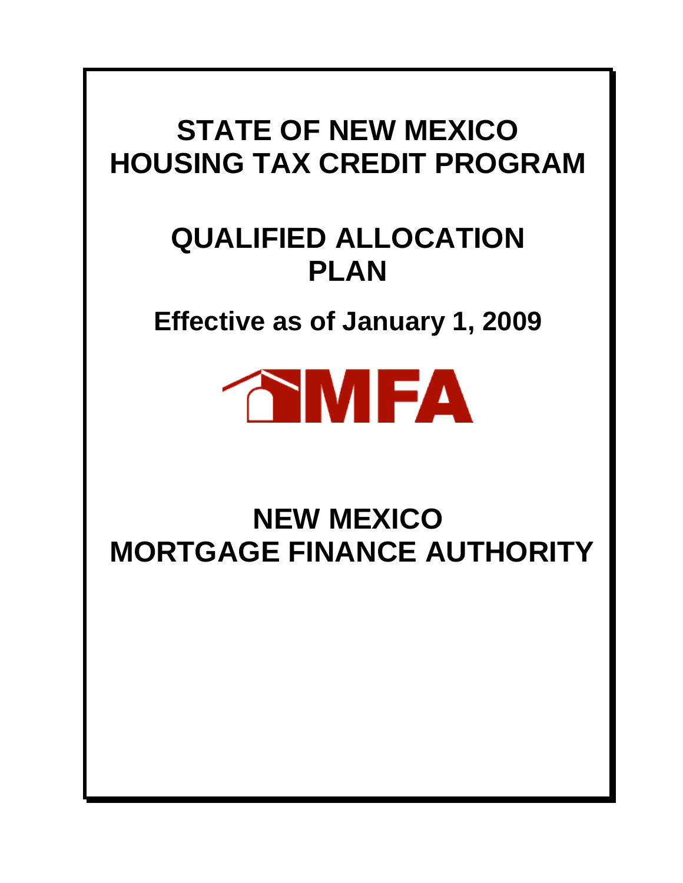# STATE OF NEW MEXICO HOUSING TAX CREDIT PROGRAM

# QUALIFIED ALLOCATION PLAN

## Effective as of January 1, 2009

MFA

# NEW MEXICO MORTGAGE FINANCE AUTHORITY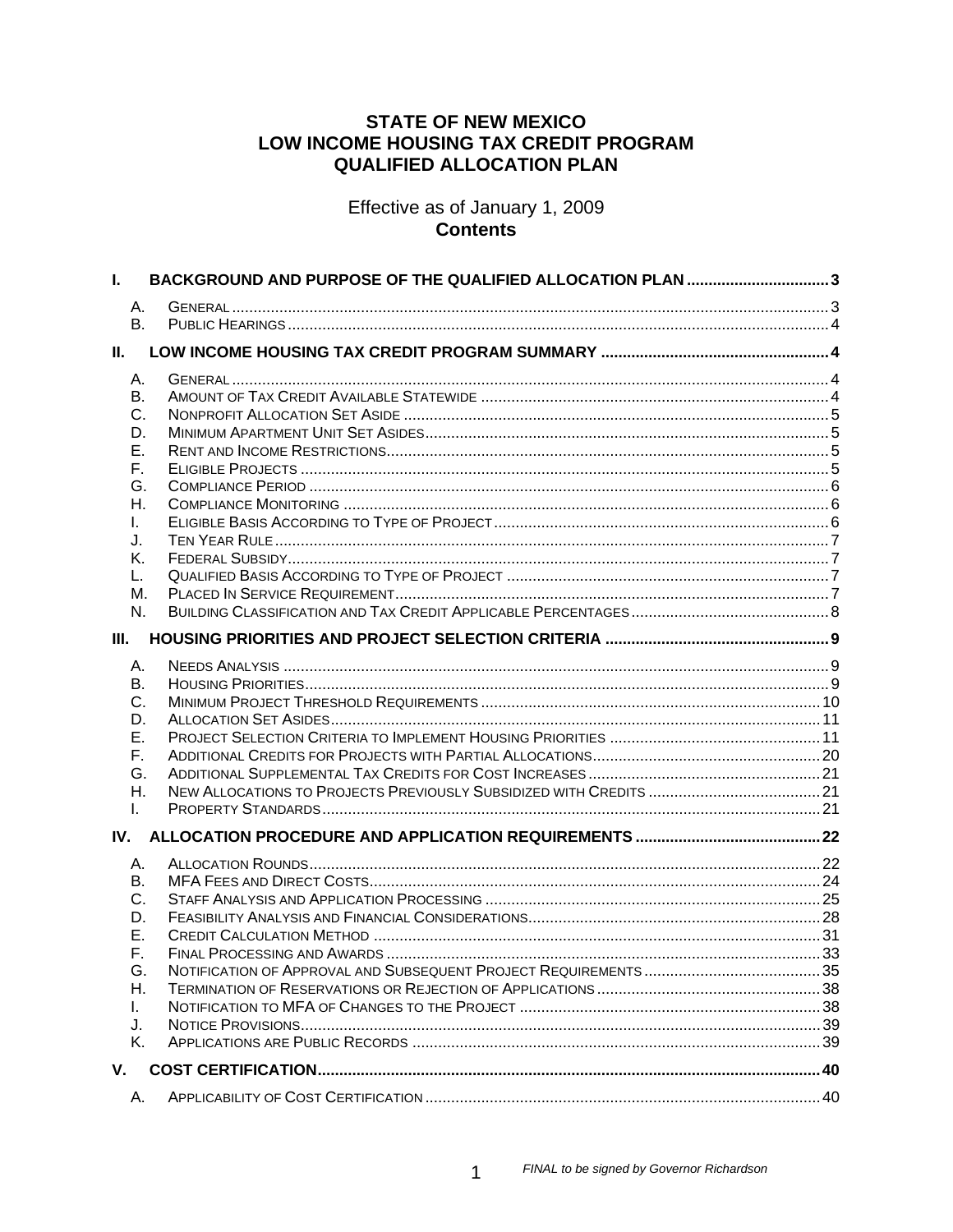# STATE OF NEW MEXICO
# LOW INCOME HOUSING TAX CREDIT PROGRAM
# QUALIFIED ALLOCATION PLAN

Effective as of January 1, 2009

**Contents**

**I. BACKGROUND AND PURPOSE OF THE QUALIFIED ALLOCATION PLAN .................................3**

- A. General ..........................................................................................................................3
- B. Public Hearings ............................................................................................................4

**II. LOW INCOME HOUSING TAX CREDIT PROGRAM SUMMARY .....................................................4**

- A. General ..........................................................................................................................4
- B. Amount of Tax Credit Available Statewide ................................................................4
- C. Nonprofit Allocation Set Aside ..................................................................................5
- D. Minimum Apartment Unit Set Asides.............................................................................5
- E. Rent and Income Restrictions......................................................................................5
- F. Eligible Projects ..........................................................................................................5
- G. Compliance Period ........................................................................................................6
- H. Compliance Monitoring ................................................................................................6
- I. Eligible Basis According to Type of Project .............................................................6
- J. Ten Year Rule ................................................................................................................7
- K. Federal Subsidy.............................................................................................................7
- L. Qualified Basis According to Type of Project ...........................................................7
- M. Placed In Service Requirement....................................................................................7
- N. Building Classification and Tax Credit Applicable Percentages .............................8

**III. HOUSING PRIORITIES AND PROJECT SELECTION CRITERIA ....................................................9**

- A. Needs Analysis ..............................................................................................................9
- B. Housing Priorities..........................................................................................................9
- C. Minimum Project Threshold Requirements ...............................................................10
- D. Allocation Set Asides.....................................................................................................11
- E. Project Selection Criteria to Implement Housing Priorities .................................11
- F. Additional Credits for Projects with Partial Allocations.....................................20
- G. Additional Supplemental Tax Credits for Cost Increases ......................................21
- H. New Allocations to Projects Previously Subsidized with Credits ........................21
- I. Property Standards.......................................................................................................21

**IV. ALLOCATION PROCEDURE AND APPLICATION REQUIREMENTS ...........................................22**

- A. Allocation Rounds.........................................................................................................22
- B. MFA Fees and Direct Costs............................................................................................24
- C. Staff Analysis and Application Processing .............................................................25
- D. Feasibility Analysis and Financial Considerations...................................................28
- E. Credit Calculation Method ..........................................................................................31
- F. Final Processing and Awards .....................................................................................33
- G. Notification of Approval and Subsequent Project Requirements .........................35
- H. Termination of Reservations or Rejection of Applications ....................................38
- I. Notification to MFA of Changes to the Project ......................................................38
- J. Notice Provisions...........................................................................................................39
- K. Applications are Public Records ...............................................................................39

**V. COST CERTIFICATION....................................................................................................................40**

- A. Applicability of Cost Certification ............................................................................40

*FINAL to be signed by Governor Richardson*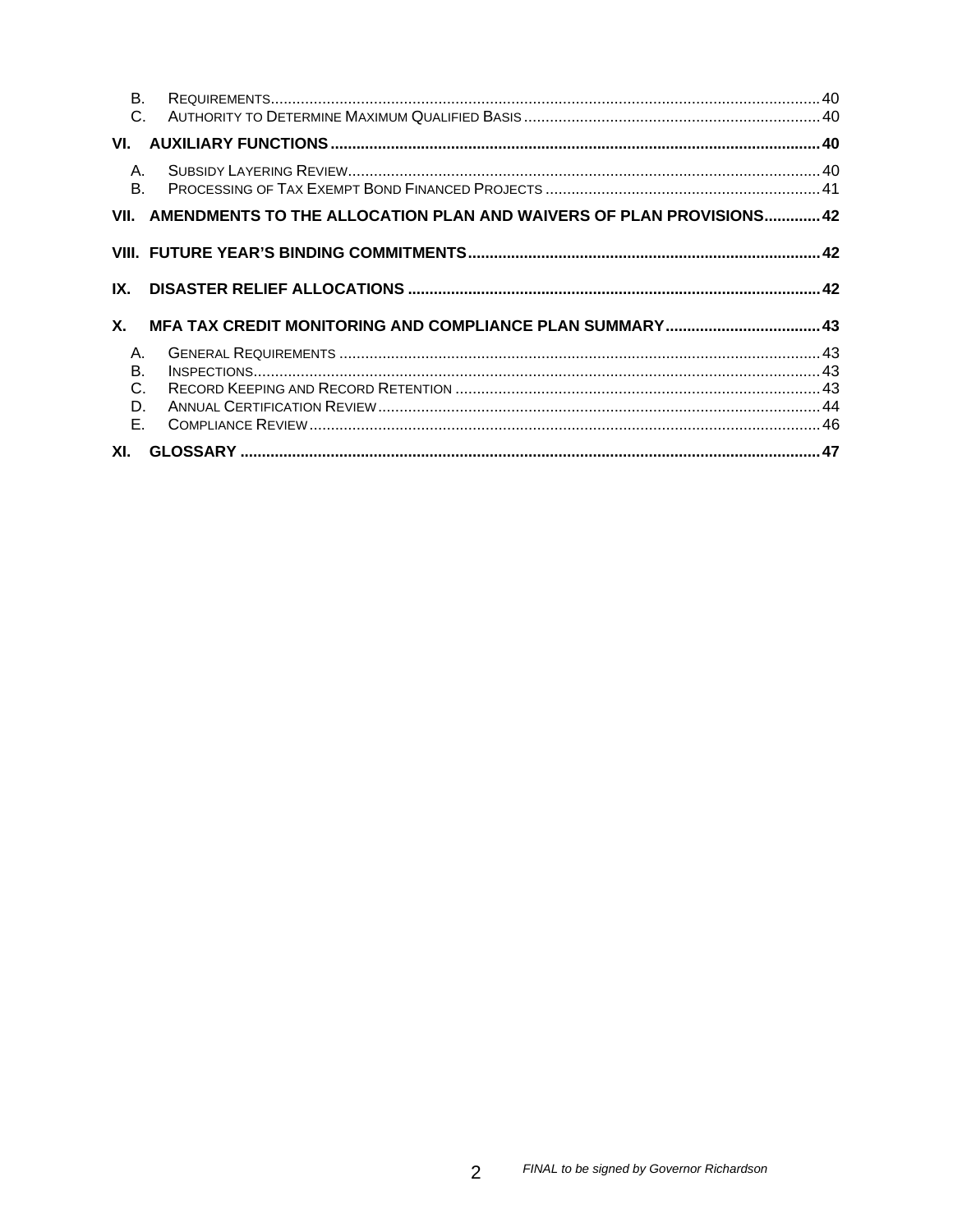B. Requirements .............................................................................................................................. 40
C. Authority to Determine Maximum Qualified Basis .................................................................... 40

**VI. AUXILIARY FUNCTIONS ................................................................................................................ 40**

A. Subsidy Layering Review ............................................................................................................ 40
B. Processing of Tax Exempt Bond Financed Projects ................................................................ 41

**VII. AMENDMENTS TO THE ALLOCATION PLAN AND WAIVERS OF PLAN PROVISIONS ............. 42**

**VIII. FUTURE YEAR'S BINDING COMMITMENTS ................................................................................ 42**

**IX. DISASTER RELIEF ALLOCATIONS .............................................................................................. 42**

**X. MFA TAX CREDIT MONITORING AND COMPLIANCE PLAN SUMMARY .................................... 43**

A. General Requirements ............................................................................................................... 43
B. Inspections .................................................................................................................................. 43
C. Record Keeping and Record Retention .................................................................................... 43
D. Annual Certification Review ..................................................................................................... 44
E. Compliance Review ................................................................................................................... 46

**XI. GLOSSARY ..................................................................................................................................... 47**

*FINAL to be signed by Governor Richardson*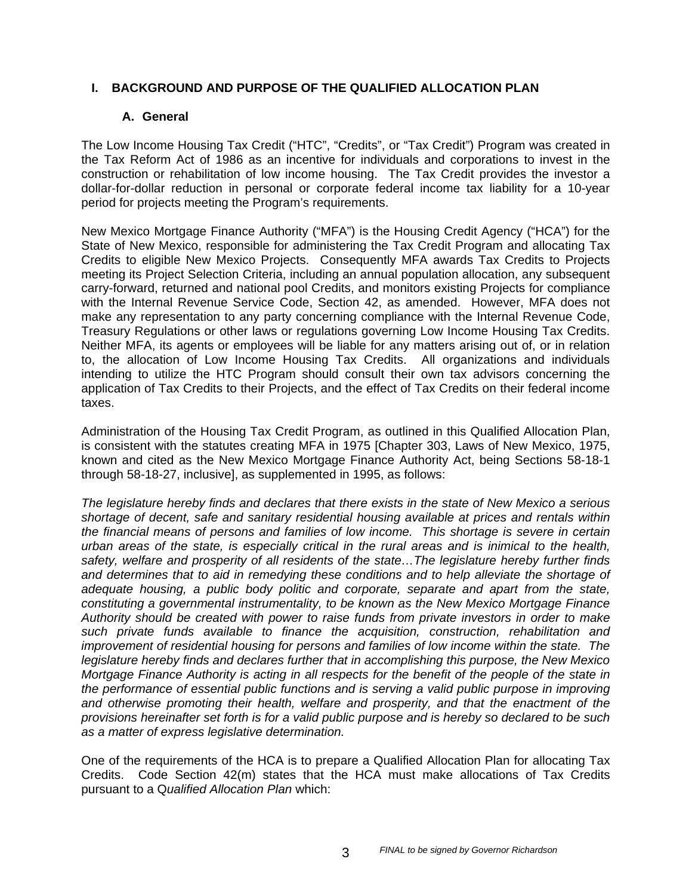## I. BACKGROUND AND PURPOSE OF THE QUALIFIED ALLOCATION PLAN

### A. General

The Low Income Housing Tax Credit ("HTC", "Credits", or "Tax Credit") Program was created in the Tax Reform Act of 1986 as an incentive for individuals and corporations to invest in the construction or rehabilitation of low income housing. The Tax Credit provides the investor a dollar-for-dollar reduction in personal or corporate federal income tax liability for a 10-year period for projects meeting the Program's requirements.

New Mexico Mortgage Finance Authority ("MFA") is the Housing Credit Agency ("HCA") for the State of New Mexico, responsible for administering the Tax Credit Program and allocating Tax Credits to eligible New Mexico Projects. Consequently MFA awards Tax Credits to Projects meeting its Project Selection Criteria, including an annual population allocation, any subsequent carry-forward, returned and national pool Credits, and monitors existing Projects for compliance with the Internal Revenue Service Code, Section 42, as amended. However, MFA does not make any representation to any party concerning compliance with the Internal Revenue Code, Treasury Regulations or other laws or regulations governing Low Income Housing Tax Credits. Neither MFA, its agents or employees will be liable for any matters arising out of, or in relation to, the allocation of Low Income Housing Tax Credits. All organizations and individuals intending to utilize the HTC Program should consult their own tax advisors concerning the application of Tax Credits to their Projects, and the effect of Tax Credits on their federal income taxes.

Administration of the Housing Tax Credit Program, as outlined in this Qualified Allocation Plan, is consistent with the statutes creating MFA in 1975 [Chapter 303, Laws of New Mexico, 1975, known and cited as the New Mexico Mortgage Finance Authority Act, being Sections 58-18-1 through 58-18-27, inclusive], as supplemented in 1995, as follows:

*The legislature hereby finds and declares that there exists in the state of New Mexico a serious shortage of decent, safe and sanitary residential housing available at prices and rentals within the financial means of persons and families of low income. This shortage is severe in certain urban areas of the state, is especially critical in the rural areas and is inimical to the health, safety, welfare and prosperity of all residents of the state…The legislature hereby further finds and determines that to aid in remedying these conditions and to help alleviate the shortage of adequate housing, a public body politic and corporate, separate and apart from the state, constituting a governmental instrumentality, to be known as the New Mexico Mortgage Finance Authority should be created with power to raise funds from private investors in order to make such private funds available to finance the acquisition, construction, rehabilitation and improvement of residential housing for persons and families of low income within the state. The legislature hereby finds and declares further that in accomplishing this purpose, the New Mexico Mortgage Finance Authority is acting in all respects for the benefit of the people of the state in the performance of essential public functions and is serving a valid public purpose in improving and otherwise promoting their health, welfare and prosperity, and that the enactment of the provisions hereinafter set forth is for a valid public purpose and is hereby so declared to be such as a matter of express legislative determination.*

One of the requirements of the HCA is to prepare a Qualified Allocation Plan for allocating Tax Credits. Code Section 42(m) states that the HCA must make allocations of Tax Credits pursuant to a Q*ualified Allocation Plan* which: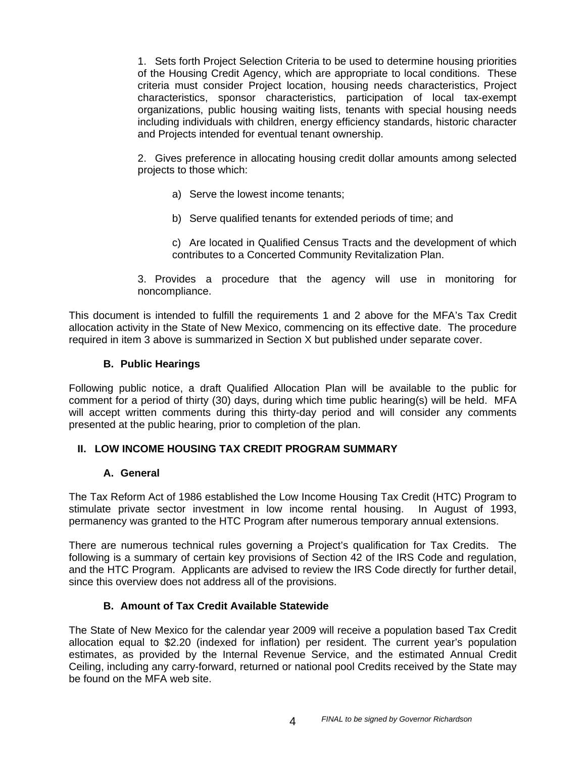1. Sets forth Project Selection Criteria to be used to determine housing priorities of the Housing Credit Agency, which are appropriate to local conditions. These criteria must consider Project location, housing needs characteristics, Project characteristics, sponsor characteristics, participation of local tax-exempt organizations, public housing waiting lists, tenants with special housing needs including individuals with children, energy efficiency standards, historic character and Projects intended for eventual tenant ownership.

2. Gives preference in allocating housing credit dollar amounts among selected projects to those which:

   a) Serve the lowest income tenants;

   b) Serve qualified tenants for extended periods of time; and

   c) Are located in Qualified Census Tracts and the development of which contributes to a Concerted Community Revitalization Plan.

3. Provides a procedure that the agency will use in monitoring for noncompliance.

This document is intended to fulfill the requirements 1 and 2 above for the MFA's Tax Credit allocation activity in the State of New Mexico, commencing on its effective date. The procedure required in item 3 above is summarized in Section X but published under separate cover.

### B. Public Hearings

Following public notice, a draft Qualified Allocation Plan will be available to the public for comment for a period of thirty (30) days, during which time public hearing(s) will be held. MFA will accept written comments during this thirty-day period and will consider any comments presented at the public hearing, prior to completion of the plan.

## II. LOW INCOME HOUSING TAX CREDIT PROGRAM SUMMARY

### A. General

The Tax Reform Act of 1986 established the Low Income Housing Tax Credit (HTC) Program to stimulate private sector investment in low income rental housing. In August of 1993, permanency was granted to the HTC Program after numerous temporary annual extensions.

There are numerous technical rules governing a Project's qualification for Tax Credits. The following is a summary of certain key provisions of Section 42 of the IRS Code and regulation, and the HTC Program. Applicants are advised to review the IRS Code directly for further detail, since this overview does not address all of the provisions.

### B. Amount of Tax Credit Available Statewide

The State of New Mexico for the calendar year 2009 will receive a population based Tax Credit allocation equal to $2.20 (indexed for inflation) per resident. The current year's population estimates, as provided by the Internal Revenue Service, and the estimated Annual Credit Ceiling, including any carry-forward, returned or national pool Credits received by the State may be found on the MFA web site.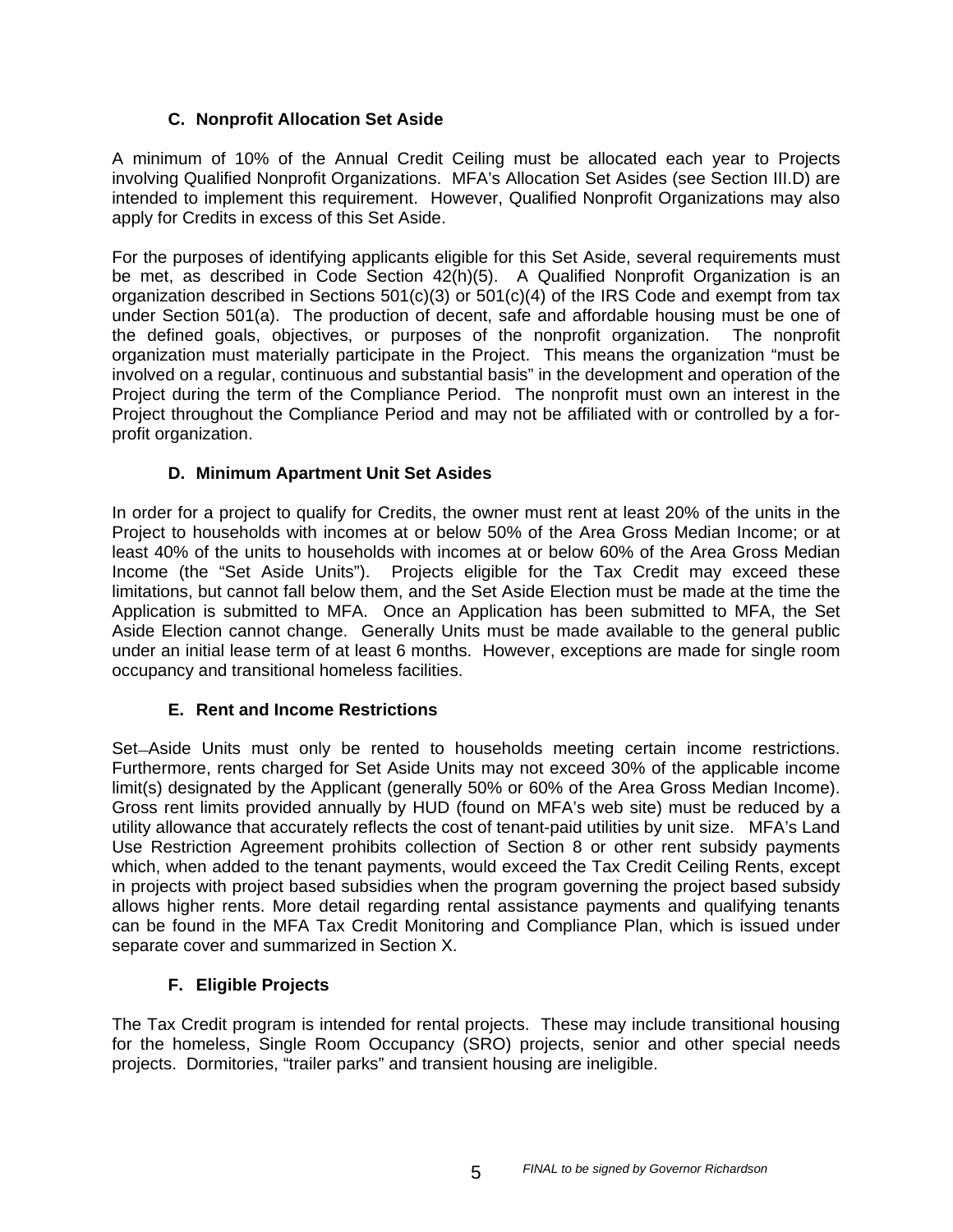### C. Nonprofit Allocation Set Aside

A minimum of 10% of the Annual Credit Ceiling must be allocated each year to Projects involving Qualified Nonprofit Organizations. MFA's Allocation Set Asides (see Section III.D) are intended to implement this requirement. However, Qualified Nonprofit Organizations may also apply for Credits in excess of this Set Aside.

For the purposes of identifying applicants eligible for this Set Aside, several requirements must be met, as described in Code Section 42(h)(5). A Qualified Nonprofit Organization is an organization described in Sections 501(c)(3) or 501(c)(4) of the IRS Code and exempt from tax under Section 501(a). The production of decent, safe and affordable housing must be one of the defined goals, objectives, or purposes of the nonprofit organization. The nonprofit organization must materially participate in the Project. This means the organization "must be involved on a regular, continuous and substantial basis" in the development and operation of the Project during the term of the Compliance Period. The nonprofit must own an interest in the Project throughout the Compliance Period and may not be affiliated with or controlled by a for-profit organization.

### D. Minimum Apartment Unit Set Asides

In order for a project to qualify for Credits, the owner must rent at least 20% of the units in the Project to households with incomes at or below 50% of the Area Gross Median Income; or at least 40% of the units to households with incomes at or below 60% of the Area Gross Median Income (the "Set Aside Units"). Projects eligible for the Tax Credit may exceed these limitations, but cannot fall below them, and the Set Aside Election must be made at the time the Application is submitted to MFA. Once an Application has been submitted to MFA, the Set Aside Election cannot change. Generally Units must be made available to the general public under an initial lease term of at least 6 months. However, exceptions are made for single room occupancy and transitional homeless facilities.

### E. Rent and Income Restrictions

Set-Aside Units must only be rented to households meeting certain income restrictions. Furthermore, rents charged for Set Aside Units may not exceed 30% of the applicable income limit(s) designated by the Applicant (generally 50% or 60% of the Area Gross Median Income). Gross rent limits provided annually by HUD (found on MFA's web site) must be reduced by a utility allowance that accurately reflects the cost of tenant-paid utilities by unit size. MFA's Land Use Restriction Agreement prohibits collection of Section 8 or other rent subsidy payments which, when added to the tenant payments, would exceed the Tax Credit Ceiling Rents, except in projects with project based subsidies when the program governing the project based subsidy allows higher rents. More detail regarding rental assistance payments and qualifying tenants can be found in the MFA Tax Credit Monitoring and Compliance Plan, which is issued under separate cover and summarized in Section X.

### F. Eligible Projects

The Tax Credit program is intended for rental projects. These may include transitional housing for the homeless, Single Room Occupancy (SRO) projects, senior and other special needs projects. Dormitories, "trailer parks" and transient housing are ineligible.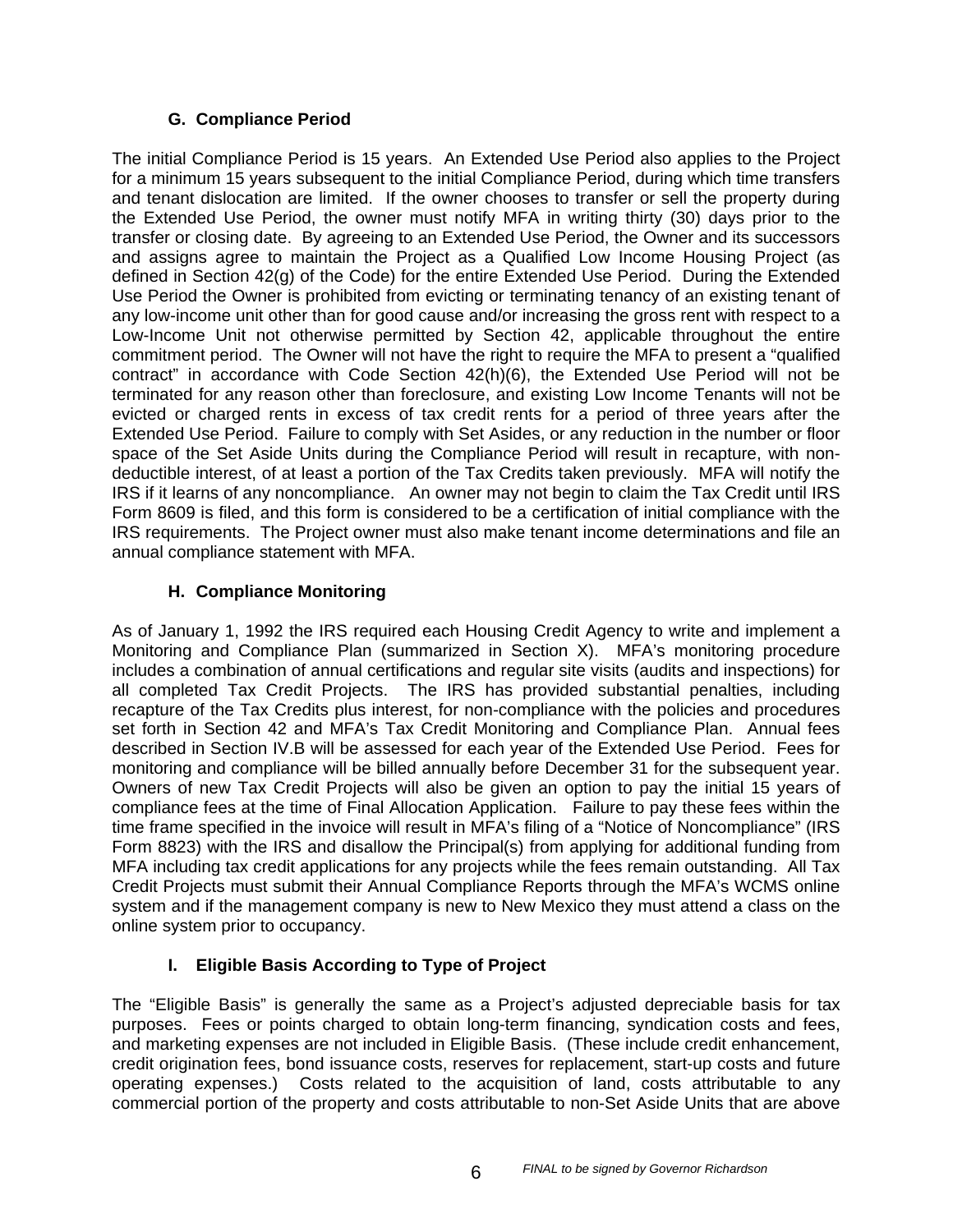### G. Compliance Period

The initial Compliance Period is 15 years. An Extended Use Period also applies to the Project for a minimum 15 years subsequent to the initial Compliance Period, during which time transfers and tenant dislocation are limited. If the owner chooses to transfer or sell the property during the Extended Use Period, the owner must notify MFA in writing thirty (30) days prior to the transfer or closing date. By agreeing to an Extended Use Period, the Owner and its successors and assigns agree to maintain the Project as a Qualified Low Income Housing Project (as defined in Section 42(g) of the Code) for the entire Extended Use Period. During the Extended Use Period the Owner is prohibited from evicting or terminating tenancy of an existing tenant of any low-income unit other than for good cause and/or increasing the gross rent with respect to a Low-Income Unit not otherwise permitted by Section 42, applicable throughout the entire commitment period. The Owner will not have the right to require the MFA to present a "qualified contract" in accordance with Code Section 42(h)(6), the Extended Use Period will not be terminated for any reason other than foreclosure, and existing Low Income Tenants will not be evicted or charged rents in excess of tax credit rents for a period of three years after the Extended Use Period. Failure to comply with Set Asides, or any reduction in the number or floor space of the Set Aside Units during the Compliance Period will result in recapture, with non-deductible interest, of at least a portion of the Tax Credits taken previously. MFA will notify the IRS if it learns of any noncompliance. An owner may not begin to claim the Tax Credit until IRS Form 8609 is filed, and this form is considered to be a certification of initial compliance with the IRS requirements. The Project owner must also make tenant income determinations and file an annual compliance statement with MFA.

### H. Compliance Monitoring

As of January 1, 1992 the IRS required each Housing Credit Agency to write and implement a Monitoring and Compliance Plan (summarized in Section X). MFA's monitoring procedure includes a combination of annual certifications and regular site visits (audits and inspections) for all completed Tax Credit Projects. The IRS has provided substantial penalties, including recapture of the Tax Credits plus interest, for non-compliance with the policies and procedures set forth in Section 42 and MFA's Tax Credit Monitoring and Compliance Plan. Annual fees described in Section IV.B will be assessed for each year of the Extended Use Period. Fees for monitoring and compliance will be billed annually before December 31 for the subsequent year. Owners of new Tax Credit Projects will also be given an option to pay the initial 15 years of compliance fees at the time of Final Allocation Application. Failure to pay these fees within the time frame specified in the invoice will result in MFA's filing of a "Notice of Noncompliance" (IRS Form 8823) with the IRS and disallow the Principal(s) from applying for additional funding from MFA including tax credit applications for any projects while the fees remain outstanding. All Tax Credit Projects must submit their Annual Compliance Reports through the MFA's WCMS online system and if the management company is new to New Mexico they must attend a class on the online system prior to occupancy.

### I. Eligible Basis According to Type of Project

The "Eligible Basis" is generally the same as a Project's adjusted depreciable basis for tax purposes. Fees or points charged to obtain long-term financing, syndication costs and fees, and marketing expenses are not included in Eligible Basis. (These include credit enhancement, credit origination fees, bond issuance costs, reserves for replacement, start-up costs and future operating expenses.) Costs related to the acquisition of land, costs attributable to any commercial portion of the property and costs attributable to non-Set Aside Units that are above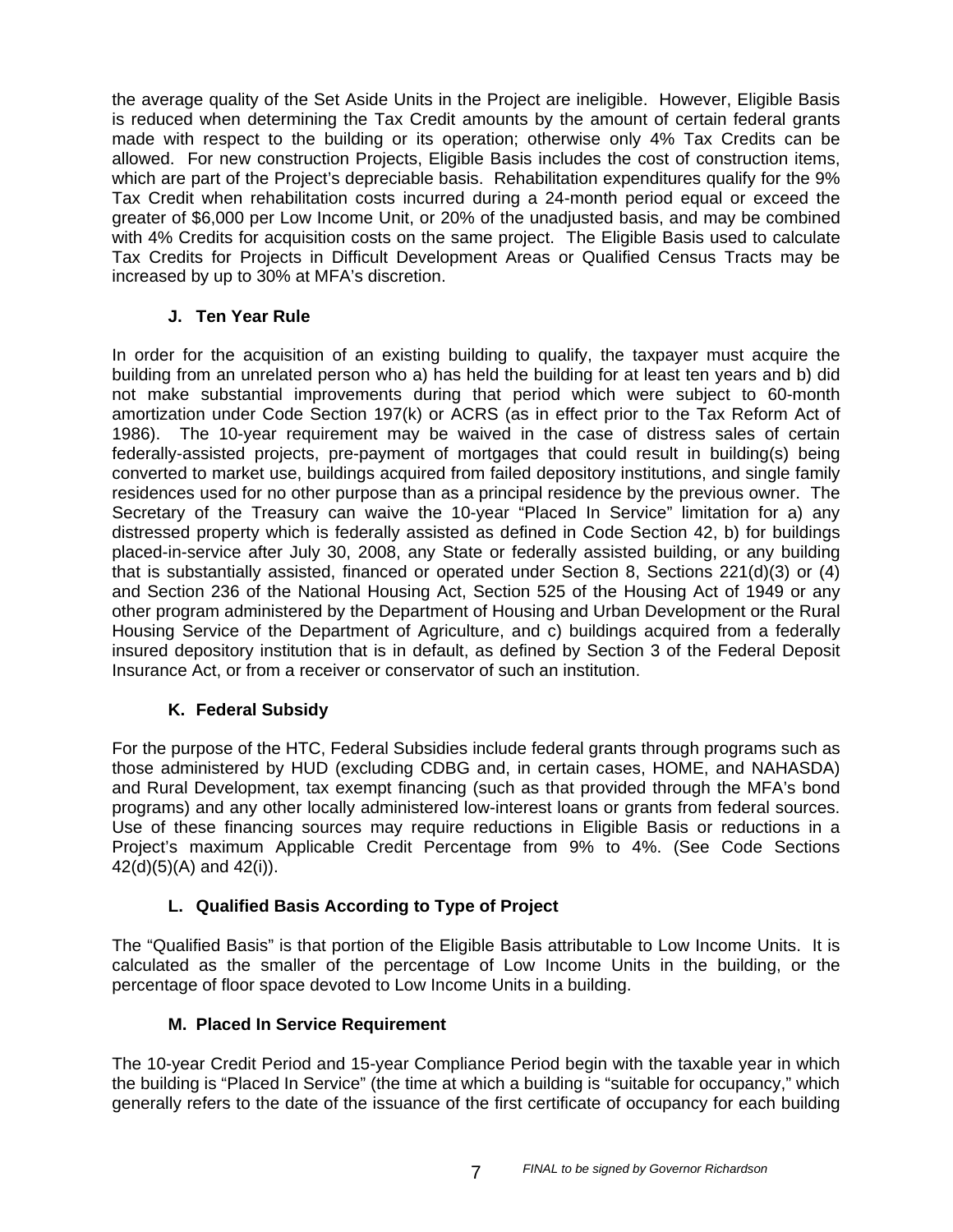the average quality of the Set Aside Units in the Project are ineligible. However, Eligible Basis is reduced when determining the Tax Credit amounts by the amount of certain federal grants made with respect to the building or its operation; otherwise only 4% Tax Credits can be allowed. For new construction Projects, Eligible Basis includes the cost of construction items, which are part of the Project's depreciable basis. Rehabilitation expenditures qualify for the 9% Tax Credit when rehabilitation costs incurred during a 24-month period equal or exceed the greater of $6,000 per Low Income Unit, or 20% of the unadjusted basis, and may be combined with 4% Credits for acquisition costs on the same project. The Eligible Basis used to calculate Tax Credits for Projects in Difficult Development Areas or Qualified Census Tracts may be increased by up to 30% at MFA's discretion.

### J. Ten Year Rule

In order for the acquisition of an existing building to qualify, the taxpayer must acquire the building from an unrelated person who a) has held the building for at least ten years and b) did not make substantial improvements during that period which were subject to 60-month amortization under Code Section 197(k) or ACRS (as in effect prior to the Tax Reform Act of 1986). The 10-year requirement may be waived in the case of distress sales of certain federally-assisted projects, pre-payment of mortgages that could result in building(s) being converted to market use, buildings acquired from failed depository institutions, and single family residences used for no other purpose than as a principal residence by the previous owner. The Secretary of the Treasury can waive the 10-year "Placed In Service" limitation for a) any distressed property which is federally assisted as defined in Code Section 42, b) for buildings placed-in-service after July 30, 2008, any State or federally assisted building, or any building that is substantially assisted, financed or operated under Section 8, Sections 221(d)(3) or (4) and Section 236 of the National Housing Act, Section 525 of the Housing Act of 1949 or any other program administered by the Department of Housing and Urban Development or the Rural Housing Service of the Department of Agriculture, and c) buildings acquired from a federally insured depository institution that is in default, as defined by Section 3 of the Federal Deposit Insurance Act, or from a receiver or conservator of such an institution.

### K. Federal Subsidy

For the purpose of the HTC, Federal Subsidies include federal grants through programs such as those administered by HUD (excluding CDBG and, in certain cases, HOME, and NAHASDA) and Rural Development, tax exempt financing (such as that provided through the MFA's bond programs) and any other locally administered low-interest loans or grants from federal sources. Use of these financing sources may require reductions in Eligible Basis or reductions in a Project's maximum Applicable Credit Percentage from 9% to 4%. (See Code Sections 42(d)(5)(A) and 42(i)).

### L. Qualified Basis According to Type of Project

The "Qualified Basis" is that portion of the Eligible Basis attributable to Low Income Units. It is calculated as the smaller of the percentage of Low Income Units in the building, or the percentage of floor space devoted to Low Income Units in a building.

### M. Placed In Service Requirement

The 10-year Credit Period and 15-year Compliance Period begin with the taxable year in which the building is "Placed In Service" (the time at which a building is "suitable for occupancy," which generally refers to the date of the issuance of the first certificate of occupancy for each building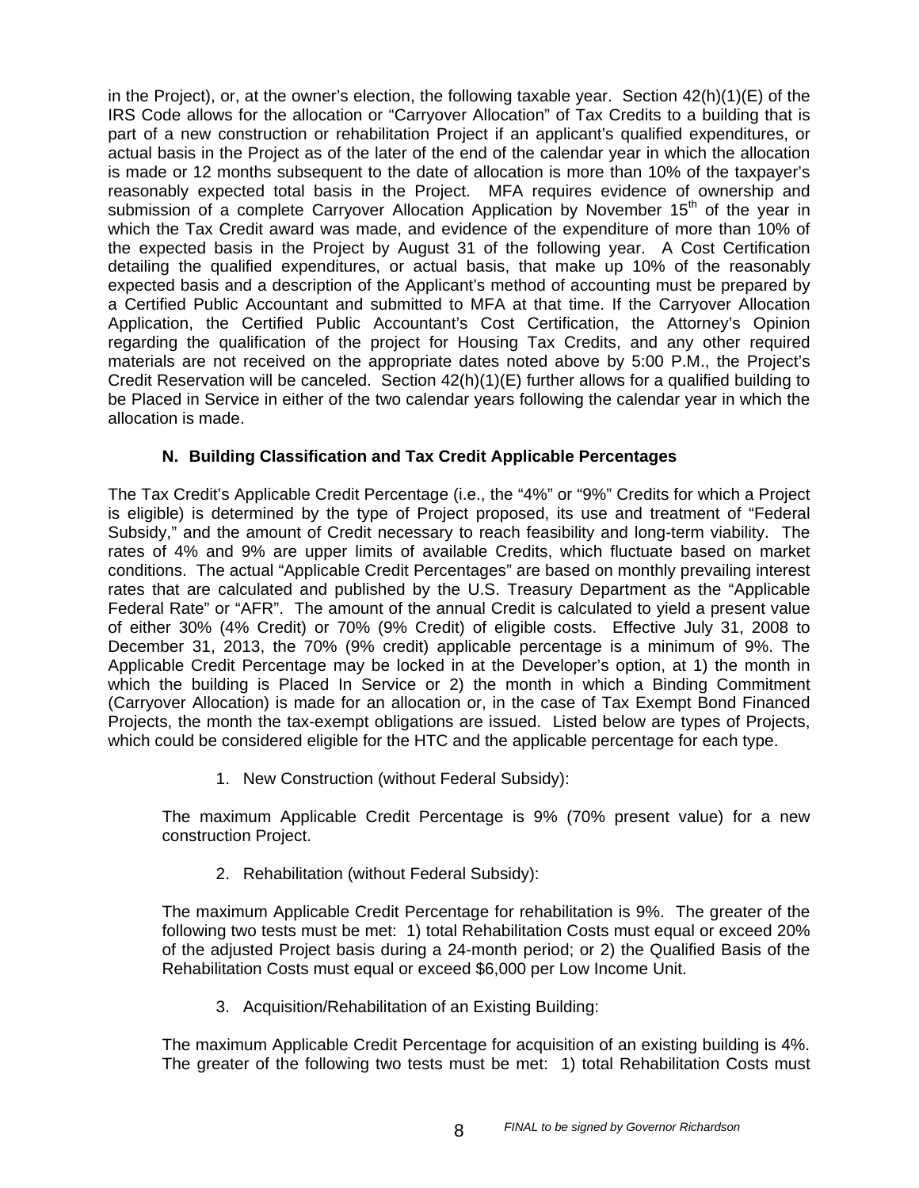in the Project), or, at the owner's election, the following taxable year. Section 42(h)(1)(E) of the IRS Code allows for the allocation or "Carryover Allocation" of Tax Credits to a building that is part of a new construction or rehabilitation Project if an applicant's qualified expenditures, or actual basis in the Project as of the later of the end of the calendar year in which the allocation is made or 12 months subsequent to the date of allocation is more than 10% of the taxpayer's reasonably expected total basis in the Project. MFA requires evidence of ownership and submission of a complete Carryover Allocation Application by November 15th of the year in which the Tax Credit award was made, and evidence of the expenditure of more than 10% of the expected basis in the Project by August 31 of the following year. A Cost Certification detailing the qualified expenditures, or actual basis, that make up 10% of the reasonably expected basis and a description of the Applicant's method of accounting must be prepared by a Certified Public Accountant and submitted to MFA at that time. If the Carryover Allocation Application, the Certified Public Accountant's Cost Certification, the Attorney's Opinion regarding the qualification of the project for Housing Tax Credits, and any other required materials are not received on the appropriate dates noted above by 5:00 P.M., the Project's Credit Reservation will be canceled. Section 42(h)(1)(E) further allows for a qualified building to be Placed in Service in either of the two calendar years following the calendar year in which the allocation is made.

### N. Building Classification and Tax Credit Applicable Percentages

The Tax Credit's Applicable Credit Percentage (i.e., the "4%" or "9%" Credits for which a Project is eligible) is determined by the type of Project proposed, its use and treatment of "Federal Subsidy," and the amount of Credit necessary to reach feasibility and long-term viability. The rates of 4% and 9% are upper limits of available Credits, which fluctuate based on market conditions. The actual "Applicable Credit Percentages" are based on monthly prevailing interest rates that are calculated and published by the U.S. Treasury Department as the "Applicable Federal Rate" or "AFR". The amount of the annual Credit is calculated to yield a present value of either 30% (4% Credit) or 70% (9% Credit) of eligible costs. Effective July 31, 2008 to December 31, 2013, the 70% (9% credit) applicable percentage is a minimum of 9%. The Applicable Credit Percentage may be locked in at the Developer's option, at 1) the month in which the building is Placed In Service or 2) the month in which a Binding Commitment (Carryover Allocation) is made for an allocation or, in the case of Tax Exempt Bond Financed Projects, the month the tax-exempt obligations are issued. Listed below are types of Projects, which could be considered eligible for the HTC and the applicable percentage for each type.

1. New Construction (without Federal Subsidy):

The maximum Applicable Credit Percentage is 9% (70% present value) for a new construction Project.

2. Rehabilitation (without Federal Subsidy):

The maximum Applicable Credit Percentage for rehabilitation is 9%. The greater of the following two tests must be met: 1) total Rehabilitation Costs must equal or exceed 20% of the adjusted Project basis during a 24-month period; or 2) the Qualified Basis of the Rehabilitation Costs must equal or exceed $6,000 per Low Income Unit.

3. Acquisition/Rehabilitation of an Existing Building:

The maximum Applicable Credit Percentage for acquisition of an existing building is 4%. The greater of the following two tests must be met: 1) total Rehabilitation Costs must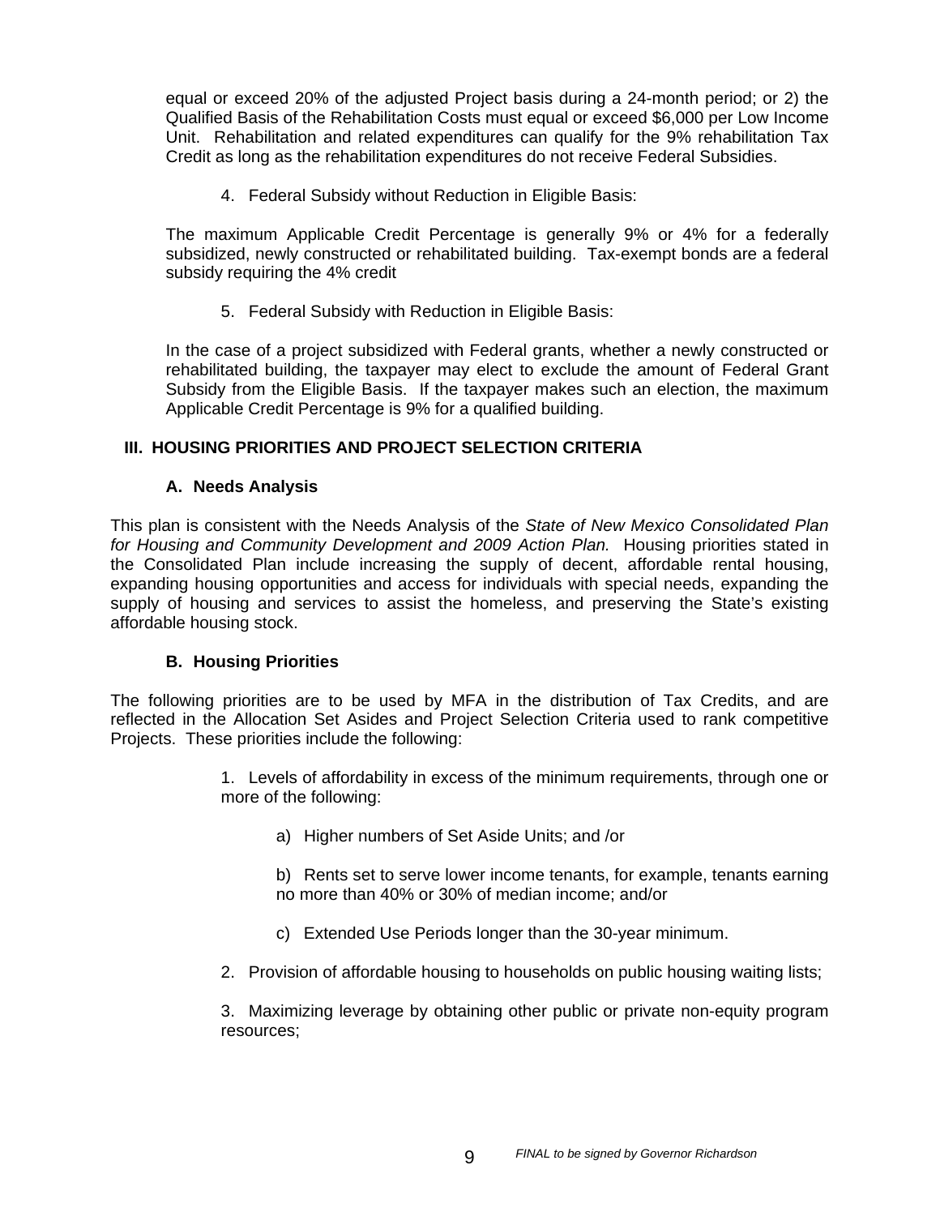equal or exceed 20% of the adjusted Project basis during a 24-month period; or 2) the Qualified Basis of the Rehabilitation Costs must equal or exceed $6,000 per Low Income Unit. Rehabilitation and related expenditures can qualify for the 9% rehabilitation Tax Credit as long as the rehabilitation expenditures do not receive Federal Subsidies.

4. Federal Subsidy without Reduction in Eligible Basis:

The maximum Applicable Credit Percentage is generally 9% or 4% for a federally subsidized, newly constructed or rehabilitated building. Tax-exempt bonds are a federal subsidy requiring the 4% credit

5. Federal Subsidy with Reduction in Eligible Basis:

In the case of a project subsidized with Federal grants, whether a newly constructed or rehabilitated building, the taxpayer may elect to exclude the amount of Federal Grant Subsidy from the Eligible Basis. If the taxpayer makes such an election, the maximum Applicable Credit Percentage is 9% for a qualified building.

## III. HOUSING PRIORITIES AND PROJECT SELECTION CRITERIA

### A. Needs Analysis

This plan is consistent with the Needs Analysis of the *State of New Mexico Consolidated Plan for Housing and Community Development and 2009 Action Plan.* Housing priorities stated in the Consolidated Plan include increasing the supply of decent, affordable rental housing, expanding housing opportunities and access for individuals with special needs, expanding the supply of housing and services to assist the homeless, and preserving the State's existing affordable housing stock.

### B. Housing Priorities

The following priorities are to be used by MFA in the distribution of Tax Credits, and are reflected in the Allocation Set Asides and Project Selection Criteria used to rank competitive Projects. These priorities include the following:

1. Levels of affordability in excess of the minimum requirements, through one or more of the following:

   a) Higher numbers of Set Aside Units; and /or

   b) Rents set to serve lower income tenants, for example, tenants earning no more than 40% or 30% of median income; and/or

   c) Extended Use Periods longer than the 30-year minimum.

2. Provision of affordable housing to households on public housing waiting lists;

3. Maximizing leverage by obtaining other public or private non-equity program resources;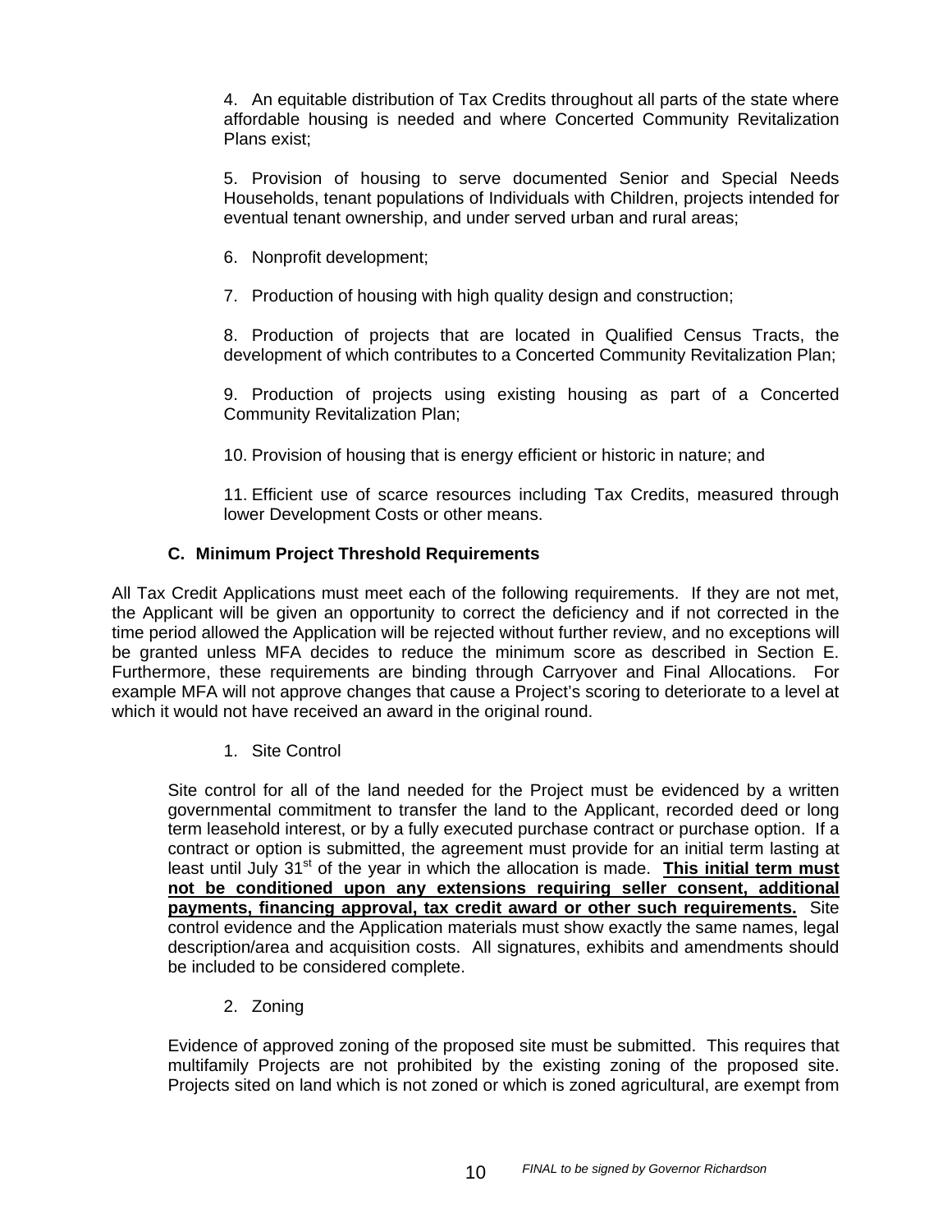4. An equitable distribution of Tax Credits throughout all parts of the state where affordable housing is needed and where Concerted Community Revitalization Plans exist;

5. Provision of housing to serve documented Senior and Special Needs Households, tenant populations of Individuals with Children, projects intended for eventual tenant ownership, and under served urban and rural areas;

6. Nonprofit development;

7. Production of housing with high quality design and construction;

8. Production of projects that are located in Qualified Census Tracts, the development of which contributes to a Concerted Community Revitalization Plan;

9. Production of projects using existing housing as part of a Concerted Community Revitalization Plan;

10. Provision of housing that is energy efficient or historic in nature; and

11. Efficient use of scarce resources including Tax Credits, measured through lower Development Costs or other means.

### C. Minimum Project Threshold Requirements

All Tax Credit Applications must meet each of the following requirements. If they are not met, the Applicant will be given an opportunity to correct the deficiency and if not corrected in the time period allowed the Application will be rejected without further review, and no exceptions will be granted unless MFA decides to reduce the minimum score as described in Section E. Furthermore, these requirements are binding through Carryover and Final Allocations. For example MFA will not approve changes that cause a Project's scoring to deteriorate to a level at which it would not have received an award in the original round.

1. Site Control

Site control for all of the land needed for the Project must be evidenced by a written governmental commitment to transfer the land to the Applicant, recorded deed or long term leasehold interest, or by a fully executed purchase contract or purchase option. If a contract or option is submitted, the agreement must provide for an initial term lasting at least until July 31st of the year in which the allocation is made. **This initial term must not be conditioned upon any extensions requiring seller consent, additional payments, financing approval, tax credit award or other such requirements.** Site control evidence and the Application materials must show exactly the same names, legal description/area and acquisition costs. All signatures, exhibits and amendments should be included to be considered complete.

2. Zoning

Evidence of approved zoning of the proposed site must be submitted. This requires that multifamily Projects are not prohibited by the existing zoning of the proposed site. Projects sited on land which is not zoned or which is zoned agricultural, are exempt from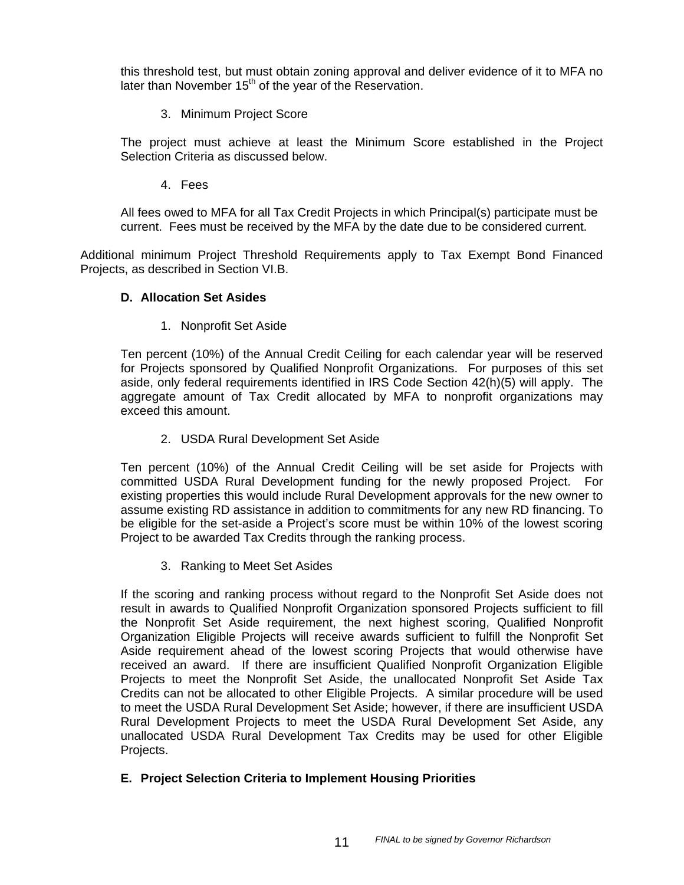this threshold test, but must obtain zoning approval and deliver evidence of it to MFA no later than November 15th of the year of the Reservation.

3. Minimum Project Score

The project must achieve at least the Minimum Score established in the Project Selection Criteria as discussed below.

4. Fees

All fees owed to MFA for all Tax Credit Projects in which Principal(s) participate must be current. Fees must be received by the MFA by the date due to be considered current.

Additional minimum Project Threshold Requirements apply to Tax Exempt Bond Financed Projects, as described in Section VI.B.

### D. Allocation Set Asides

1. Nonprofit Set Aside

Ten percent (10%) of the Annual Credit Ceiling for each calendar year will be reserved for Projects sponsored by Qualified Nonprofit Organizations. For purposes of this set aside, only federal requirements identified in IRS Code Section 42(h)(5) will apply. The aggregate amount of Tax Credit allocated by MFA to nonprofit organizations may exceed this amount.

2. USDA Rural Development Set Aside

Ten percent (10%) of the Annual Credit Ceiling will be set aside for Projects with committed USDA Rural Development funding for the newly proposed Project. For existing properties this would include Rural Development approvals for the new owner to assume existing RD assistance in addition to commitments for any new RD financing. To be eligible for the set-aside a Project's score must be within 10% of the lowest scoring Project to be awarded Tax Credits through the ranking process.

3. Ranking to Meet Set Asides

If the scoring and ranking process without regard to the Nonprofit Set Aside does not result in awards to Qualified Nonprofit Organization sponsored Projects sufficient to fill the Nonprofit Set Aside requirement, the next highest scoring, Qualified Nonprofit Organization Eligible Projects will receive awards sufficient to fulfill the Nonprofit Set Aside requirement ahead of the lowest scoring Projects that would otherwise have received an award. If there are insufficient Qualified Nonprofit Organization Eligible Projects to meet the Nonprofit Set Aside, the unallocated Nonprofit Set Aside Tax Credits can not be allocated to other Eligible Projects. A similar procedure will be used to meet the USDA Rural Development Set Aside; however, if there are insufficient USDA Rural Development Projects to meet the USDA Rural Development Set Aside, any unallocated USDA Rural Development Tax Credits may be used for other Eligible Projects.

### E. Project Selection Criteria to Implement Housing Priorities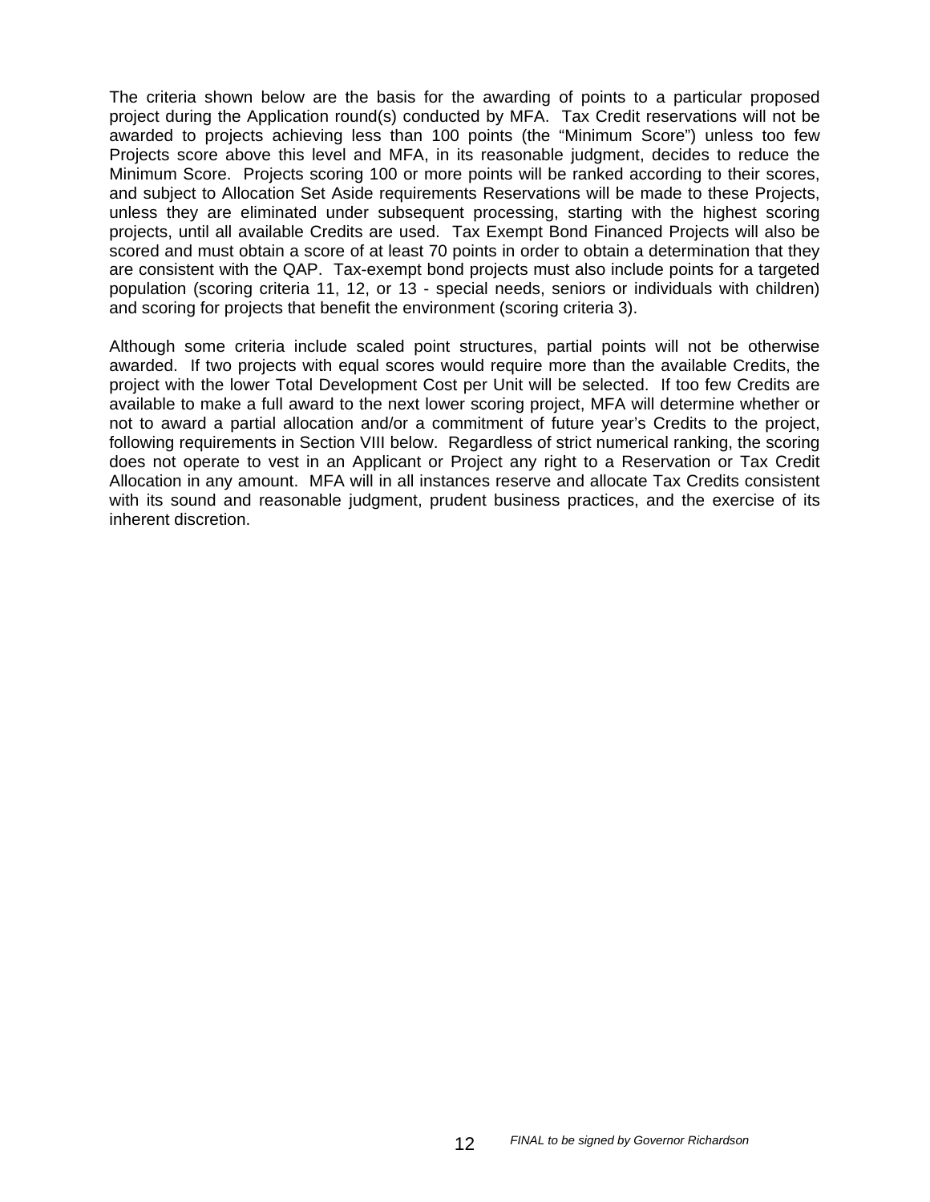The criteria shown below are the basis for the awarding of points to a particular proposed project during the Application round(s) conducted by MFA. Tax Credit reservations will not be awarded to projects achieving less than 100 points (the "Minimum Score") unless too few Projects score above this level and MFA, in its reasonable judgment, decides to reduce the Minimum Score. Projects scoring 100 or more points will be ranked according to their scores, and subject to Allocation Set Aside requirements Reservations will be made to these Projects, unless they are eliminated under subsequent processing, starting with the highest scoring projects, until all available Credits are used. Tax Exempt Bond Financed Projects will also be scored and must obtain a score of at least 70 points in order to obtain a determination that they are consistent with the QAP. Tax-exempt bond projects must also include points for a targeted population (scoring criteria 11, 12, or 13 - special needs, seniors or individuals with children) and scoring for projects that benefit the environment (scoring criteria 3).

Although some criteria include scaled point structures, partial points will not be otherwise awarded. If two projects with equal scores would require more than the available Credits, the project with the lower Total Development Cost per Unit will be selected. If too few Credits are available to make a full award to the next lower scoring project, MFA will determine whether or not to award a partial allocation and/or a commitment of future year's Credits to the project, following requirements in Section VIII below. Regardless of strict numerical ranking, the scoring does not operate to vest in an Applicant or Project any right to a Reservation or Tax Credit Allocation in any amount. MFA will in all instances reserve and allocate Tax Credits consistent with its sound and reasonable judgment, prudent business practices, and the exercise of its inherent discretion.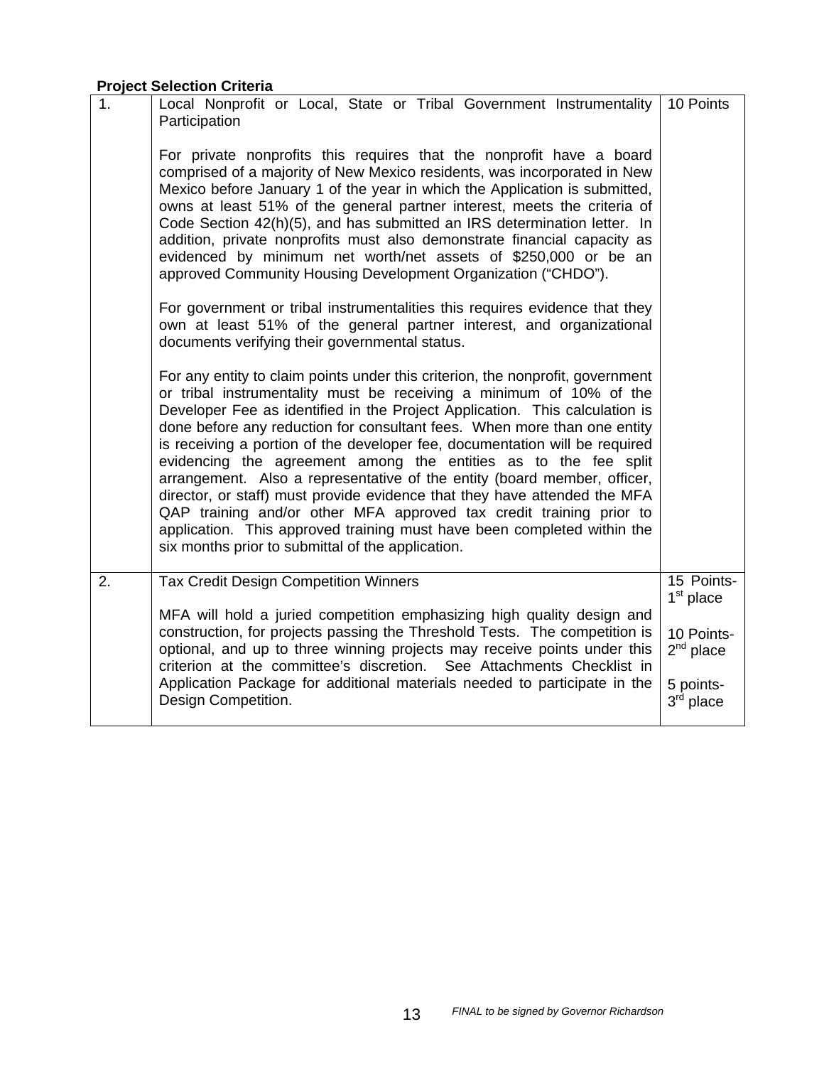**Project Selection Criteria**

| | | |
|---|---|---|
| 1. | Local Nonprofit or Local, State or Tribal Government Instrumentality Participation<br><br>For private nonprofits this requires that the nonprofit have a board comprised of a majority of New Mexico residents, was incorporated in New Mexico before January 1 of the year in which the Application is submitted, owns at least 51% of the general partner interest, meets the criteria of Code Section 42(h)(5), and has submitted an IRS determination letter. In addition, private nonprofits must also demonstrate financial capacity as evidenced by minimum net worth/net assets of $250,000 or be an approved Community Housing Development Organization ("CHDO").<br><br>For government or tribal instrumentalities this requires evidence that they own at least 51% of the general partner interest, and organizational documents verifying their governmental status.<br><br>For any entity to claim points under this criterion, the nonprofit, government or tribal instrumentality must be receiving a minimum of 10% of the Developer Fee as identified in the Project Application. This calculation is done before any reduction for consultant fees. When more than one entity is receiving a portion of the developer fee, documentation will be required evidencing the agreement among the entities as to the fee split arrangement. Also a representative of the entity (board member, officer, director, or staff) must provide evidence that they have attended the MFA QAP training and/or other MFA approved tax credit training prior to application. This approved training must have been completed within the six months prior to submittal of the application. | 10 Points |
| 2. | Tax Credit Design Competition Winners<br><br>MFA will hold a juried competition emphasizing high quality design and construction, for projects passing the Threshold Tests. The competition is optional, and up to three winning projects may receive points under this criterion at the committee's discretion. See Attachments Checklist in Application Package for additional materials needed to participate in the Design Competition. | 15 Points- 1st place<br><br>10 Points- 2nd place<br><br>5 points- 3rd place |

*FINAL to be signed by Governor Richardson*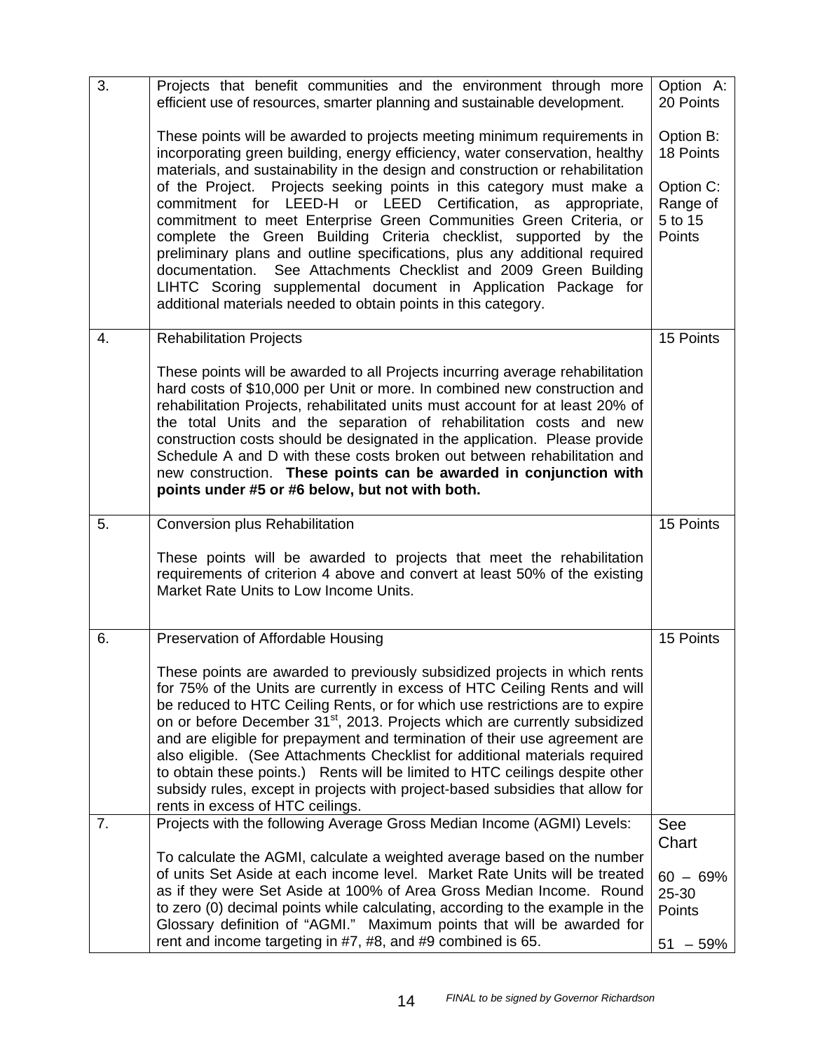| | | |
|---|---|---|
| 3. | Projects that benefit communities and the environment through more efficient use of resources, smarter planning and sustainable development.<br><br>These points will be awarded to projects meeting minimum requirements in incorporating green building, energy efficiency, water conservation, healthy materials, and sustainability in the design and construction or rehabilitation of the Project. Projects seeking points in this category must make a commitment for LEED-H or LEED Certification, as appropriate, commitment to meet Enterprise Green Communities Green Criteria, or complete the Green Building Criteria checklist, supported by the preliminary plans and outline specifications, plus any additional required documentation. See Attachments Checklist and 2009 Green Building LIHTC Scoring supplemental document in Application Package for additional materials needed to obtain points in this category. | Option A: 20 Points<br><br>Option B: 18 Points<br><br>Option C: Range of 5 to 15 Points |
| 4. | Rehabilitation Projects<br><br>These points will be awarded to all Projects incurring average rehabilitation hard costs of $10,000 per Unit or more. In combined new construction and rehabilitation Projects, rehabilitated units must account for at least 20% of the total Units and the separation of rehabilitation costs and new construction costs should be designated in the application. Please provide Schedule A and D with these costs broken out between rehabilitation and new construction. **These points can be awarded in conjunction with points under #5 or #6 below, but not with both.** | 15 Points |
| 5. | Conversion plus Rehabilitation<br><br>These points will be awarded to projects that meet the rehabilitation requirements of criterion 4 above and convert at least 50% of the existing Market Rate Units to Low Income Units. | 15 Points |
| 6. | Preservation of Affordable Housing<br><br>These points are awarded to previously subsidized projects in which rents for 75% of the Units are currently in excess of HTC Ceiling Rents and will be reduced to HTC Ceiling Rents, or for which use restrictions are to expire on or before December 31st, 2013. Projects which are currently subsidized and are eligible for prepayment and termination of their use agreement are also eligible. (See Attachments Checklist for additional materials required to obtain these points.) Rents will be limited to HTC ceilings despite other subsidy rules, except in projects with project-based subsidies that allow for rents in excess of HTC ceilings. | 15 Points |
| 7. | Projects with the following Average Gross Median Income (AGMI) Levels:<br><br>To calculate the AGMI, calculate a weighted average based on the number of units Set Aside at each income level. Market Rate Units will be treated as if they were Set Aside at 100% of Area Gross Median Income. Round to zero (0) decimal points while calculating, according to the example in the Glossary definition of "AGMI." Maximum points that will be awarded for rent and income targeting in #7, #8, and #9 combined is 65. | See Chart<br><br>60 – 69% 25-30 Points<br><br>51 – 59% |

*FINAL to be signed by Governor Richardson*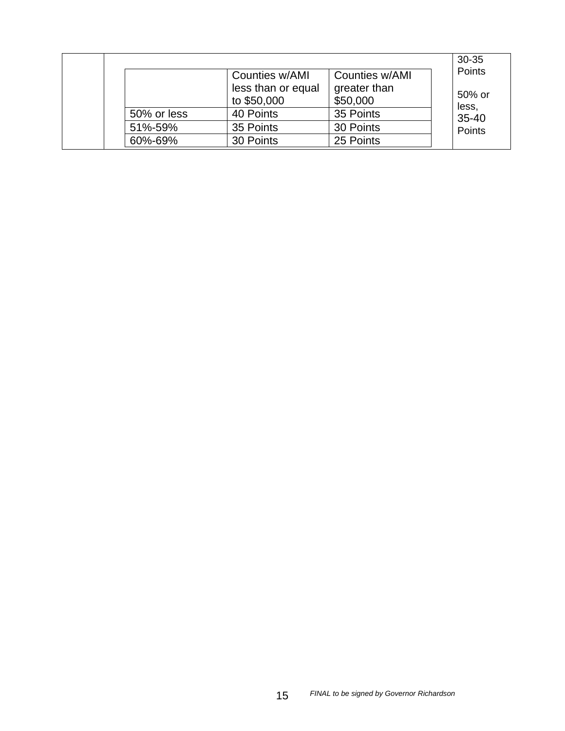| | Counties w/AMI less than or equal to $50,000 | Counties w/AMI greater than $50,000 |
|---|---|---|
| 50% or less | 40 Points | 35 Points |
| 51%-59% | 35 Points | 30 Points |
| 60%-69% | 30 Points | 25 Points |

30-35 Points

50% or less, 35-40 Points

*FINAL to be signed by Governor Richardson*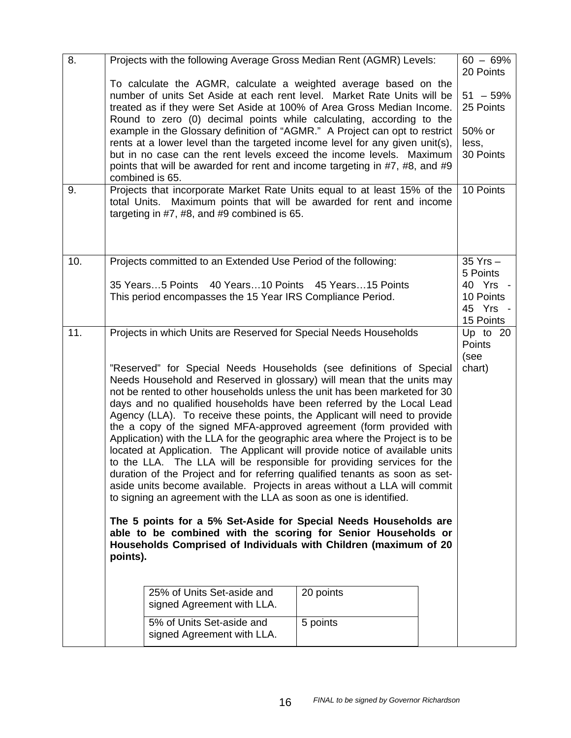| | | |
|---|---|---|
| 8. | Projects with the following Average Gross Median Rent (AGMR) Levels:<br><br>To calculate the AGMR, calculate a weighted average based on the number of units Set Aside at each rent level. Market Rate Units will be treated as if they were Set Aside at 100% of Area Gross Median Income. Round to zero (0) decimal points while calculating, according to the example in the Glossary definition of "AGMR." A Project can opt to restrict rents at a lower level than the targeted income level for any given unit(s), but in no case can the rent levels exceed the income levels. Maximum points that will be awarded for rent and income targeting in #7, #8, and #9 combined is 65. | 60 – 69% 20 Points<br><br>51 – 59% 25 Points<br><br>50% or less, 30 Points |
| 9. | Projects that incorporate Market Rate Units equal to at least 15% of the total Units. Maximum points that will be awarded for rent and income targeting in #7, #8, and #9 combined is 65. | 10 Points |
| 10. | Projects committed to an Extended Use Period of the following:<br><br>35 Years…5 Points 40 Years…10 Points 45 Years…15 Points<br>This period encompasses the 15 Year IRS Compliance Period. | 35 Yrs – 5 Points<br>40 Yrs - 10 Points<br>45 Yrs - 15 Points |
| 11. | Projects in which Units are Reserved for Special Needs Households<br><br>"Reserved" for Special Needs Households (see definitions of Special Needs Household and Reserved in glossary) will mean that the units may not be rented to other households unless the unit has been marketed for 30 days and no qualified households have been referred by the Local Lead Agency (LLA). To receive these points, the Applicant will need to provide the a copy of the signed MFA-approved agreement (form provided with Application) with the LLA for the geographic area where the Project is to be located at Application. The Applicant will provide notice of available units to the LLA. The LLA will be responsible for providing services for the duration of the Project and for referring qualified tenants as soon as set-aside units become available. Projects in areas without a LLA will commit to signing an agreement with the LLA as soon as one is identified.<br><br>**The 5 points for a 5% Set-Aside for Special Needs Households are able to be combined with the scoring for Senior Households or Households Comprised of Individuals with Children (maximum of 20 points).**<br><br>25% of Units Set-aside and signed Agreement with LLA. — 20 points<br>5% of Units Set-aside and signed Agreement with LLA. — 5 points | Up to 20 Points (see chart) |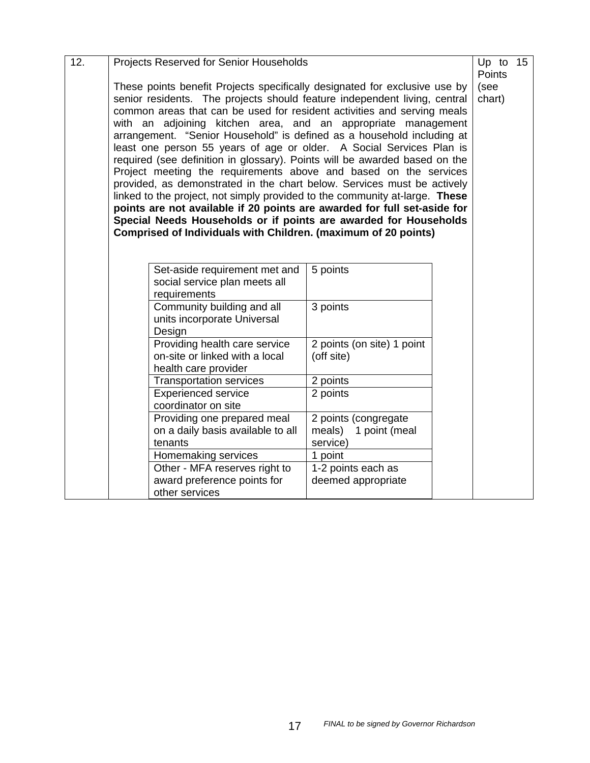| 12. | Projects Reserved for Senior Households | Up to 15 Points (see chart) |
|---|---|---|

Projects Reserved for Senior Households

These points benefit Projects specifically designated for exclusive use by senior residents. The projects should feature independent living, central common areas that can be used for resident activities and serving meals with an adjoining kitchen area, and an appropriate management arrangement. "Senior Household" is defined as a household including at least one person 55 years of age or older. A Social Services Plan is required (see definition in glossary). Points will be awarded based on the Project meeting the requirements above and based on the services provided, as demonstrated in the chart below. Services must be actively linked to the project, not simply provided to the community at-large. **These points are not available if 20 points are awarded for full set-aside for Special Needs Households or if points are awarded for Households Comprised of Individuals with Children. (maximum of 20 points)**

| Item | Points |
|---|---|
| Set-aside requirement met and social service plan meets all requirements | 5 points |
| Community building and all units incorporate Universal Design | 3 points |
| Providing health care service on-site or linked with a local health care provider | 2 points (on site) 1 point (off site) |
| Transportation services | 2 points |
| Experienced service coordinator on site | 2 points |
| Providing one prepared meal on a daily basis available to all tenants | 2 points (congregate meals) 1 point (meal service) |
| Homemaking services | 1 point |
| Other - MFA reserves right to award preference points for other services | 1-2 points each as deemed appropriate |

*FINAL to be signed by Governor Richardson*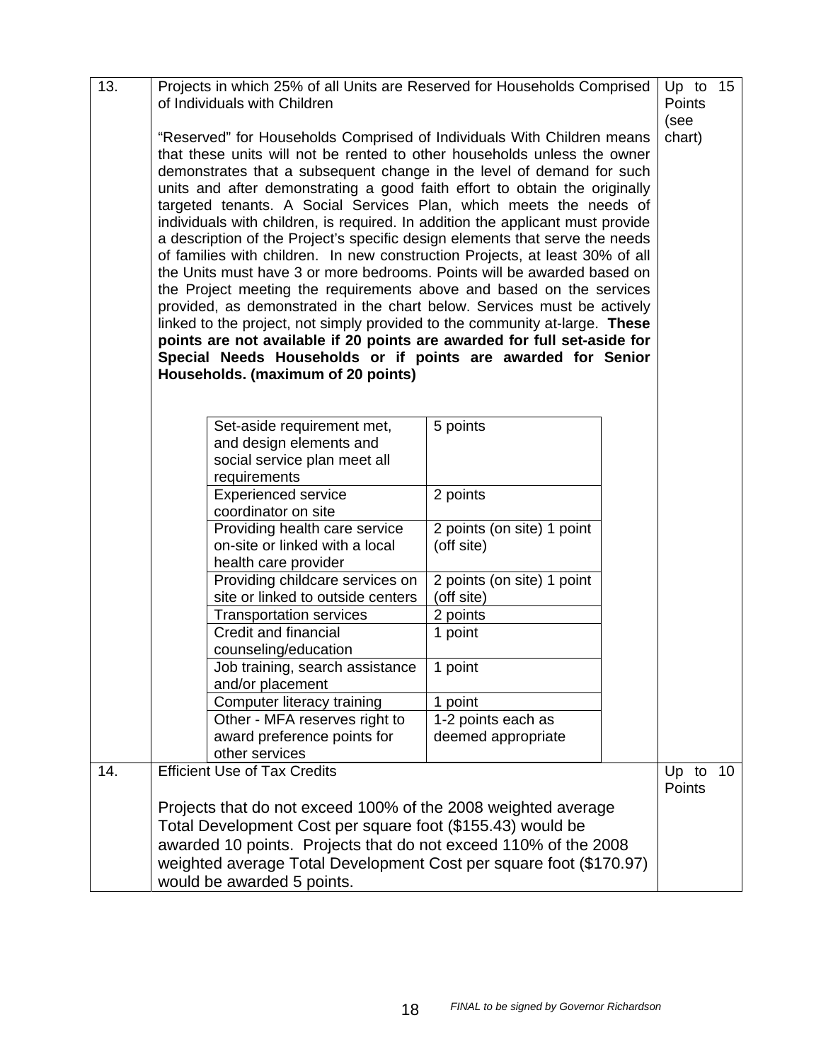| 13. | Projects in which 25% of all Units are Reserved for Households Comprised of Individuals with Children | Up to 15 Points (see chart) |
|---|---|---|
| | "Reserved" for Households Comprised of Individuals With Children means that these units will not be rented to other households unless the owner demonstrates that a subsequent change in the level of demand for such units and after demonstrating a good faith effort to obtain the originally targeted tenants. A Social Services Plan, which meets the needs of individuals with children, is required. In addition the applicant must provide a description of the Project's specific design elements that serve the needs of families with children. In new construction Projects, at least 30% of all the Units must have 3 or more bedrooms. Points will be awarded based on the Project meeting the requirements above and based on the services provided, as demonstrated in the chart below. Services must be actively linked to the project, not simply provided to the community at-large. **These points are not available if 20 points are awarded for full set-aside for Special Needs Households or if points are awarded for Senior Households. (maximum of 20 points)** | |

| Service | Points |
|---|---|
| Set-aside requirement met, and design elements and social service plan meet all requirements | 5 points |
| Experienced service coordinator on site | 2 points |
| Providing health care service on-site or linked with a local health care provider | 2 points (on site) 1 point (off site) |
| Providing childcare services on site or linked to outside centers | 2 points (on site) 1 point (off site) |
| Transportation services | 2 points |
| Credit and financial counseling/education | 1 point |
| Job training, search assistance and/or placement | 1 point |
| Computer literacy training | 1 point |
| Other - MFA reserves right to award preference points for other services | 1-2 points each as deemed appropriate |

| 14. | Efficient Use of Tax Credits | Up to 10 Points |
|---|---|---|
| | Projects that do not exceed 100% of the 2008 weighted average Total Development Cost per square foot ($155.43) would be awarded 10 points. Projects that do not exceed 110% of the 2008 weighted average Total Development Cost per square foot ($170.97) would be awarded 5 points. | |

*FINAL to be signed by Governor Richardson*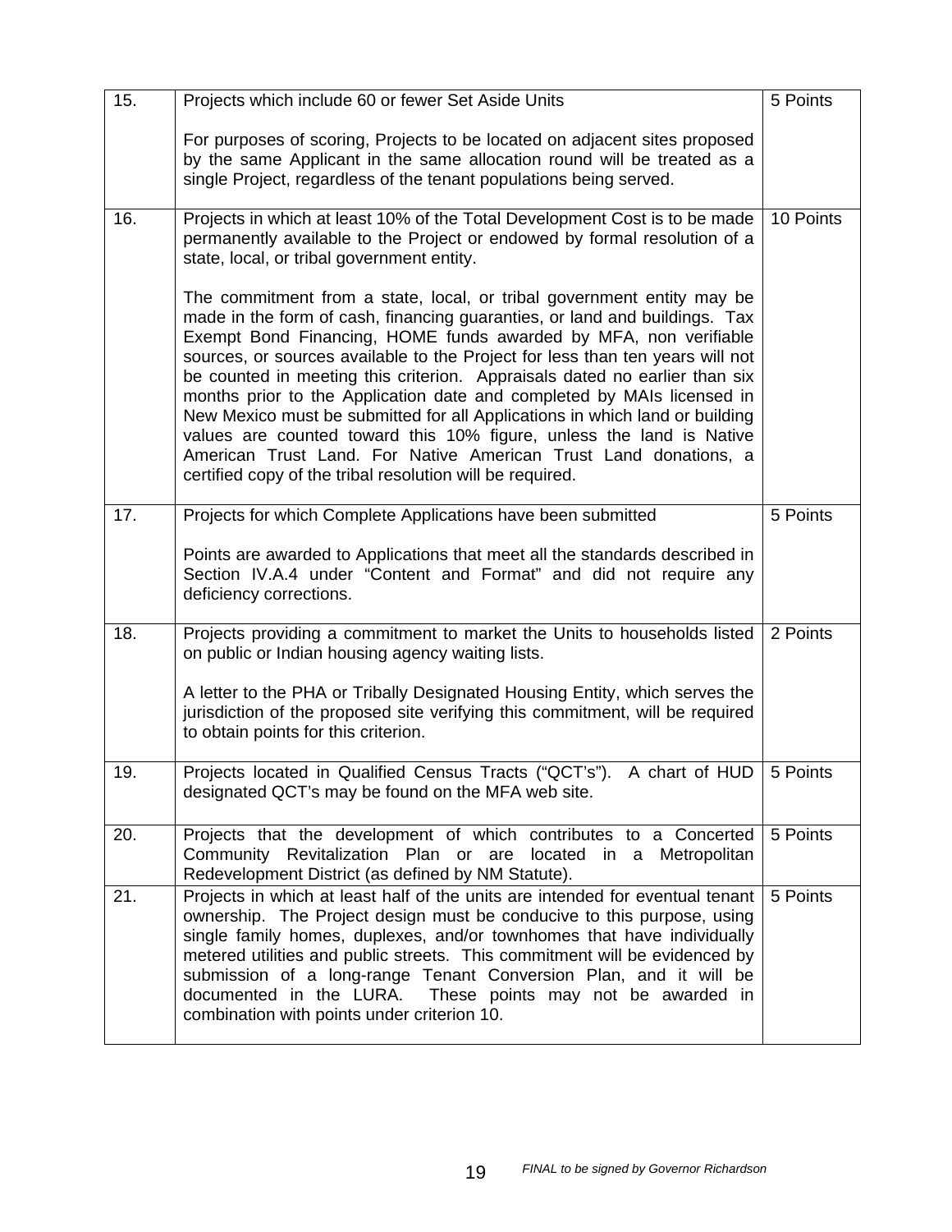| | | |
|---|---|---|
| 15. | Projects which include 60 or fewer Set Aside Units<br><br>For purposes of scoring, Projects to be located on adjacent sites proposed by the same Applicant in the same allocation round will be treated as a single Project, regardless of the tenant populations being served. | 5 Points |
| 16. | Projects in which at least 10% of the Total Development Cost is to be made permanently available to the Project or endowed by formal resolution of a state, local, or tribal government entity.<br><br>The commitment from a state, local, or tribal government entity may be made in the form of cash, financing guaranties, or land and buildings. Tax Exempt Bond Financing, HOME funds awarded by MFA, non verifiable sources, or sources available to the Project for less than ten years will not be counted in meeting this criterion. Appraisals dated no earlier than six months prior to the Application date and completed by MAIs licensed in New Mexico must be submitted for all Applications in which land or building values are counted toward this 10% figure, unless the land is Native American Trust Land. For Native American Trust Land donations, a certified copy of the tribal resolution will be required. | 10 Points |
| 17. | Projects for which Complete Applications have been submitted<br><br>Points are awarded to Applications that meet all the standards described in Section IV.A.4 under "Content and Format" and did not require any deficiency corrections. | 5 Points |
| 18. | Projects providing a commitment to market the Units to households listed on public or Indian housing agency waiting lists.<br><br>A letter to the PHA or Tribally Designated Housing Entity, which serves the jurisdiction of the proposed site verifying this commitment, will be required to obtain points for this criterion. | 2 Points |
| 19. | Projects located in Qualified Census Tracts ("QCT's"). A chart of HUD designated QCT's may be found on the MFA web site. | 5 Points |
| 20. | Projects that the development of which contributes to a Concerted Community Revitalization Plan or are located in a Metropolitan Redevelopment District (as defined by NM Statute). | 5 Points |
| 21. | Projects in which at least half of the units are intended for eventual tenant ownership. The Project design must be conducive to this purpose, using single family homes, duplexes, and/or townhomes that have individually metered utilities and public streets. This commitment will be evidenced by submission of a long-range Tenant Conversion Plan, and it will be documented in the LURA. These points may not be awarded in combination with points under criterion 10. | 5 Points |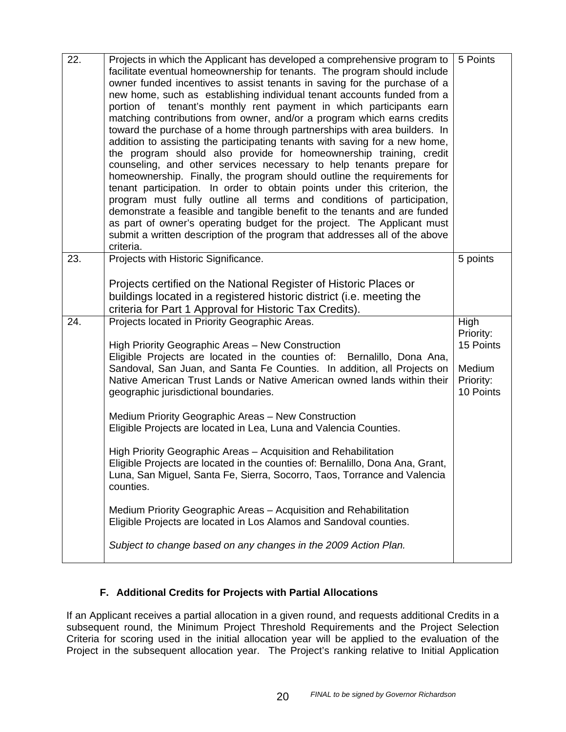| | | |
|---|---|---|
| 22. | Projects in which the Applicant has developed a comprehensive program to facilitate eventual homeownership for tenants. The program should include owner funded incentives to assist tenants in saving for the purchase of a new home, such as establishing individual tenant accounts funded from a portion of tenant's monthly rent payment in which participants earn matching contributions from owner, and/or a program which earns credits toward the purchase of a home through partnerships with area builders. In addition to assisting the participating tenants with saving for a new home, the program should also provide for homeownership training, credit counseling, and other services necessary to help tenants prepare for homeownership. Finally, the program should outline the requirements for tenant participation. In order to obtain points under this criterion, the program must fully outline all terms and conditions of participation, demonstrate a feasible and tangible benefit to the tenants and are funded as part of owner's operating budget for the project. The Applicant must submit a written description of the program that addresses all of the above criteria. | 5 Points |
| 23. | Projects with Historic Significance.<br><br>Projects certified on the National Register of Historic Places or buildings located in a registered historic district (i.e. meeting the criteria for Part 1 Approval for Historic Tax Credits). | 5 points |
| 24. | Projects located in Priority Geographic Areas.<br><br>High Priority Geographic Areas – New Construction<br>Eligible Projects are located in the counties of: Bernalillo, Dona Ana, Sandoval, San Juan, and Santa Fe Counties. In addition, all Projects on Native American Trust Lands or Native American owned lands within their geographic jurisdictional boundaries.<br><br>Medium Priority Geographic Areas – New Construction<br>Eligible Projects are located in Lea, Luna and Valencia Counties.<br><br>High Priority Geographic Areas – Acquisition and Rehabilitation<br>Eligible Projects are located in the counties of: Bernalillo, Dona Ana, Grant, Luna, San Miguel, Santa Fe, Sierra, Socorro, Taos, Torrance and Valencia counties.<br><br>Medium Priority Geographic Areas – Acquisition and Rehabilitation<br>Eligible Projects are located in Los Alamos and Sandoval counties.<br><br>*Subject to change based on any changes in the 2009 Action Plan.* | High Priority: 15 Points<br><br>Medium Priority: 10 Points |

### F. Additional Credits for Projects with Partial Allocations

If an Applicant receives a partial allocation in a given round, and requests additional Credits in a subsequent round, the Minimum Project Threshold Requirements and the Project Selection Criteria for scoring used in the initial allocation year will be applied to the evaluation of the Project in the subsequent allocation year. The Project's ranking relative to Initial Application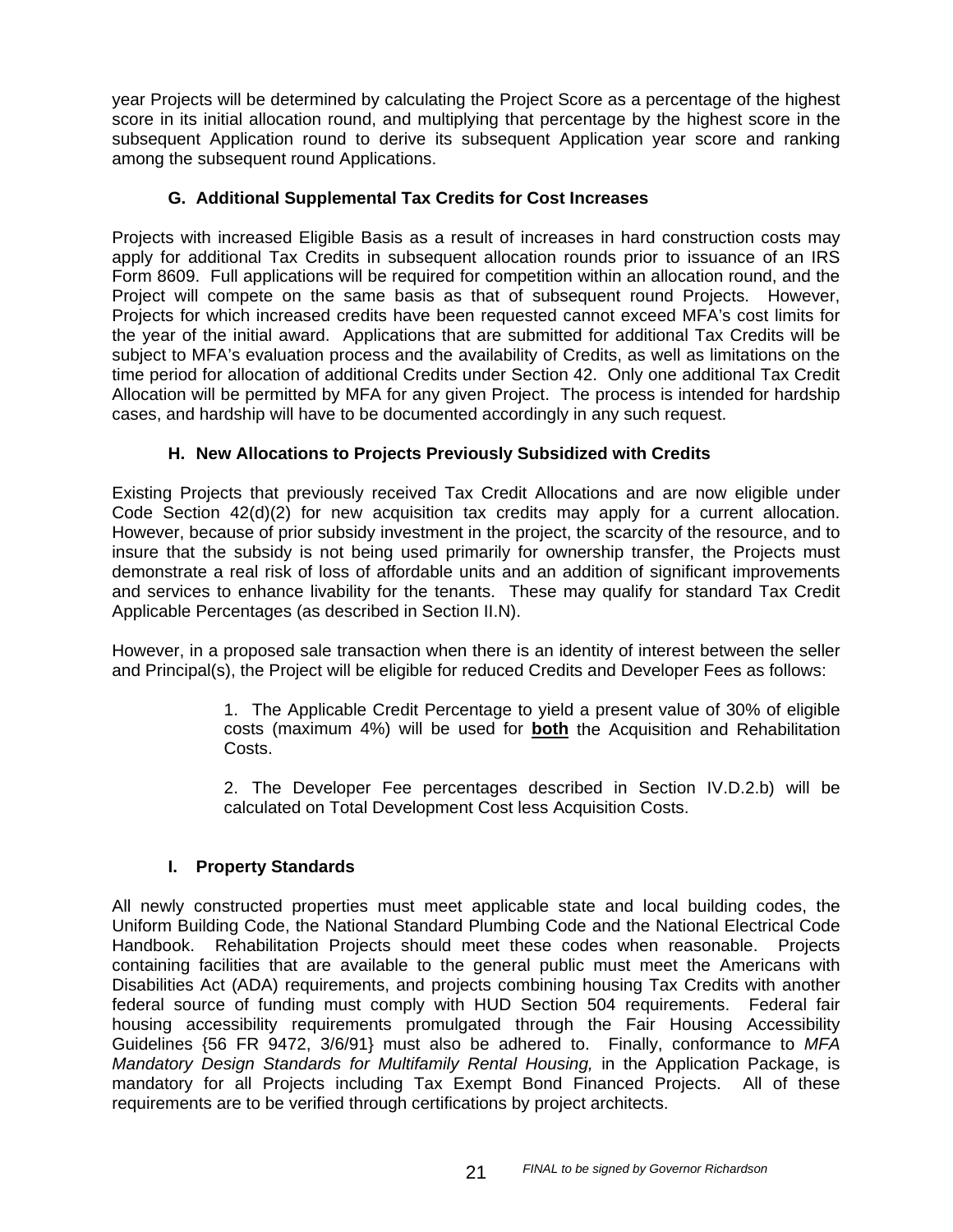year Projects will be determined by calculating the Project Score as a percentage of the highest score in its initial allocation round, and multiplying that percentage by the highest score in the subsequent Application round to derive its subsequent Application year score and ranking among the subsequent round Applications.

### G. Additional Supplemental Tax Credits for Cost Increases

Projects with increased Eligible Basis as a result of increases in hard construction costs may apply for additional Tax Credits in subsequent allocation rounds prior to issuance of an IRS Form 8609. Full applications will be required for competition within an allocation round, and the Project will compete on the same basis as that of subsequent round Projects. However, Projects for which increased credits have been requested cannot exceed MFA's cost limits for the year of the initial award. Applications that are submitted for additional Tax Credits will be subject to MFA's evaluation process and the availability of Credits, as well as limitations on the time period for allocation of additional Credits under Section 42. Only one additional Tax Credit Allocation will be permitted by MFA for any given Project. The process is intended for hardship cases, and hardship will have to be documented accordingly in any such request.

### H. New Allocations to Projects Previously Subsidized with Credits

Existing Projects that previously received Tax Credit Allocations and are now eligible under Code Section 42(d)(2) for new acquisition tax credits may apply for a current allocation. However, because of prior subsidy investment in the project, the scarcity of the resource, and to insure that the subsidy is not being used primarily for ownership transfer, the Projects must demonstrate a real risk of loss of affordable units and an addition of significant improvements and services to enhance livability for the tenants. These may qualify for standard Tax Credit Applicable Percentages (as described in Section II.N).

However, in a proposed sale transaction when there is an identity of interest between the seller and Principal(s), the Project will be eligible for reduced Credits and Developer Fees as follows:

1. The Applicable Credit Percentage to yield a present value of 30% of eligible costs (maximum 4%) will be used for **both** the Acquisition and Rehabilitation Costs.

2. The Developer Fee percentages described in Section IV.D.2.b) will be calculated on Total Development Cost less Acquisition Costs.

### I. Property Standards

All newly constructed properties must meet applicable state and local building codes, the Uniform Building Code, the National Standard Plumbing Code and the National Electrical Code Handbook. Rehabilitation Projects should meet these codes when reasonable. Projects containing facilities that are available to the general public must meet the Americans with Disabilities Act (ADA) requirements, and projects combining housing Tax Credits with another federal source of funding must comply with HUD Section 504 requirements. Federal fair housing accessibility requirements promulgated through the Fair Housing Accessibility Guidelines {56 FR 9472, 3/6/91} must also be adhered to. Finally, conformance to *MFA Mandatory Design Standards for Multifamily Rental Housing,* in the Application Package, is mandatory for all Projects including Tax Exempt Bond Financed Projects. All of these requirements are to be verified through certifications by project architects.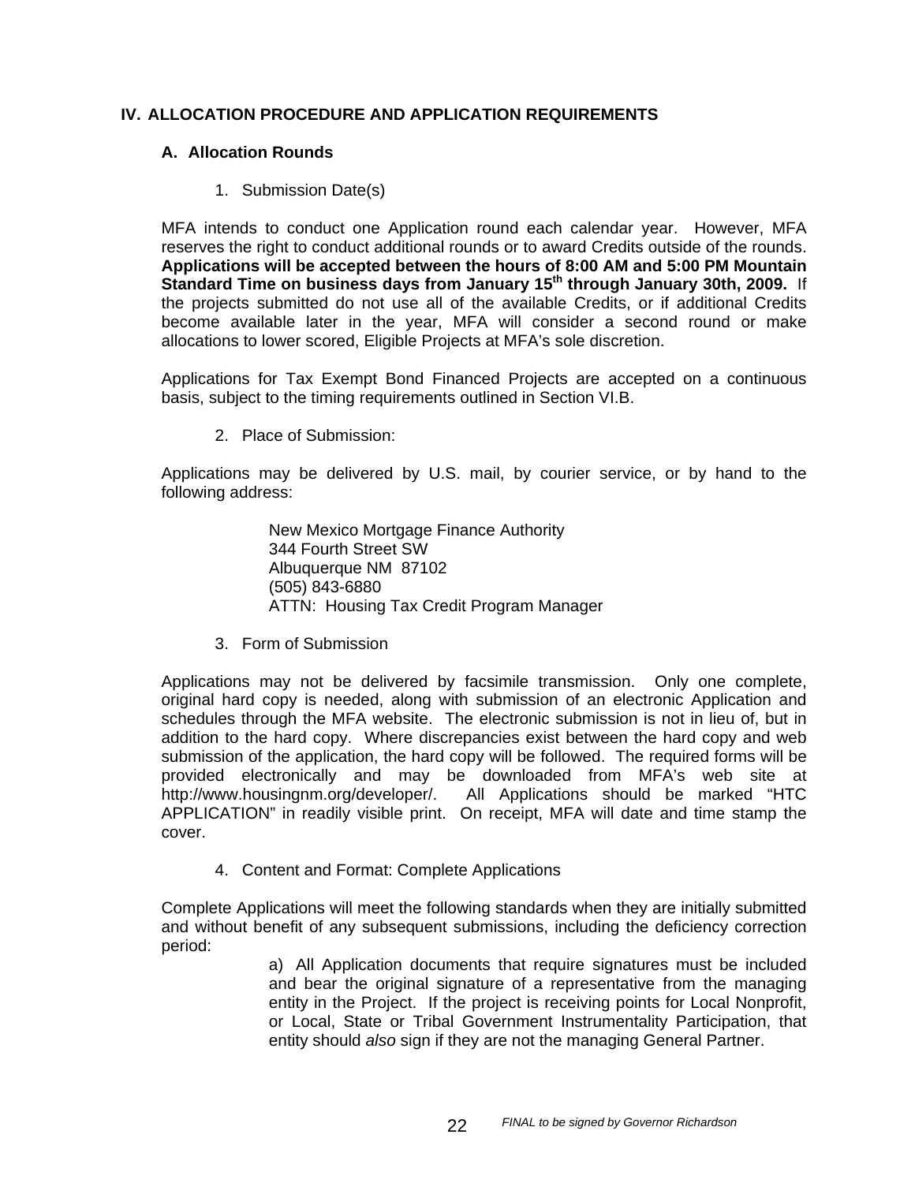## IV. ALLOCATION PROCEDURE AND APPLICATION REQUIREMENTS

### A. Allocation Rounds

1. Submission Date(s)

MFA intends to conduct one Application round each calendar year. However, MFA reserves the right to conduct additional rounds or to award Credits outside of the rounds. **Applications will be accepted between the hours of 8:00 AM and 5:00 PM Mountain Standard Time on business days from January 15th through January 30th, 2009.** If the projects submitted do not use all of the available Credits, or if additional Credits become available later in the year, MFA will consider a second round or make allocations to lower scored, Eligible Projects at MFA's sole discretion.

Applications for Tax Exempt Bond Financed Projects are accepted on a continuous basis, subject to the timing requirements outlined in Section VI.B.

2. Place of Submission:

Applications may be delivered by U.S. mail, by courier service, or by hand to the following address:

New Mexico Mortgage Finance Authority
344 Fourth Street SW
Albuquerque NM 87102
(505) 843-6880
ATTN: Housing Tax Credit Program Manager

3. Form of Submission

Applications may not be delivered by facsimile transmission. Only one complete, original hard copy is needed, along with submission of an electronic Application and schedules through the MFA website. The electronic submission is not in lieu of, but in addition to the hard copy. Where discrepancies exist between the hard copy and web submission of the application, the hard copy will be followed. The required forms will be provided electronically and may be downloaded from MFA's web site at http://www.housingnm.org/developer/. All Applications should be marked "HTC APPLICATION" in readily visible print. On receipt, MFA will date and time stamp the cover.

4. Content and Format: Complete Applications

Complete Applications will meet the following standards when they are initially submitted and without benefit of any subsequent submissions, including the deficiency correction period:

a) All Application documents that require signatures must be included and bear the original signature of a representative from the managing entity in the Project. If the project is receiving points for Local Nonprofit, or Local, State or Tribal Government Instrumentality Participation, that entity should *also* sign if they are not the managing General Partner.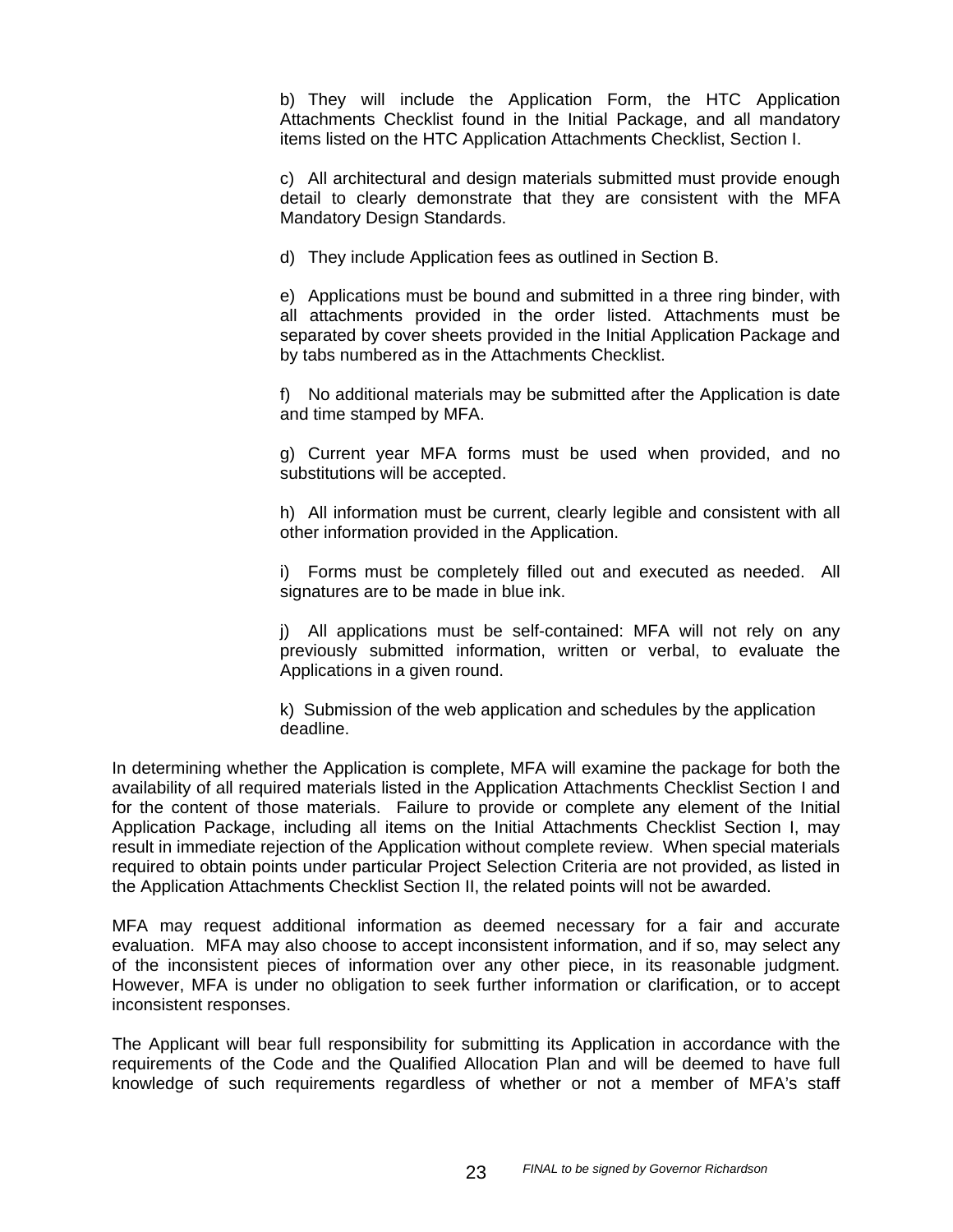b) They will include the Application Form, the HTC Application Attachments Checklist found in the Initial Package, and all mandatory items listed on the HTC Application Attachments Checklist, Section I.

c) All architectural and design materials submitted must provide enough detail to clearly demonstrate that they are consistent with the MFA Mandatory Design Standards.

d) They include Application fees as outlined in Section B.

e) Applications must be bound and submitted in a three ring binder, with all attachments provided in the order listed. Attachments must be separated by cover sheets provided in the Initial Application Package and by tabs numbered as in the Attachments Checklist.

f) No additional materials may be submitted after the Application is date and time stamped by MFA.

g) Current year MFA forms must be used when provided, and no substitutions will be accepted.

h) All information must be current, clearly legible and consistent with all other information provided in the Application.

i) Forms must be completely filled out and executed as needed. All signatures are to be made in blue ink.

j) All applications must be self-contained: MFA will not rely on any previously submitted information, written or verbal, to evaluate the Applications in a given round.

k) Submission of the web application and schedules by the application deadline.

In determining whether the Application is complete, MFA will examine the package for both the availability of all required materials listed in the Application Attachments Checklist Section I and for the content of those materials. Failure to provide or complete any element of the Initial Application Package, including all items on the Initial Attachments Checklist Section I, may result in immediate rejection of the Application without complete review. When special materials required to obtain points under particular Project Selection Criteria are not provided, as listed in the Application Attachments Checklist Section II, the related points will not be awarded.

MFA may request additional information as deemed necessary for a fair and accurate evaluation. MFA may also choose to accept inconsistent information, and if so, may select any of the inconsistent pieces of information over any other piece, in its reasonable judgment. However, MFA is under no obligation to seek further information or clarification, or to accept inconsistent responses.

The Applicant will bear full responsibility for submitting its Application in accordance with the requirements of the Code and the Qualified Allocation Plan and will be deemed to have full knowledge of such requirements regardless of whether or not a member of MFA's staff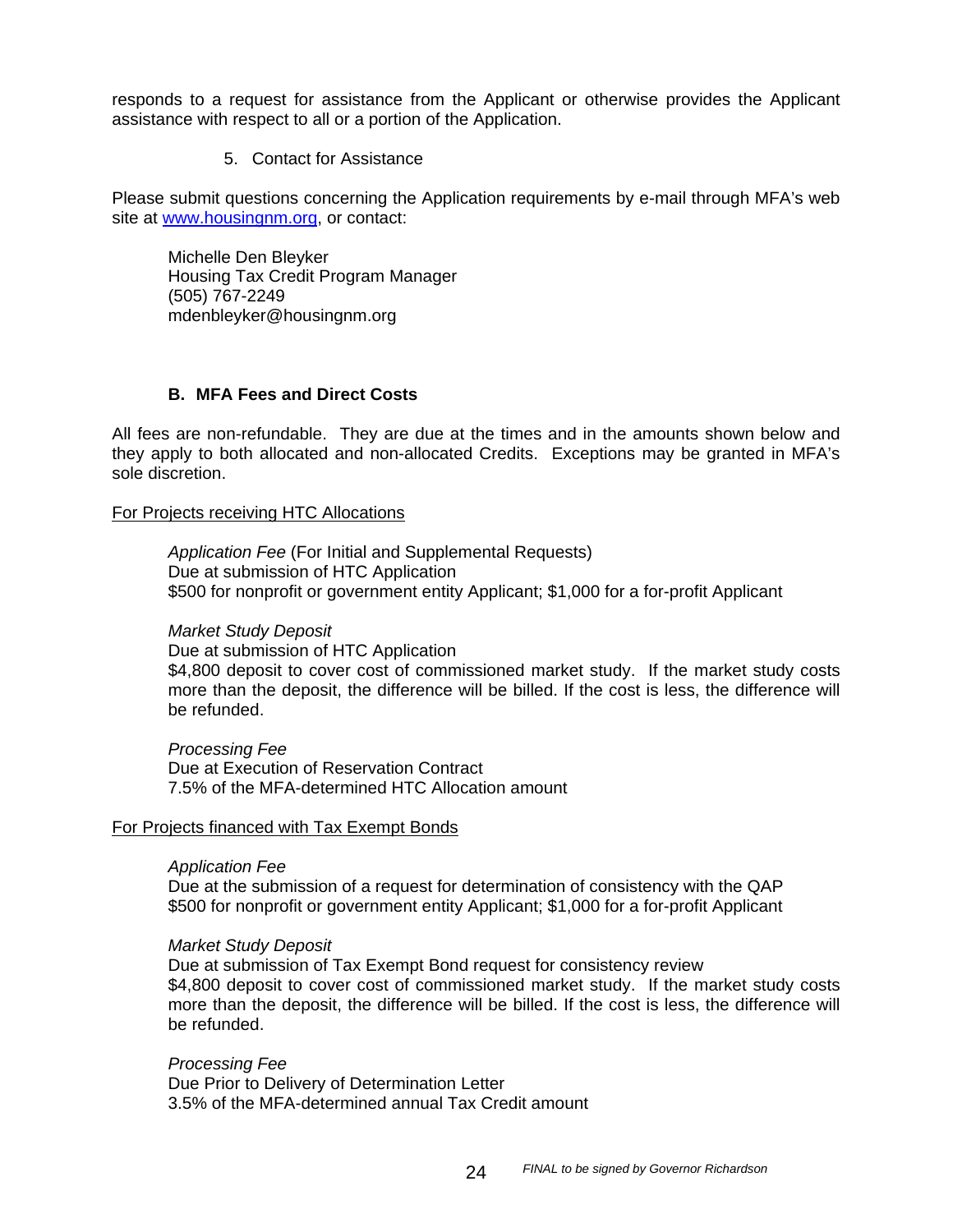responds to a request for assistance from the Applicant or otherwise provides the Applicant assistance with respect to all or a portion of the Application.

5. Contact for Assistance

Please submit questions concerning the Application requirements by e-mail through MFA's web site at [www.housingnm.org](http://www.housingnm.org), or contact:

Michelle Den Bleyker
Housing Tax Credit Program Manager
(505) 767-2249
mdenbleyker@housingnm.org

### B. MFA Fees and Direct Costs

All fees are non-refundable. They are due at the times and in the amounts shown below and they apply to both allocated and non-allocated Credits. Exceptions may be granted in MFA's sole discretion.

For Projects receiving HTC Allocations

*Application Fee* (For Initial and Supplemental Requests)
Due at submission of HTC Application
$500 for nonprofit or government entity Applicant; $1,000 for a for-profit Applicant

*Market Study Deposit*
Due at submission of HTC Application
$4,800 deposit to cover cost of commissioned market study. If the market study costs more than the deposit, the difference will be billed. If the cost is less, the difference will be refunded.

*Processing Fee*
Due at Execution of Reservation Contract
7.5% of the MFA-determined HTC Allocation amount

For Projects financed with Tax Exempt Bonds

*Application Fee*
Due at the submission of a request for determination of consistency with the QAP
$500 for nonprofit or government entity Applicant; $1,000 for a for-profit Applicant

*Market Study Deposit*
Due at submission of Tax Exempt Bond request for consistency review
$4,800 deposit to cover cost of commissioned market study. If the market study costs more than the deposit, the difference will be billed. If the cost is less, the difference will be refunded.

*Processing Fee*
Due Prior to Delivery of Determination Letter
3.5% of the MFA-determined annual Tax Credit amount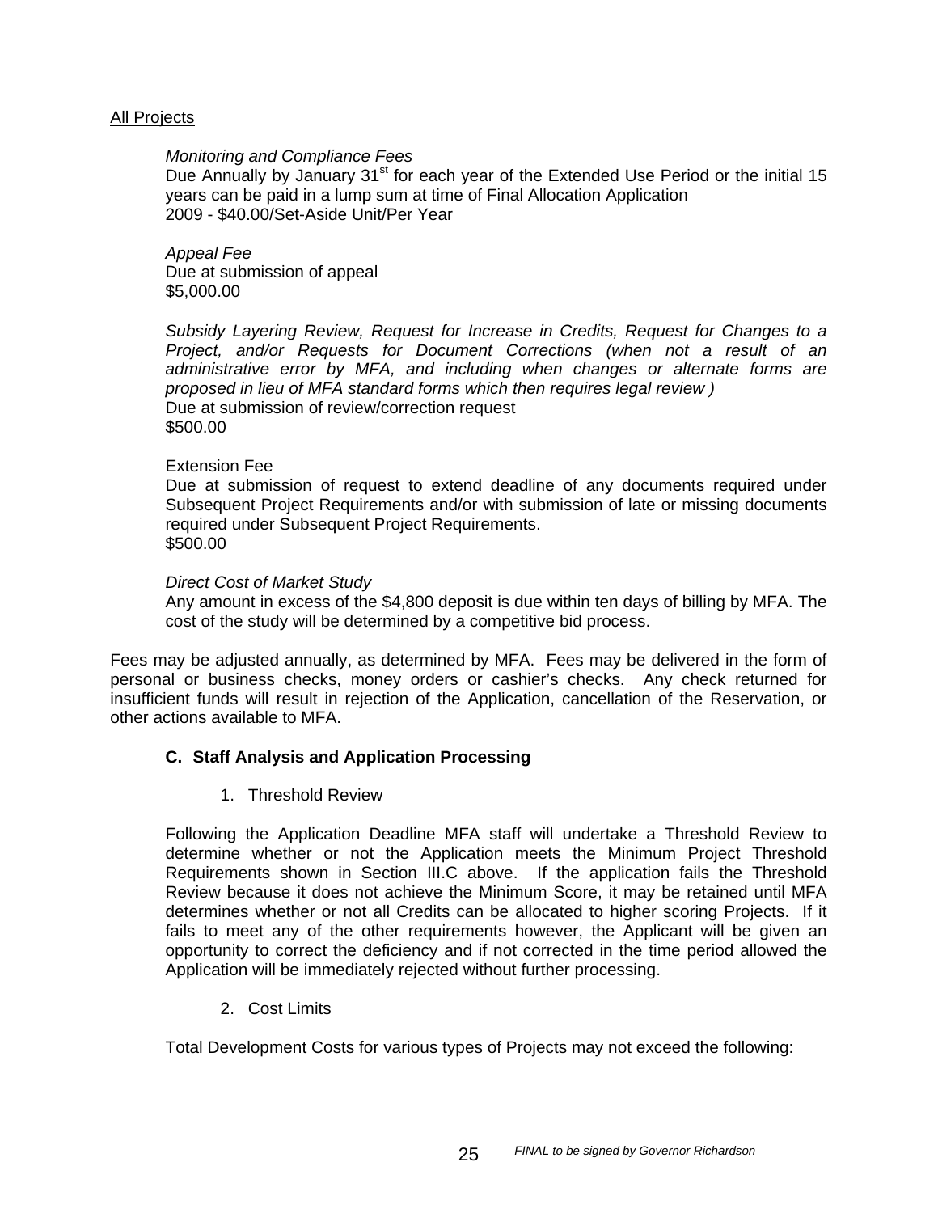All Projects

*Monitoring and Compliance Fees*
Due Annually by January 31st for each year of the Extended Use Period or the initial 15 years can be paid in a lump sum at time of Final Allocation Application
2009 - $40.00/Set-Aside Unit/Per Year

*Appeal Fee*
Due at submission of appeal
$5,000.00

*Subsidy Layering Review, Request for Increase in Credits, Request for Changes to a Project, and/or Requests for Document Corrections (when not a result of an administrative error by MFA, and including when changes or alternate forms are proposed in lieu of MFA standard forms which then requires legal review )*
Due at submission of review/correction request
$500.00

Extension Fee
Due at submission of request to extend deadline of any documents required under Subsequent Project Requirements and/or with submission of late or missing documents required under Subsequent Project Requirements.
$500.00

*Direct Cost of Market Study*
Any amount in excess of the $4,800 deposit is due within ten days of billing by MFA. The cost of the study will be determined by a competitive bid process.

Fees may be adjusted annually, as determined by MFA. Fees may be delivered in the form of personal or business checks, money orders or cashier's checks. Any check returned for insufficient funds will result in rejection of the Application, cancellation of the Reservation, or other actions available to MFA.

### C. Staff Analysis and Application Processing

1. Threshold Review

Following the Application Deadline MFA staff will undertake a Threshold Review to determine whether or not the Application meets the Minimum Project Threshold Requirements shown in Section III.C above. If the application fails the Threshold Review because it does not achieve the Minimum Score, it may be retained until MFA determines whether or not all Credits can be allocated to higher scoring Projects. If it fails to meet any of the other requirements however, the Applicant will be given an opportunity to correct the deficiency and if not corrected in the time period allowed the Application will be immediately rejected without further processing.

2. Cost Limits

Total Development Costs for various types of Projects may not exceed the following: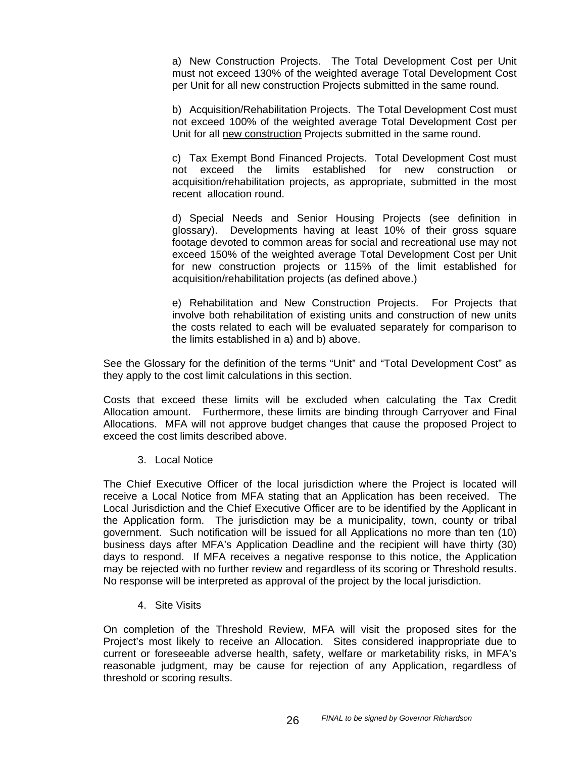a) New Construction Projects. The Total Development Cost per Unit must not exceed 130% of the weighted average Total Development Cost per Unit for all new construction Projects submitted in the same round.

b) Acquisition/Rehabilitation Projects. The Total Development Cost must not exceed 100% of the weighted average Total Development Cost per Unit for all new construction Projects submitted in the same round.

c) Tax Exempt Bond Financed Projects. Total Development Cost must not exceed the limits established for new construction or acquisition/rehabilitation projects, as appropriate, submitted in the most recent allocation round.

d) Special Needs and Senior Housing Projects (see definition in glossary). Developments having at least 10% of their gross square footage devoted to common areas for social and recreational use may not exceed 150% of the weighted average Total Development Cost per Unit for new construction projects or 115% of the limit established for acquisition/rehabilitation projects (as defined above.)

e) Rehabilitation and New Construction Projects. For Projects that involve both rehabilitation of existing units and construction of new units the costs related to each will be evaluated separately for comparison to the limits established in a) and b) above.

See the Glossary for the definition of the terms "Unit" and "Total Development Cost" as they apply to the cost limit calculations in this section.

Costs that exceed these limits will be excluded when calculating the Tax Credit Allocation amount. Furthermore, these limits are binding through Carryover and Final Allocations. MFA will not approve budget changes that cause the proposed Project to exceed the cost limits described above.

3. Local Notice

The Chief Executive Officer of the local jurisdiction where the Project is located will receive a Local Notice from MFA stating that an Application has been received. The Local Jurisdiction and the Chief Executive Officer are to be identified by the Applicant in the Application form. The jurisdiction may be a municipality, town, county or tribal government. Such notification will be issued for all Applications no more than ten (10) business days after MFA's Application Deadline and the recipient will have thirty (30) days to respond. If MFA receives a negative response to this notice, the Application may be rejected with no further review and regardless of its scoring or Threshold results. No response will be interpreted as approval of the project by the local jurisdiction.

4. Site Visits

On completion of the Threshold Review, MFA will visit the proposed sites for the Project's most likely to receive an Allocation. Sites considered inappropriate due to current or foreseeable adverse health, safety, welfare or marketability risks, in MFA's reasonable judgment, may be cause for rejection of any Application, regardless of threshold or scoring results.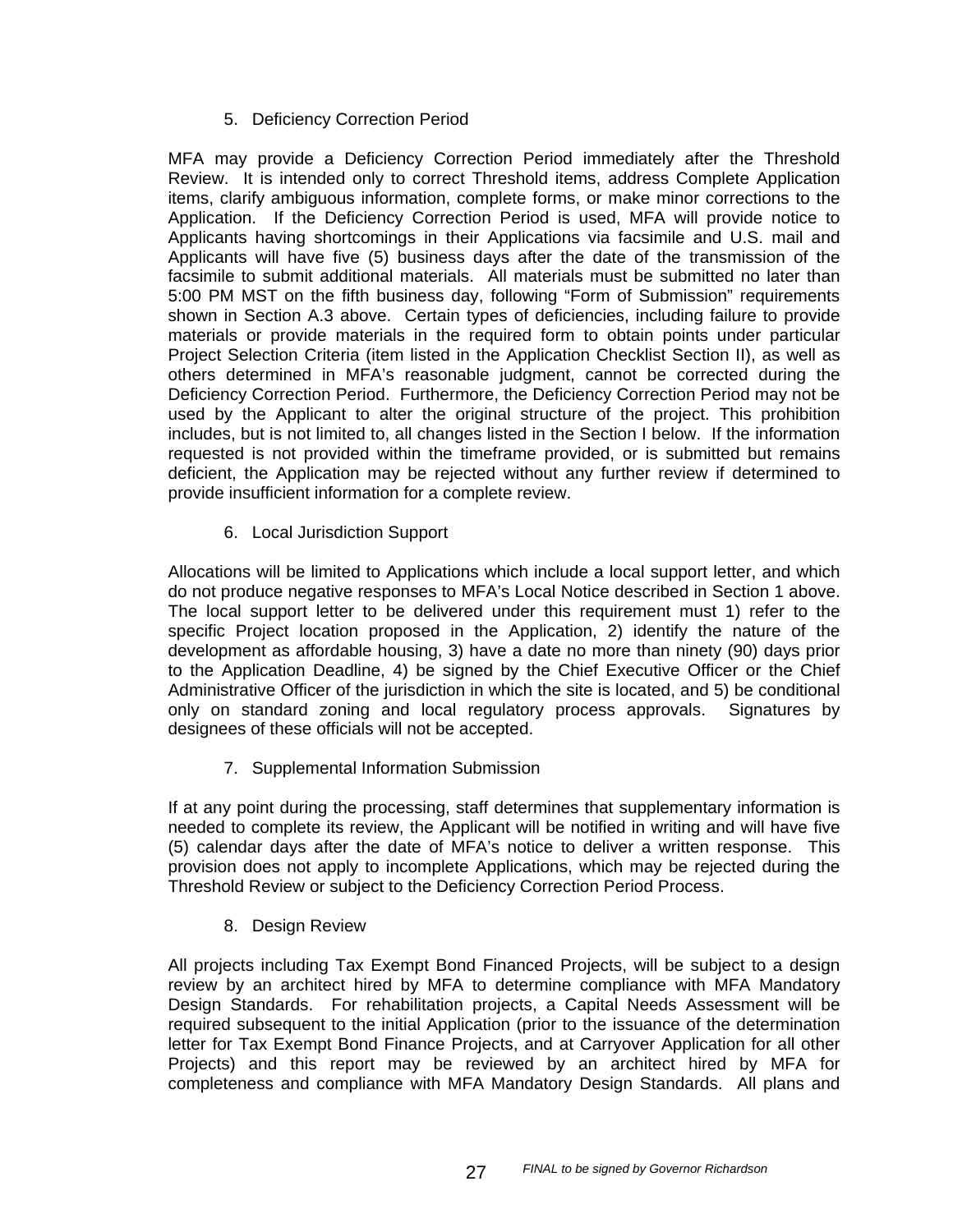5. Deficiency Correction Period

MFA may provide a Deficiency Correction Period immediately after the Threshold Review. It is intended only to correct Threshold items, address Complete Application items, clarify ambiguous information, complete forms, or make minor corrections to the Application. If the Deficiency Correction Period is used, MFA will provide notice to Applicants having shortcomings in their Applications via facsimile and U.S. mail and Applicants will have five (5) business days after the date of the transmission of the facsimile to submit additional materials. All materials must be submitted no later than 5:00 PM MST on the fifth business day, following "Form of Submission" requirements shown in Section A.3 above. Certain types of deficiencies, including failure to provide materials or provide materials in the required form to obtain points under particular Project Selection Criteria (item listed in the Application Checklist Section II), as well as others determined in MFA's reasonable judgment, cannot be corrected during the Deficiency Correction Period. Furthermore, the Deficiency Correction Period may not be used by the Applicant to alter the original structure of the project. This prohibition includes, but is not limited to, all changes listed in the Section I below. If the information requested is not provided within the timeframe provided, or is submitted but remains deficient, the Application may be rejected without any further review if determined to provide insufficient information for a complete review.

6. Local Jurisdiction Support

Allocations will be limited to Applications which include a local support letter, and which do not produce negative responses to MFA's Local Notice described in Section 1 above. The local support letter to be delivered under this requirement must 1) refer to the specific Project location proposed in the Application, 2) identify the nature of the development as affordable housing, 3) have a date no more than ninety (90) days prior to the Application Deadline, 4) be signed by the Chief Executive Officer or the Chief Administrative Officer of the jurisdiction in which the site is located, and 5) be conditional only on standard zoning and local regulatory process approvals. Signatures by designees of these officials will not be accepted.

7. Supplemental Information Submission

If at any point during the processing, staff determines that supplementary information is needed to complete its review, the Applicant will be notified in writing and will have five (5) calendar days after the date of MFA's notice to deliver a written response. This provision does not apply to incomplete Applications, which may be rejected during the Threshold Review or subject to the Deficiency Correction Period Process.

8. Design Review

All projects including Tax Exempt Bond Financed Projects, will be subject to a design review by an architect hired by MFA to determine compliance with MFA Mandatory Design Standards. For rehabilitation projects, a Capital Needs Assessment will be required subsequent to the initial Application (prior to the issuance of the determination letter for Tax Exempt Bond Finance Projects, and at Carryover Application for all other Projects) and this report may be reviewed by an architect hired by MFA for completeness and compliance with MFA Mandatory Design Standards. All plans and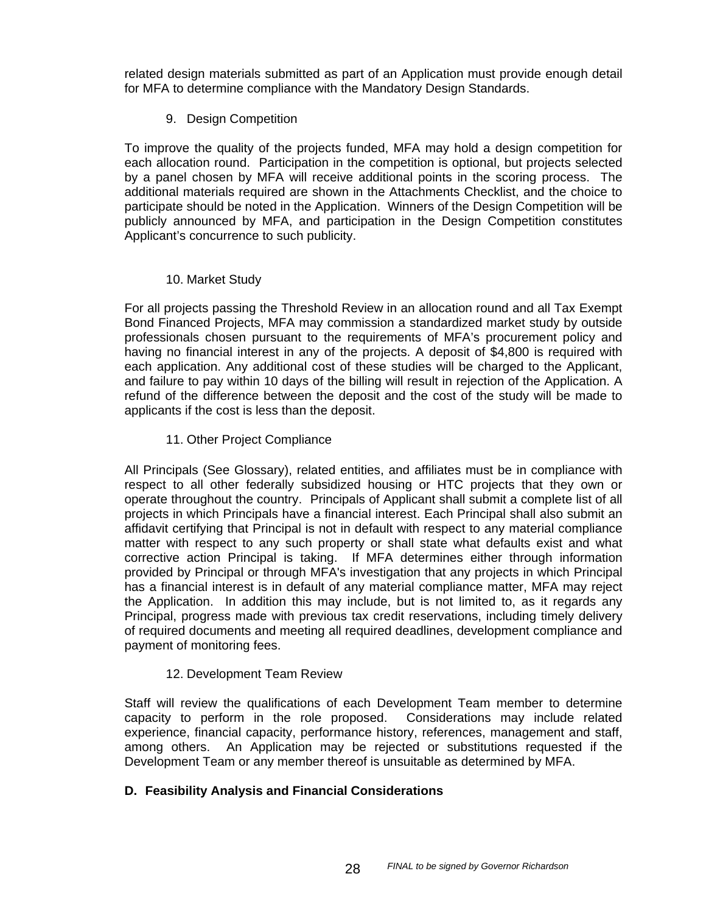related design materials submitted as part of an Application must provide enough detail for MFA to determine compliance with the Mandatory Design Standards.

9. Design Competition

To improve the quality of the projects funded, MFA may hold a design competition for each allocation round. Participation in the competition is optional, but projects selected by a panel chosen by MFA will receive additional points in the scoring process. The additional materials required are shown in the Attachments Checklist, and the choice to participate should be noted in the Application. Winners of the Design Competition will be publicly announced by MFA, and participation in the Design Competition constitutes Applicant's concurrence to such publicity.

10. Market Study

For all projects passing the Threshold Review in an allocation round and all Tax Exempt Bond Financed Projects, MFA may commission a standardized market study by outside professionals chosen pursuant to the requirements of MFA's procurement policy and having no financial interest in any of the projects. A deposit of $4,800 is required with each application. Any additional cost of these studies will be charged to the Applicant, and failure to pay within 10 days of the billing will result in rejection of the Application. A refund of the difference between the deposit and the cost of the study will be made to applicants if the cost is less than the deposit.

11. Other Project Compliance

All Principals (See Glossary), related entities, and affiliates must be in compliance with respect to all other federally subsidized housing or HTC projects that they own or operate throughout the country. Principals of Applicant shall submit a complete list of all projects in which Principals have a financial interest. Each Principal shall also submit an affidavit certifying that Principal is not in default with respect to any material compliance matter with respect to any such property or shall state what defaults exist and what corrective action Principal is taking. If MFA determines either through information provided by Principal or through MFA's investigation that any projects in which Principal has a financial interest is in default of any material compliance matter, MFA may reject the Application. In addition this may include, but is not limited to, as it regards any Principal, progress made with previous tax credit reservations, including timely delivery of required documents and meeting all required deadlines, development compliance and payment of monitoring fees.

12. Development Team Review

Staff will review the qualifications of each Development Team member to determine capacity to perform in the role proposed. Considerations may include related experience, financial capacity, performance history, references, management and staff, among others. An Application may be rejected or substitutions requested if the Development Team or any member thereof is unsuitable as determined by MFA.

**D. Feasibility Analysis and Financial Considerations**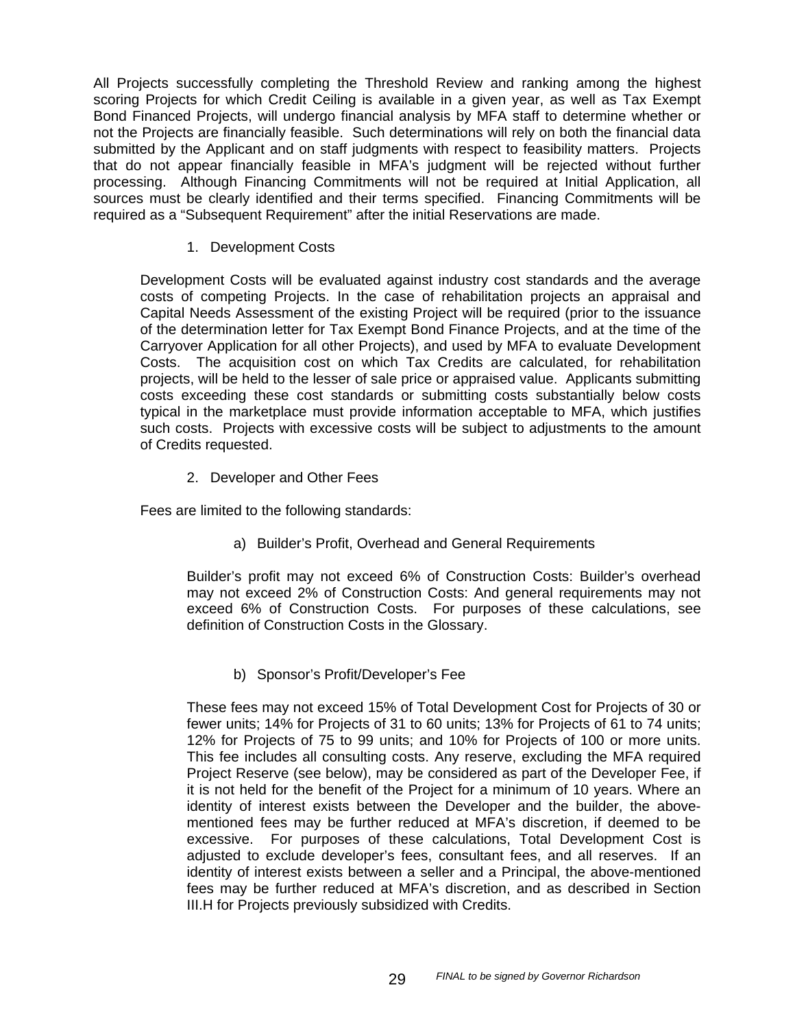All Projects successfully completing the Threshold Review and ranking among the highest scoring Projects for which Credit Ceiling is available in a given year, as well as Tax Exempt Bond Financed Projects, will undergo financial analysis by MFA staff to determine whether or not the Projects are financially feasible. Such determinations will rely on both the financial data submitted by the Applicant and on staff judgments with respect to feasibility matters. Projects that do not appear financially feasible in MFA's judgment will be rejected without further processing. Although Financing Commitments will not be required at Initial Application, all sources must be clearly identified and their terms specified. Financing Commitments will be required as a "Subsequent Requirement" after the initial Reservations are made.

1. Development Costs

Development Costs will be evaluated against industry cost standards and the average costs of competing Projects. In the case of rehabilitation projects an appraisal and Capital Needs Assessment of the existing Project will be required (prior to the issuance of the determination letter for Tax Exempt Bond Finance Projects, and at the time of the Carryover Application for all other Projects), and used by MFA to evaluate Development Costs. The acquisition cost on which Tax Credits are calculated, for rehabilitation projects, will be held to the lesser of sale price or appraised value. Applicants submitting costs exceeding these cost standards or submitting costs substantially below costs typical in the marketplace must provide information acceptable to MFA, which justifies such costs. Projects with excessive costs will be subject to adjustments to the amount of Credits requested.

2. Developer and Other Fees

Fees are limited to the following standards:

a) Builder's Profit, Overhead and General Requirements

Builder's profit may not exceed 6% of Construction Costs: Builder's overhead may not exceed 2% of Construction Costs: And general requirements may not exceed 6% of Construction Costs. For purposes of these calculations, see definition of Construction Costs in the Glossary.

b) Sponsor's Profit/Developer's Fee

These fees may not exceed 15% of Total Development Cost for Projects of 30 or fewer units; 14% for Projects of 31 to 60 units; 13% for Projects of 61 to 74 units; 12% for Projects of 75 to 99 units; and 10% for Projects of 100 or more units. This fee includes all consulting costs. Any reserve, excluding the MFA required Project Reserve (see below), may be considered as part of the Developer Fee, if it is not held for the benefit of the Project for a minimum of 10 years. Where an identity of interest exists between the Developer and the builder, the above-mentioned fees may be further reduced at MFA's discretion, if deemed to be excessive. For purposes of these calculations, Total Development Cost is adjusted to exclude developer's fees, consultant fees, and all reserves. If an identity of interest exists between a seller and a Principal, the above-mentioned fees may be further reduced at MFA's discretion, and as described in Section III.H for Projects previously subsidized with Credits.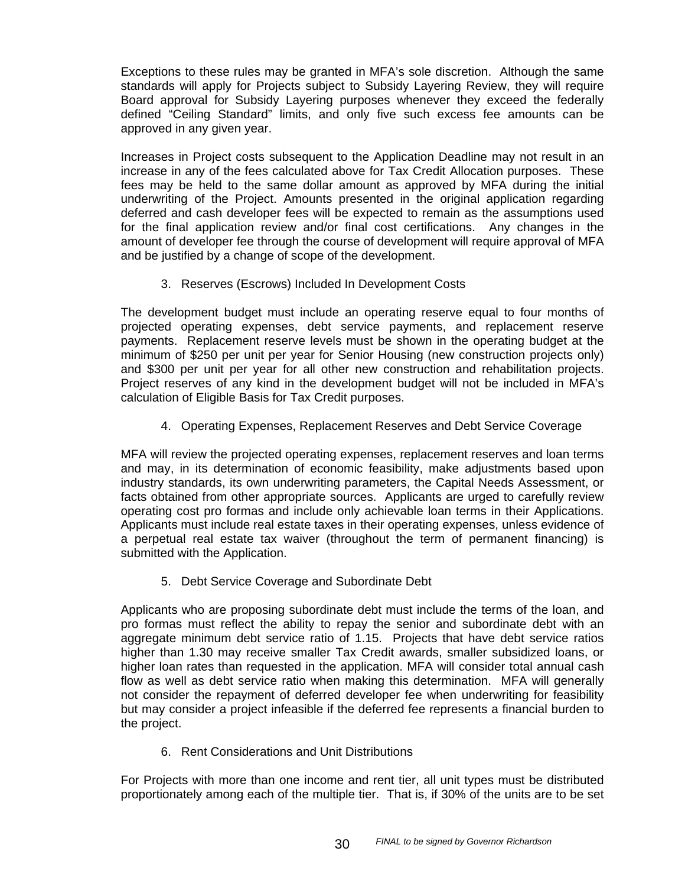Exceptions to these rules may be granted in MFA's sole discretion. Although the same standards will apply for Projects subject to Subsidy Layering Review, they will require Board approval for Subsidy Layering purposes whenever they exceed the federally defined "Ceiling Standard" limits, and only five such excess fee amounts can be approved in any given year.

Increases in Project costs subsequent to the Application Deadline may not result in an increase in any of the fees calculated above for Tax Credit Allocation purposes. These fees may be held to the same dollar amount as approved by MFA during the initial underwriting of the Project. Amounts presented in the original application regarding deferred and cash developer fees will be expected to remain as the assumptions used for the final application review and/or final cost certifications. Any changes in the amount of developer fee through the course of development will require approval of MFA and be justified by a change of scope of the development.

3. Reserves (Escrows) Included In Development Costs

The development budget must include an operating reserve equal to four months of projected operating expenses, debt service payments, and replacement reserve payments. Replacement reserve levels must be shown in the operating budget at the minimum of $250 per unit per year for Senior Housing (new construction projects only) and $300 per unit per year for all other new construction and rehabilitation projects. Project reserves of any kind in the development budget will not be included in MFA's calculation of Eligible Basis for Tax Credit purposes.

4. Operating Expenses, Replacement Reserves and Debt Service Coverage

MFA will review the projected operating expenses, replacement reserves and loan terms and may, in its determination of economic feasibility, make adjustments based upon industry standards, its own underwriting parameters, the Capital Needs Assessment, or facts obtained from other appropriate sources. Applicants are urged to carefully review operating cost pro formas and include only achievable loan terms in their Applications. Applicants must include real estate taxes in their operating expenses, unless evidence of a perpetual real estate tax waiver (throughout the term of permanent financing) is submitted with the Application.

5. Debt Service Coverage and Subordinate Debt

Applicants who are proposing subordinate debt must include the terms of the loan, and pro formas must reflect the ability to repay the senior and subordinate debt with an aggregate minimum debt service ratio of 1.15. Projects that have debt service ratios higher than 1.30 may receive smaller Tax Credit awards, smaller subsidized loans, or higher loan rates than requested in the application. MFA will consider total annual cash flow as well as debt service ratio when making this determination. MFA will generally not consider the repayment of deferred developer fee when underwriting for feasibility but may consider a project infeasible if the deferred fee represents a financial burden to the project.

6. Rent Considerations and Unit Distributions

For Projects with more than one income and rent tier, all unit types must be distributed proportionately among each of the multiple tier. That is, if 30% of the units are to be set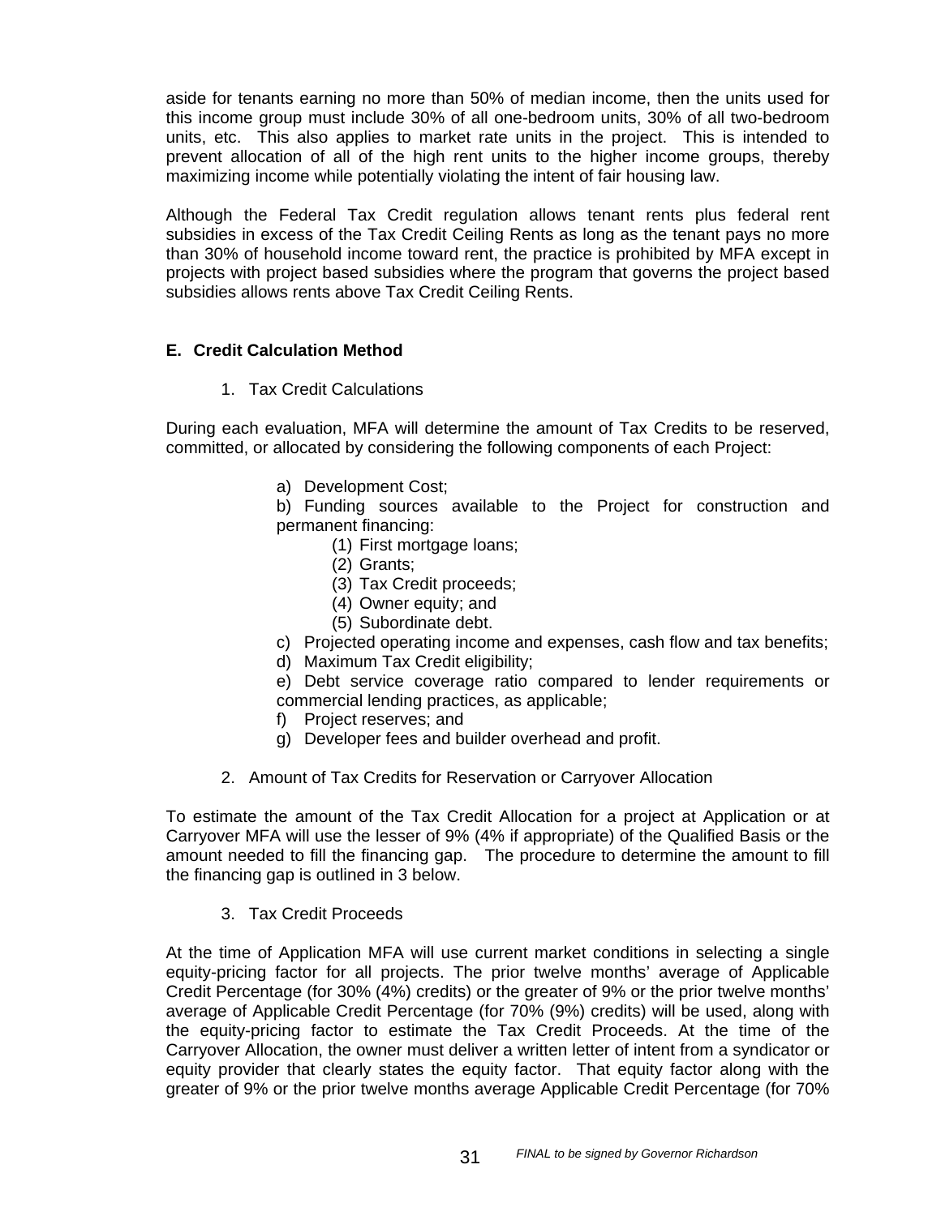aside for tenants earning no more than 50% of median income, then the units used for this income group must include 30% of all one-bedroom units, 30% of all two-bedroom units, etc. This also applies to market rate units in the project. This is intended to prevent allocation of all of the high rent units to the higher income groups, thereby maximizing income while potentially violating the intent of fair housing law.

Although the Federal Tax Credit regulation allows tenant rents plus federal rent subsidies in excess of the Tax Credit Ceiling Rents as long as the tenant pays no more than 30% of household income toward rent, the practice is prohibited by MFA except in projects with project based subsidies where the program that governs the project based subsidies allows rents above Tax Credit Ceiling Rents.

### E. Credit Calculation Method

1. Tax Credit Calculations

During each evaluation, MFA will determine the amount of Tax Credits to be reserved, committed, or allocated by considering the following components of each Project:

a) Development Cost;

b) Funding sources available to the Project for construction and permanent financing:

(1) First mortgage loans;
(2) Grants;
(3) Tax Credit proceeds;
(4) Owner equity; and
(5) Subordinate debt.

c) Projected operating income and expenses, cash flow and tax benefits;

d) Maximum Tax Credit eligibility;

e) Debt service coverage ratio compared to lender requirements or commercial lending practices, as applicable;

f) Project reserves; and

g) Developer fees and builder overhead and profit.

2. Amount of Tax Credits for Reservation or Carryover Allocation

To estimate the amount of the Tax Credit Allocation for a project at Application or at Carryover MFA will use the lesser of 9% (4% if appropriate) of the Qualified Basis or the amount needed to fill the financing gap. The procedure to determine the amount to fill the financing gap is outlined in 3 below.

3. Tax Credit Proceeds

At the time of Application MFA will use current market conditions in selecting a single equity-pricing factor for all projects. The prior twelve months' average of Applicable Credit Percentage (for 30% (4%) credits) or the greater of 9% or the prior twelve months' average of Applicable Credit Percentage (for 70% (9%) credits) will be used, along with the equity-pricing factor to estimate the Tax Credit Proceeds. At the time of the Carryover Allocation, the owner must deliver a written letter of intent from a syndicator or equity provider that clearly states the equity factor. That equity factor along with the greater of 9% or the prior twelve months average Applicable Credit Percentage (for 70%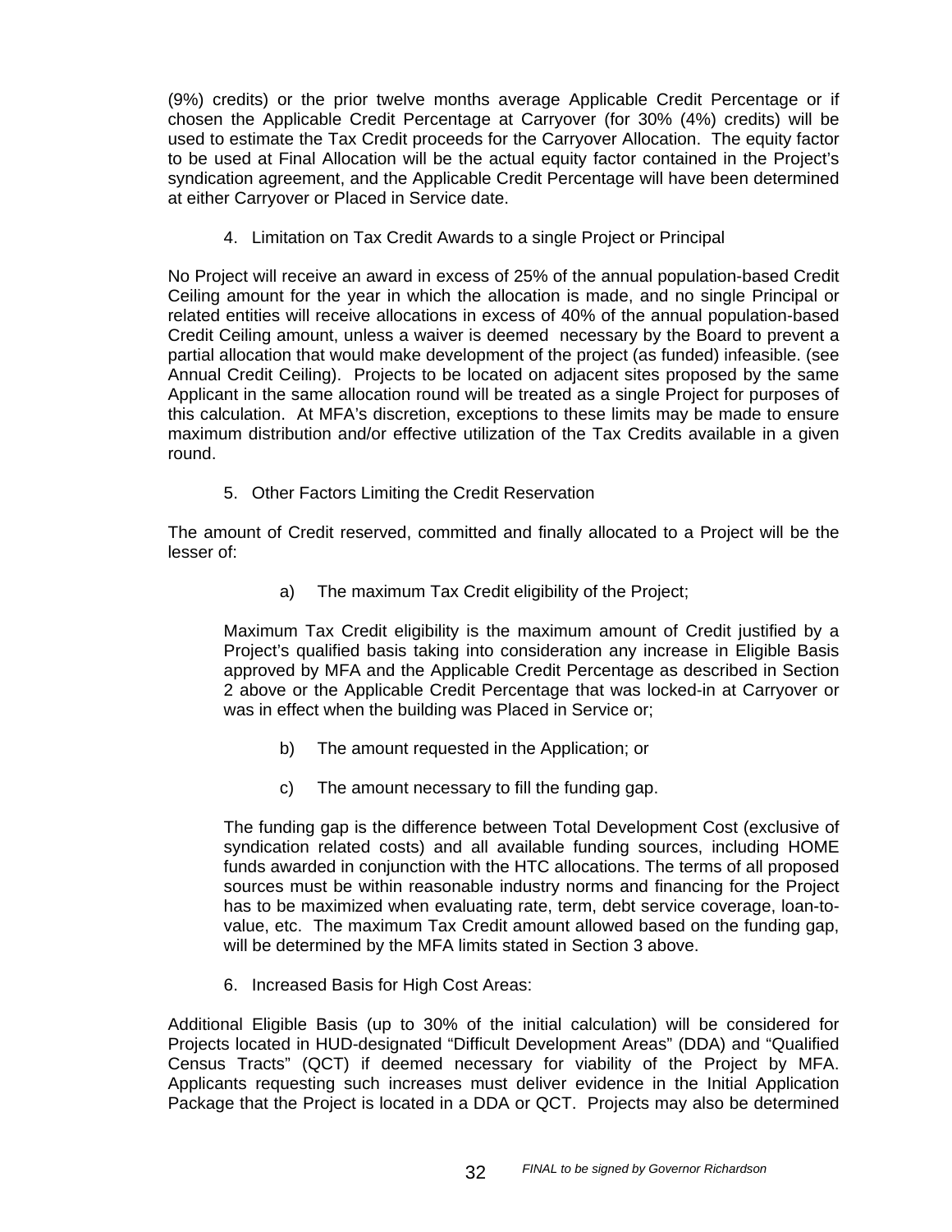(9%) credits) or the prior twelve months average Applicable Credit Percentage or if chosen the Applicable Credit Percentage at Carryover (for 30% (4%) credits) will be used to estimate the Tax Credit proceeds for the Carryover Allocation. The equity factor to be used at Final Allocation will be the actual equity factor contained in the Project's syndication agreement, and the Applicable Credit Percentage will have been determined at either Carryover or Placed in Service date.

4. Limitation on Tax Credit Awards to a single Project or Principal

No Project will receive an award in excess of 25% of the annual population-based Credit Ceiling amount for the year in which the allocation is made, and no single Principal or related entities will receive allocations in excess of 40% of the annual population-based Credit Ceiling amount, unless a waiver is deemed necessary by the Board to prevent a partial allocation that would make development of the project (as funded) infeasible. (see Annual Credit Ceiling). Projects to be located on adjacent sites proposed by the same Applicant in the same allocation round will be treated as a single Project for purposes of this calculation. At MFA's discretion, exceptions to these limits may be made to ensure maximum distribution and/or effective utilization of the Tax Credits available in a given round.

5. Other Factors Limiting the Credit Reservation

The amount of Credit reserved, committed and finally allocated to a Project will be the lesser of:

a) The maximum Tax Credit eligibility of the Project;

Maximum Tax Credit eligibility is the maximum amount of Credit justified by a Project's qualified basis taking into consideration any increase in Eligible Basis approved by MFA and the Applicable Credit Percentage as described in Section 2 above or the Applicable Credit Percentage that was locked-in at Carryover or was in effect when the building was Placed in Service or;

b) The amount requested in the Application; or

c) The amount necessary to fill the funding gap.

The funding gap is the difference between Total Development Cost (exclusive of syndication related costs) and all available funding sources, including HOME funds awarded in conjunction with the HTC allocations. The terms of all proposed sources must be within reasonable industry norms and financing for the Project has to be maximized when evaluating rate, term, debt service coverage, loan-to-value, etc. The maximum Tax Credit amount allowed based on the funding gap, will be determined by the MFA limits stated in Section 3 above.

6. Increased Basis for High Cost Areas:

Additional Eligible Basis (up to 30% of the initial calculation) will be considered for Projects located in HUD-designated "Difficult Development Areas" (DDA) and "Qualified Census Tracts" (QCT) if deemed necessary for viability of the Project by MFA. Applicants requesting such increases must deliver evidence in the Initial Application Package that the Project is located in a DDA or QCT. Projects may also be determined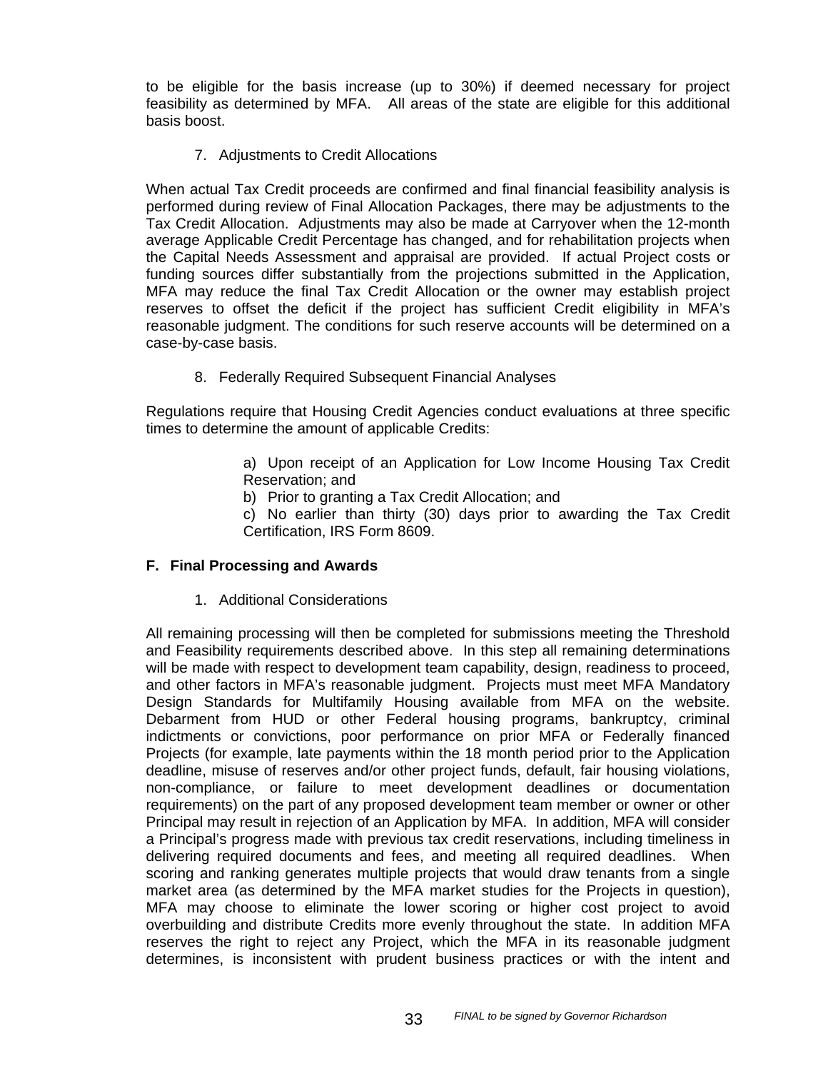to be eligible for the basis increase (up to 30%) if deemed necessary for project feasibility as determined by MFA. All areas of the state are eligible for this additional basis boost.

7. Adjustments to Credit Allocations

When actual Tax Credit proceeds are confirmed and final financial feasibility analysis is performed during review of Final Allocation Packages, there may be adjustments to the Tax Credit Allocation. Adjustments may also be made at Carryover when the 12-month average Applicable Credit Percentage has changed, and for rehabilitation projects when the Capital Needs Assessment and appraisal are provided. If actual Project costs or funding sources differ substantially from the projections submitted in the Application, MFA may reduce the final Tax Credit Allocation or the owner may establish project reserves to offset the deficit if the project has sufficient Credit eligibility in MFA's reasonable judgment. The conditions for such reserve accounts will be determined on a case-by-case basis.

8. Federally Required Subsequent Financial Analyses

Regulations require that Housing Credit Agencies conduct evaluations at three specific times to determine the amount of applicable Credits:

a) Upon receipt of an Application for Low Income Housing Tax Credit Reservation; and
b) Prior to granting a Tax Credit Allocation; and
c) No earlier than thirty (30) days prior to awarding the Tax Credit Certification, IRS Form 8609.

## F. Final Processing and Awards

1. Additional Considerations

All remaining processing will then be completed for submissions meeting the Threshold and Feasibility requirements described above. In this step all remaining determinations will be made with respect to development team capability, design, readiness to proceed, and other factors in MFA's reasonable judgment. Projects must meet MFA Mandatory Design Standards for Multifamily Housing available from MFA on the website. Debarment from HUD or other Federal housing programs, bankruptcy, criminal indictments or convictions, poor performance on prior MFA or Federally financed Projects (for example, late payments within the 18 month period prior to the Application deadline, misuse of reserves and/or other project funds, default, fair housing violations, non-compliance, or failure to meet development deadlines or documentation requirements) on the part of any proposed development team member or owner or other Principal may result in rejection of an Application by MFA. In addition, MFA will consider a Principal's progress made with previous tax credit reservations, including timeliness in delivering required documents and fees, and meeting all required deadlines. When scoring and ranking generates multiple projects that would draw tenants from a single market area (as determined by the MFA market studies for the Projects in question), MFA may choose to eliminate the lower scoring or higher cost project to avoid overbuilding and distribute Credits more evenly throughout the state. In addition MFA reserves the right to reject any Project, which the MFA in its reasonable judgment determines, is inconsistent with prudent business practices or with the intent and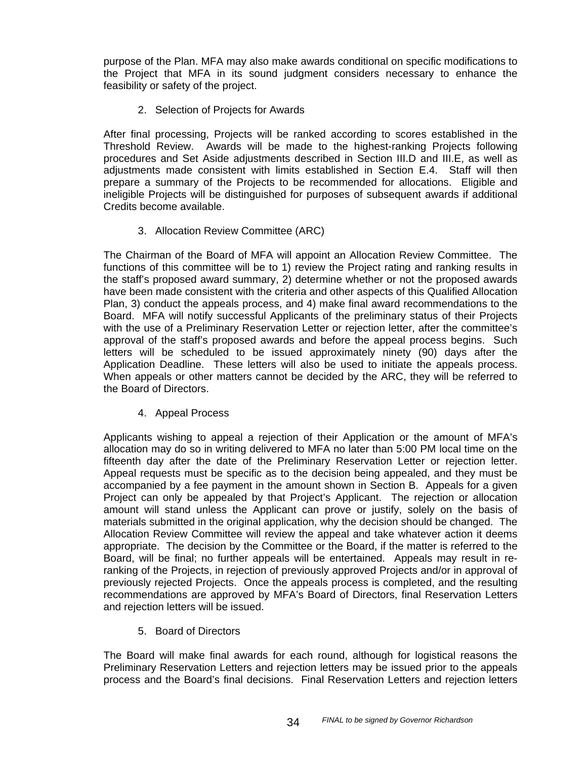purpose of the Plan. MFA may also make awards conditional on specific modifications to the Project that MFA in its sound judgment considers necessary to enhance the feasibility or safety of the project.

2. Selection of Projects for Awards

After final processing, Projects will be ranked according to scores established in the Threshold Review. Awards will be made to the highest-ranking Projects following procedures and Set Aside adjustments described in Section III.D and III.E, as well as adjustments made consistent with limits established in Section E.4. Staff will then prepare a summary of the Projects to be recommended for allocations. Eligible and ineligible Projects will be distinguished for purposes of subsequent awards if additional Credits become available.

3. Allocation Review Committee (ARC)

The Chairman of the Board of MFA will appoint an Allocation Review Committee. The functions of this committee will be to 1) review the Project rating and ranking results in the staff's proposed award summary, 2) determine whether or not the proposed awards have been made consistent with the criteria and other aspects of this Qualified Allocation Plan, 3) conduct the appeals process, and 4) make final award recommendations to the Board. MFA will notify successful Applicants of the preliminary status of their Projects with the use of a Preliminary Reservation Letter or rejection letter, after the committee's approval of the staff's proposed awards and before the appeal process begins. Such letters will be scheduled to be issued approximately ninety (90) days after the Application Deadline. These letters will also be used to initiate the appeals process. When appeals or other matters cannot be decided by the ARC, they will be referred to the Board of Directors.

4. Appeal Process

Applicants wishing to appeal a rejection of their Application or the amount of MFA's allocation may do so in writing delivered to MFA no later than 5:00 PM local time on the fifteenth day after the date of the Preliminary Reservation Letter or rejection letter. Appeal requests must be specific as to the decision being appealed, and they must be accompanied by a fee payment in the amount shown in Section B. Appeals for a given Project can only be appealed by that Project's Applicant. The rejection or allocation amount will stand unless the Applicant can prove or justify, solely on the basis of materials submitted in the original application, why the decision should be changed. The Allocation Review Committee will review the appeal and take whatever action it deems appropriate. The decision by the Committee or the Board, if the matter is referred to the Board, will be final; no further appeals will be entertained. Appeals may result in re-ranking of the Projects, in rejection of previously approved Projects and/or in approval of previously rejected Projects. Once the appeals process is completed, and the resulting recommendations are approved by MFA's Board of Directors, final Reservation Letters and rejection letters will be issued.

5. Board of Directors

The Board will make final awards for each round, although for logistical reasons the Preliminary Reservation Letters and rejection letters may be issued prior to the appeals process and the Board's final decisions. Final Reservation Letters and rejection letters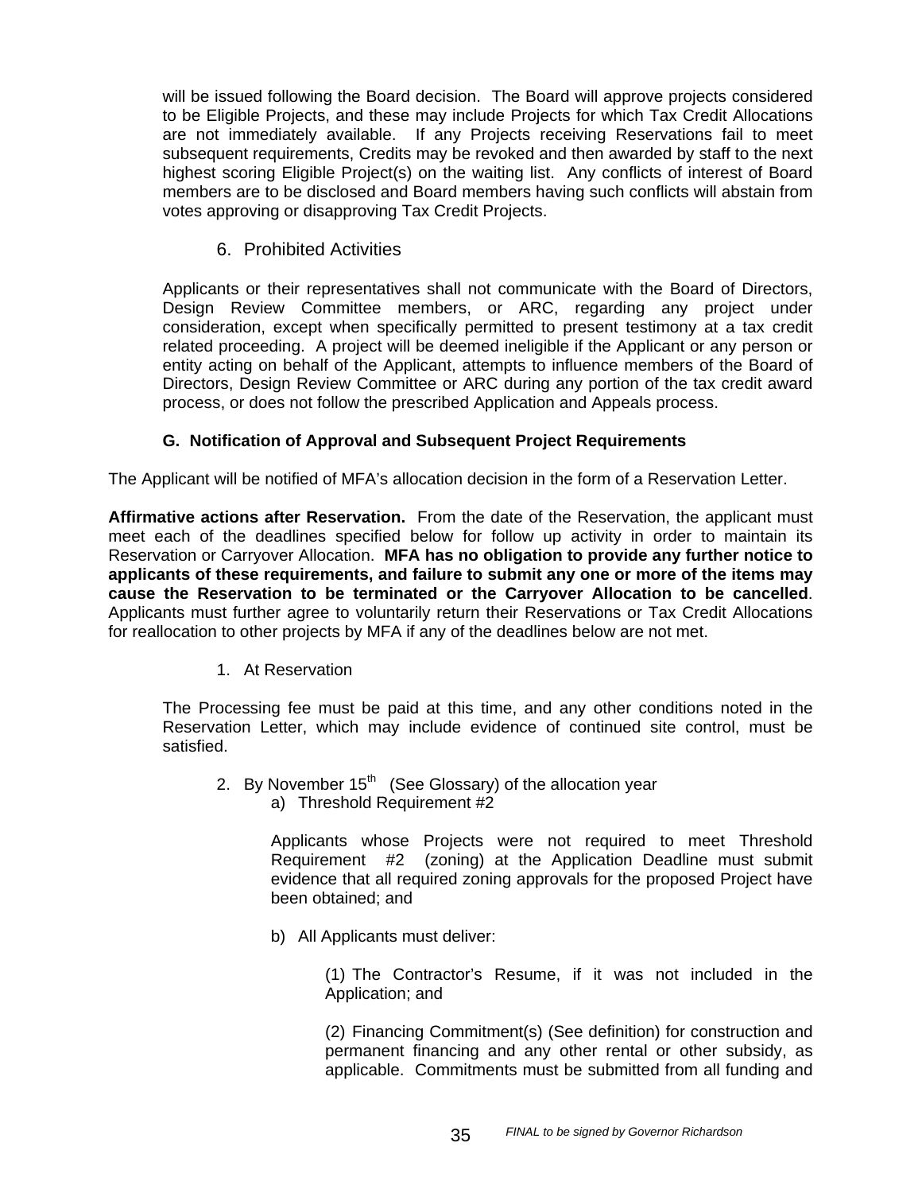will be issued following the Board decision. The Board will approve projects considered to be Eligible Projects, and these may include Projects for which Tax Credit Allocations are not immediately available. If any Projects receiving Reservations fail to meet subsequent requirements, Credits may be revoked and then awarded by staff to the next highest scoring Eligible Project(s) on the waiting list. Any conflicts of interest of Board members are to be disclosed and Board members having such conflicts will abstain from votes approving or disapproving Tax Credit Projects.

### 6. Prohibited Activities

Applicants or their representatives shall not communicate with the Board of Directors, Design Review Committee members, or ARC, regarding any project under consideration, except when specifically permitted to present testimony at a tax credit related proceeding. A project will be deemed ineligible if the Applicant or any person or entity acting on behalf of the Applicant, attempts to influence members of the Board of Directors, Design Review Committee or ARC during any portion of the tax credit award process, or does not follow the prescribed Application and Appeals process.

## G. Notification of Approval and Subsequent Project Requirements

The Applicant will be notified of MFA's allocation decision in the form of a Reservation Letter.

**Affirmative actions after Reservation.** From the date of the Reservation, the applicant must meet each of the deadlines specified below for follow up activity in order to maintain its Reservation or Carryover Allocation. **MFA has no obligation to provide any further notice to applicants of these requirements, and failure to submit any one or more of the items may cause the Reservation to be terminated or the Carryover Allocation to be cancelled**. Applicants must further agree to voluntarily return their Reservations or Tax Credit Allocations for reallocation to other projects by MFA if any of the deadlines below are not met.

1. At Reservation

The Processing fee must be paid at this time, and any other conditions noted in the Reservation Letter, which may include evidence of continued site control, must be satisfied.

2. By November 15th (See Glossary) of the allocation year

   a) Threshold Requirement #2

   Applicants whose Projects were not required to meet Threshold Requirement #2 (zoning) at the Application Deadline must submit evidence that all required zoning approvals for the proposed Project have been obtained; and

   b) All Applicants must deliver:

   (1) The Contractor's Resume, if it was not included in the Application; and

   (2) Financing Commitment(s) (See definition) for construction and permanent financing and any other rental or other subsidy, as applicable. Commitments must be submitted from all funding and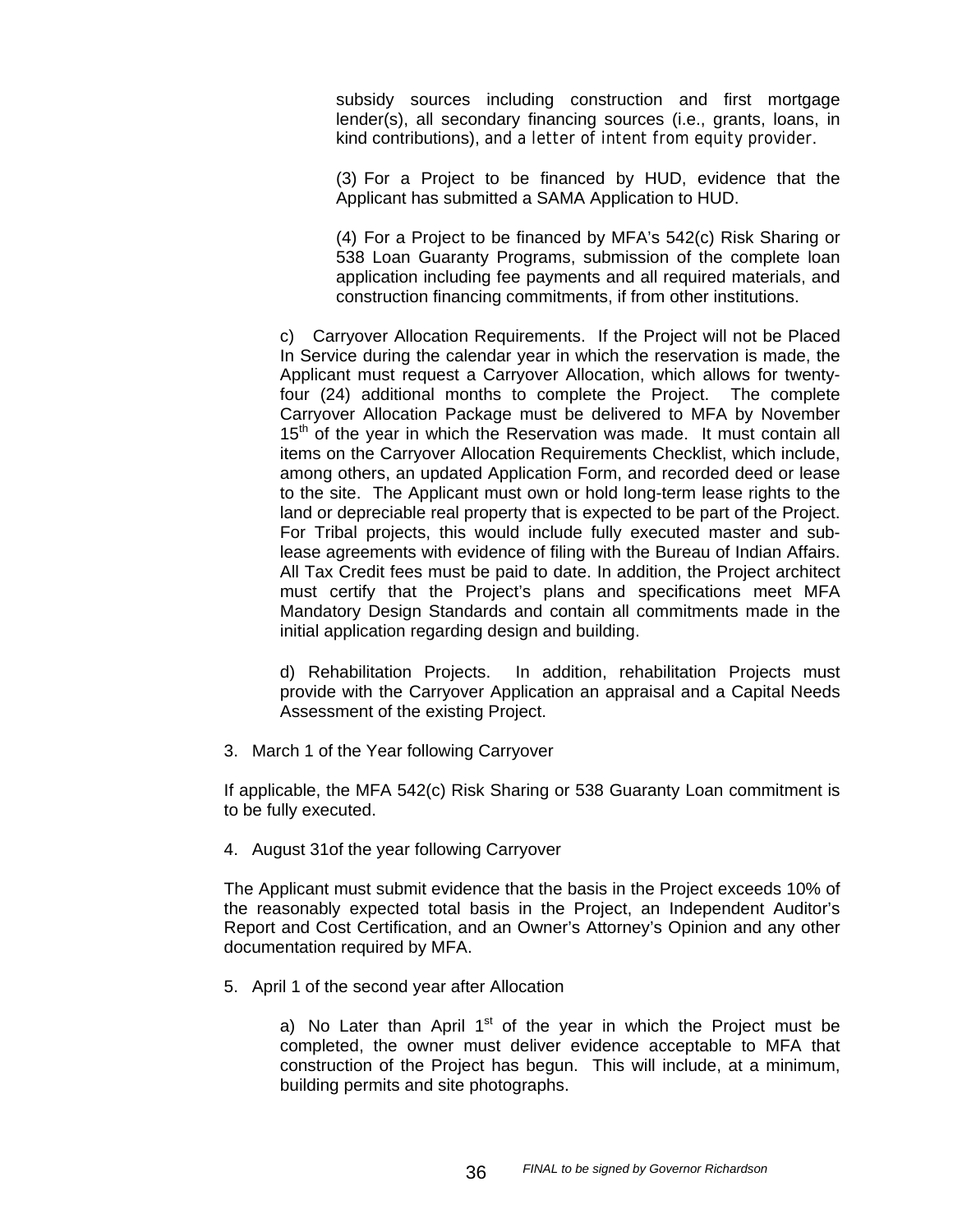subsidy sources including construction and first mortgage lender(s), all secondary financing sources (i.e., grants, loans, in kind contributions), and a letter of intent from equity provider.

(3) For a Project to be financed by HUD, evidence that the Applicant has submitted a SAMA Application to HUD.

(4) For a Project to be financed by MFA's 542(c) Risk Sharing or 538 Loan Guaranty Programs, submission of the complete loan application including fee payments and all required materials, and construction financing commitments, if from other institutions.

c) Carryover Allocation Requirements. If the Project will not be Placed In Service during the calendar year in which the reservation is made, the Applicant must request a Carryover Allocation, which allows for twenty-four (24) additional months to complete the Project. The complete Carryover Allocation Package must be delivered to MFA by November 15th of the year in which the Reservation was made. It must contain all items on the Carryover Allocation Requirements Checklist, which include, among others, an updated Application Form, and recorded deed or lease to the site. The Applicant must own or hold long-term lease rights to the land or depreciable real property that is expected to be part of the Project. For Tribal projects, this would include fully executed master and sub-lease agreements with evidence of filing with the Bureau of Indian Affairs. All Tax Credit fees must be paid to date. In addition, the Project architect must certify that the Project's plans and specifications meet MFA Mandatory Design Standards and contain all commitments made in the initial application regarding design and building.

d) Rehabilitation Projects. In addition, rehabilitation Projects must provide with the Carryover Application an appraisal and a Capital Needs Assessment of the existing Project.

3. March 1 of the Year following Carryover

If applicable, the MFA 542(c) Risk Sharing or 538 Guaranty Loan commitment is to be fully executed.

4. August 31of the year following Carryover

The Applicant must submit evidence that the basis in the Project exceeds 10% of the reasonably expected total basis in the Project, an Independent Auditor's Report and Cost Certification, and an Owner's Attorney's Opinion and any other documentation required by MFA.

5. April 1 of the second year after Allocation

a) No Later than April 1st of the year in which the Project must be completed, the owner must deliver evidence acceptable to MFA that construction of the Project has begun. This will include, at a minimum, building permits and site photographs.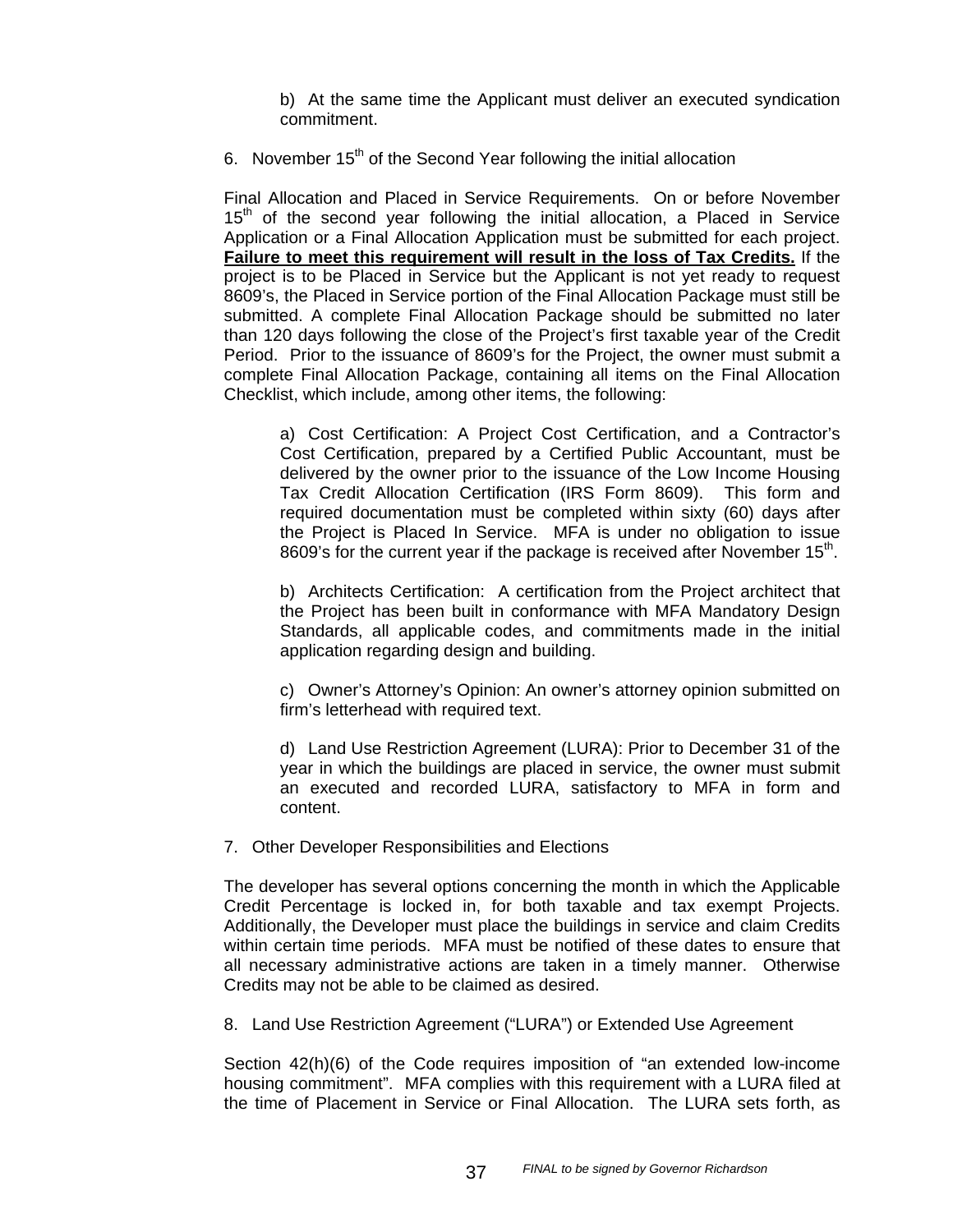b) At the same time the Applicant must deliver an executed syndication commitment.

6. November 15th of the Second Year following the initial allocation

Final Allocation and Placed in Service Requirements. On or before November 15th of the second year following the initial allocation, a Placed in Service Application or a Final Allocation Application must be submitted for each project. **Failure to meet this requirement will result in the loss of Tax Credits.** If the project is to be Placed in Service but the Applicant is not yet ready to request 8609's, the Placed in Service portion of the Final Allocation Package must still be submitted. A complete Final Allocation Package should be submitted no later than 120 days following the close of the Project's first taxable year of the Credit Period. Prior to the issuance of 8609's for the Project, the owner must submit a complete Final Allocation Package, containing all items on the Final Allocation Checklist, which include, among other items, the following:

a) Cost Certification: A Project Cost Certification, and a Contractor's Cost Certification, prepared by a Certified Public Accountant, must be delivered by the owner prior to the issuance of the Low Income Housing Tax Credit Allocation Certification (IRS Form 8609). This form and required documentation must be completed within sixty (60) days after the Project is Placed In Service. MFA is under no obligation to issue 8609's for the current year if the package is received after November 15th.

b) Architects Certification: A certification from the Project architect that the Project has been built in conformance with MFA Mandatory Design Standards, all applicable codes, and commitments made in the initial application regarding design and building.

c) Owner's Attorney's Opinion: An owner's attorney opinion submitted on firm's letterhead with required text.

d) Land Use Restriction Agreement (LURA): Prior to December 31 of the year in which the buildings are placed in service, the owner must submit an executed and recorded LURA, satisfactory to MFA in form and content.

7. Other Developer Responsibilities and Elections

The developer has several options concerning the month in which the Applicable Credit Percentage is locked in, for both taxable and tax exempt Projects. Additionally, the Developer must place the buildings in service and claim Credits within certain time periods. MFA must be notified of these dates to ensure that all necessary administrative actions are taken in a timely manner. Otherwise Credits may not be able to be claimed as desired.

8. Land Use Restriction Agreement ("LURA") or Extended Use Agreement

Section 42(h)(6) of the Code requires imposition of "an extended low-income housing commitment". MFA complies with this requirement with a LURA filed at the time of Placement in Service or Final Allocation. The LURA sets forth, as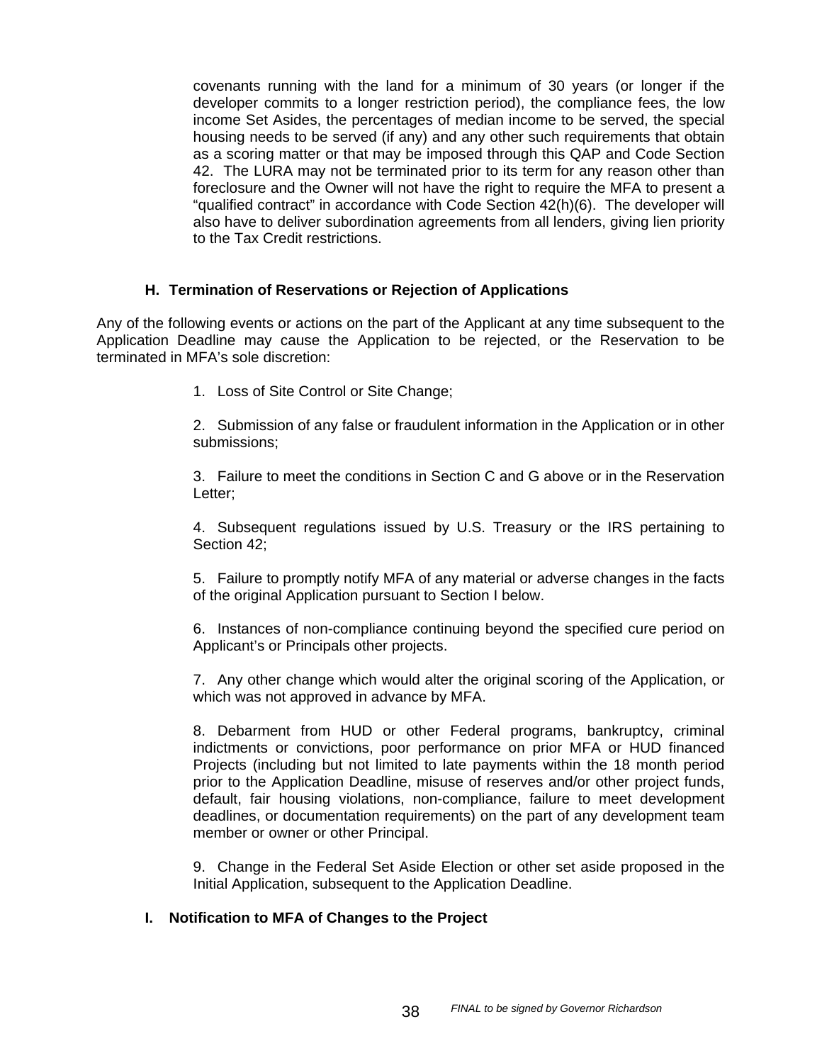covenants running with the land for a minimum of 30 years (or longer if the developer commits to a longer restriction period), the compliance fees, the low income Set Asides, the percentages of median income to be served, the special housing needs to be served (if any) and any other such requirements that obtain as a scoring matter or that may be imposed through this QAP and Code Section 42. The LURA may not be terminated prior to its term for any reason other than foreclosure and the Owner will not have the right to require the MFA to present a "qualified contract" in accordance with Code Section 42(h)(6). The developer will also have to deliver subordination agreements from all lenders, giving lien priority to the Tax Credit restrictions.

### H. Termination of Reservations or Rejection of Applications

Any of the following events or actions on the part of the Applicant at any time subsequent to the Application Deadline may cause the Application to be rejected, or the Reservation to be terminated in MFA's sole discretion:

1. Loss of Site Control or Site Change;

2. Submission of any false or fraudulent information in the Application or in other submissions;

3. Failure to meet the conditions in Section C and G above or in the Reservation Letter;

4. Subsequent regulations issued by U.S. Treasury or the IRS pertaining to Section 42;

5. Failure to promptly notify MFA of any material or adverse changes in the facts of the original Application pursuant to Section I below.

6. Instances of non-compliance continuing beyond the specified cure period on Applicant's or Principals other projects.

7. Any other change which would alter the original scoring of the Application, or which was not approved in advance by MFA.

8. Debarment from HUD or other Federal programs, bankruptcy, criminal indictments or convictions, poor performance on prior MFA or HUD financed Projects (including but not limited to late payments within the 18 month period prior to the Application Deadline, misuse of reserves and/or other project funds, default, fair housing violations, non-compliance, failure to meet development deadlines, or documentation requirements) on the part of any development team member or owner or other Principal.

9. Change in the Federal Set Aside Election or other set aside proposed in the Initial Application, subsequent to the Application Deadline.

### I. Notification to MFA of Changes to the Project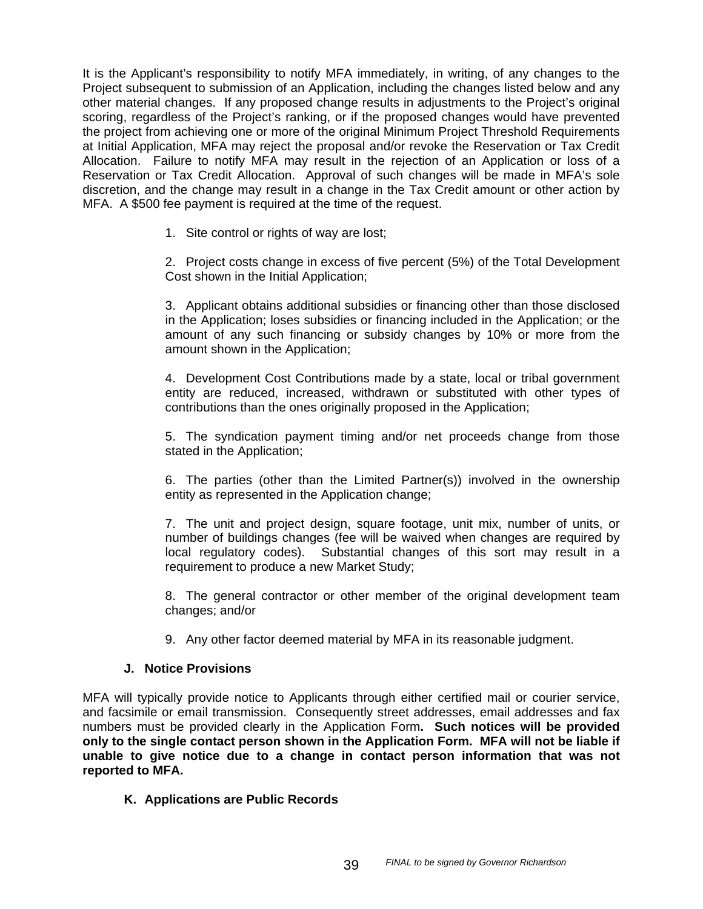It is the Applicant's responsibility to notify MFA immediately, in writing, of any changes to the Project subsequent to submission of an Application, including the changes listed below and any other material changes. If any proposed change results in adjustments to the Project's original scoring, regardless of the Project's ranking, or if the proposed changes would have prevented the project from achieving one or more of the original Minimum Project Threshold Requirements at Initial Application, MFA may reject the proposal and/or revoke the Reservation or Tax Credit Allocation. Failure to notify MFA may result in the rejection of an Application or loss of a Reservation or Tax Credit Allocation. Approval of such changes will be made in MFA's sole discretion, and the change may result in a change in the Tax Credit amount or other action by MFA. A $500 fee payment is required at the time of the request.

1. Site control or rights of way are lost;

2. Project costs change in excess of five percent (5%) of the Total Development Cost shown in the Initial Application;

3. Applicant obtains additional subsidies or financing other than those disclosed in the Application; loses subsidies or financing included in the Application; or the amount of any such financing or subsidy changes by 10% or more from the amount shown in the Application;

4. Development Cost Contributions made by a state, local or tribal government entity are reduced, increased, withdrawn or substituted with other types of contributions than the ones originally proposed in the Application;

5. The syndication payment timing and/or net proceeds change from those stated in the Application;

6. The parties (other than the Limited Partner(s)) involved in the ownership entity as represented in the Application change;

7. The unit and project design, square footage, unit mix, number of units, or number of buildings changes (fee will be waived when changes are required by local regulatory codes). Substantial changes of this sort may result in a requirement to produce a new Market Study;

8. The general contractor or other member of the original development team changes; and/or

9. Any other factor deemed material by MFA in its reasonable judgment.

### J. Notice Provisions

MFA will typically provide notice to Applicants through either certified mail or courier service, and facsimile or email transmission. Consequently street addresses, email addresses and fax numbers must be provided clearly in the Application Form**. Such notices will be provided only to the single contact person shown in the Application Form. MFA will not be liable if unable to give notice due to a change in contact person information that was not reported to MFA.**

### K. Applications are Public Records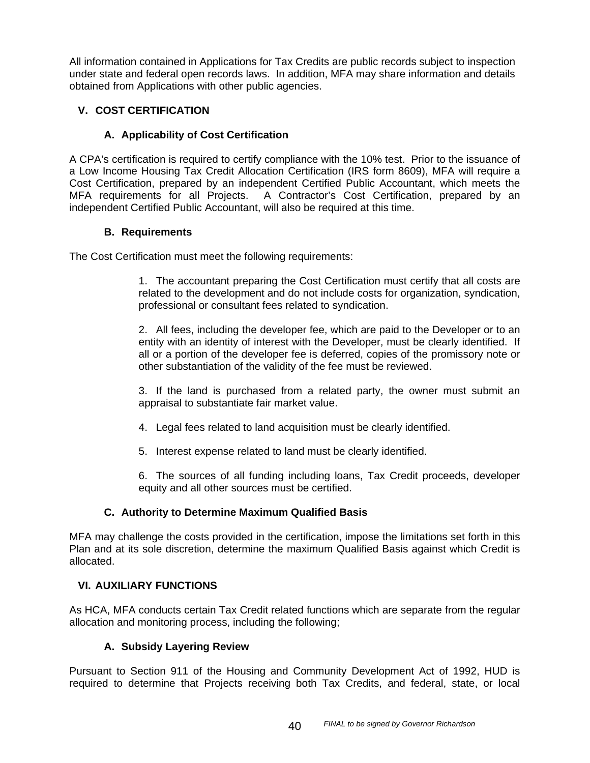All information contained in Applications for Tax Credits are public records subject to inspection under state and federal open records laws. In addition, MFA may share information and details obtained from Applications with other public agencies.

## V. COST CERTIFICATION

### A. Applicability of Cost Certification

A CPA's certification is required to certify compliance with the 10% test. Prior to the issuance of a Low Income Housing Tax Credit Allocation Certification (IRS form 8609), MFA will require a Cost Certification, prepared by an independent Certified Public Accountant, which meets the MFA requirements for all Projects. A Contractor's Cost Certification, prepared by an independent Certified Public Accountant, will also be required at this time.

### B. Requirements

The Cost Certification must meet the following requirements:

1. The accountant preparing the Cost Certification must certify that all costs are related to the development and do not include costs for organization, syndication, professional or consultant fees related to syndication.

2. All fees, including the developer fee, which are paid to the Developer or to an entity with an identity of interest with the Developer, must be clearly identified. If all or a portion of the developer fee is deferred, copies of the promissory note or other substantiation of the validity of the fee must be reviewed.

3. If the land is purchased from a related party, the owner must submit an appraisal to substantiate fair market value.

4. Legal fees related to land acquisition must be clearly identified.

5. Interest expense related to land must be clearly identified.

6. The sources of all funding including loans, Tax Credit proceeds, developer equity and all other sources must be certified.

### C. Authority to Determine Maximum Qualified Basis

MFA may challenge the costs provided in the certification, impose the limitations set forth in this Plan and at its sole discretion, determine the maximum Qualified Basis against which Credit is allocated.

## VI. AUXILIARY FUNCTIONS

As HCA, MFA conducts certain Tax Credit related functions which are separate from the regular allocation and monitoring process, including the following;

### A. Subsidy Layering Review

Pursuant to Section 911 of the Housing and Community Development Act of 1992, HUD is required to determine that Projects receiving both Tax Credits, and federal, state, or local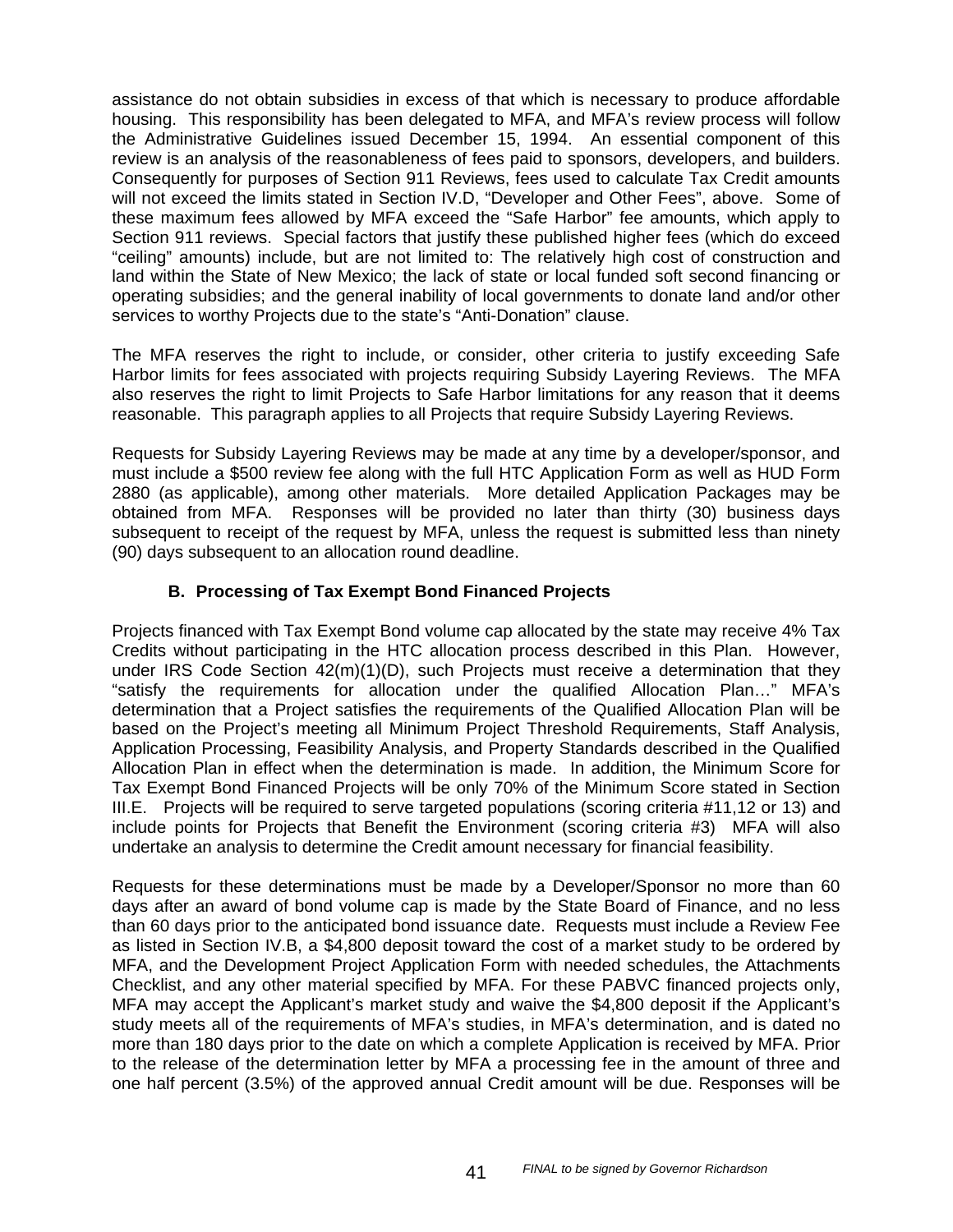assistance do not obtain subsidies in excess of that which is necessary to produce affordable housing. This responsibility has been delegated to MFA, and MFA's review process will follow the Administrative Guidelines issued December 15, 1994. An essential component of this review is an analysis of the reasonableness of fees paid to sponsors, developers, and builders. Consequently for purposes of Section 911 Reviews, fees used to calculate Tax Credit amounts will not exceed the limits stated in Section IV.D, "Developer and Other Fees", above. Some of these maximum fees allowed by MFA exceed the "Safe Harbor" fee amounts, which apply to Section 911 reviews. Special factors that justify these published higher fees (which do exceed "ceiling" amounts) include, but are not limited to: The relatively high cost of construction and land within the State of New Mexico; the lack of state or local funded soft second financing or operating subsidies; and the general inability of local governments to donate land and/or other services to worthy Projects due to the state's "Anti-Donation" clause.

The MFA reserves the right to include, or consider, other criteria to justify exceeding Safe Harbor limits for fees associated with projects requiring Subsidy Layering Reviews. The MFA also reserves the right to limit Projects to Safe Harbor limitations for any reason that it deems reasonable. This paragraph applies to all Projects that require Subsidy Layering Reviews.

Requests for Subsidy Layering Reviews may be made at any time by a developer/sponsor, and must include a $500 review fee along with the full HTC Application Form as well as HUD Form 2880 (as applicable), among other materials. More detailed Application Packages may be obtained from MFA. Responses will be provided no later than thirty (30) business days subsequent to receipt of the request by MFA, unless the request is submitted less than ninety (90) days subsequent to an allocation round deadline.

### B. Processing of Tax Exempt Bond Financed Projects

Projects financed with Tax Exempt Bond volume cap allocated by the state may receive 4% Tax Credits without participating in the HTC allocation process described in this Plan. However, under IRS Code Section 42(m)(1)(D), such Projects must receive a determination that they "satisfy the requirements for allocation under the qualified Allocation Plan…" MFA's determination that a Project satisfies the requirements of the Qualified Allocation Plan will be based on the Project's meeting all Minimum Project Threshold Requirements, Staff Analysis, Application Processing, Feasibility Analysis, and Property Standards described in the Qualified Allocation Plan in effect when the determination is made. In addition, the Minimum Score for Tax Exempt Bond Financed Projects will be only 70% of the Minimum Score stated in Section III.E. Projects will be required to serve targeted populations (scoring criteria #11,12 or 13) and include points for Projects that Benefit the Environment (scoring criteria #3) MFA will also undertake an analysis to determine the Credit amount necessary for financial feasibility.

Requests for these determinations must be made by a Developer/Sponsor no more than 60 days after an award of bond volume cap is made by the State Board of Finance, and no less than 60 days prior to the anticipated bond issuance date. Requests must include a Review Fee as listed in Section IV.B, a $4,800 deposit toward the cost of a market study to be ordered by MFA, and the Development Project Application Form with needed schedules, the Attachments Checklist, and any other material specified by MFA. For these PABVC financed projects only, MFA may accept the Applicant's market study and waive the $4,800 deposit if the Applicant's study meets all of the requirements of MFA's studies, in MFA's determination, and is dated no more than 180 days prior to the date on which a complete Application is received by MFA. Prior to the release of the determination letter by MFA a processing fee in the amount of three and one half percent (3.5%) of the approved annual Credit amount will be due. Responses will be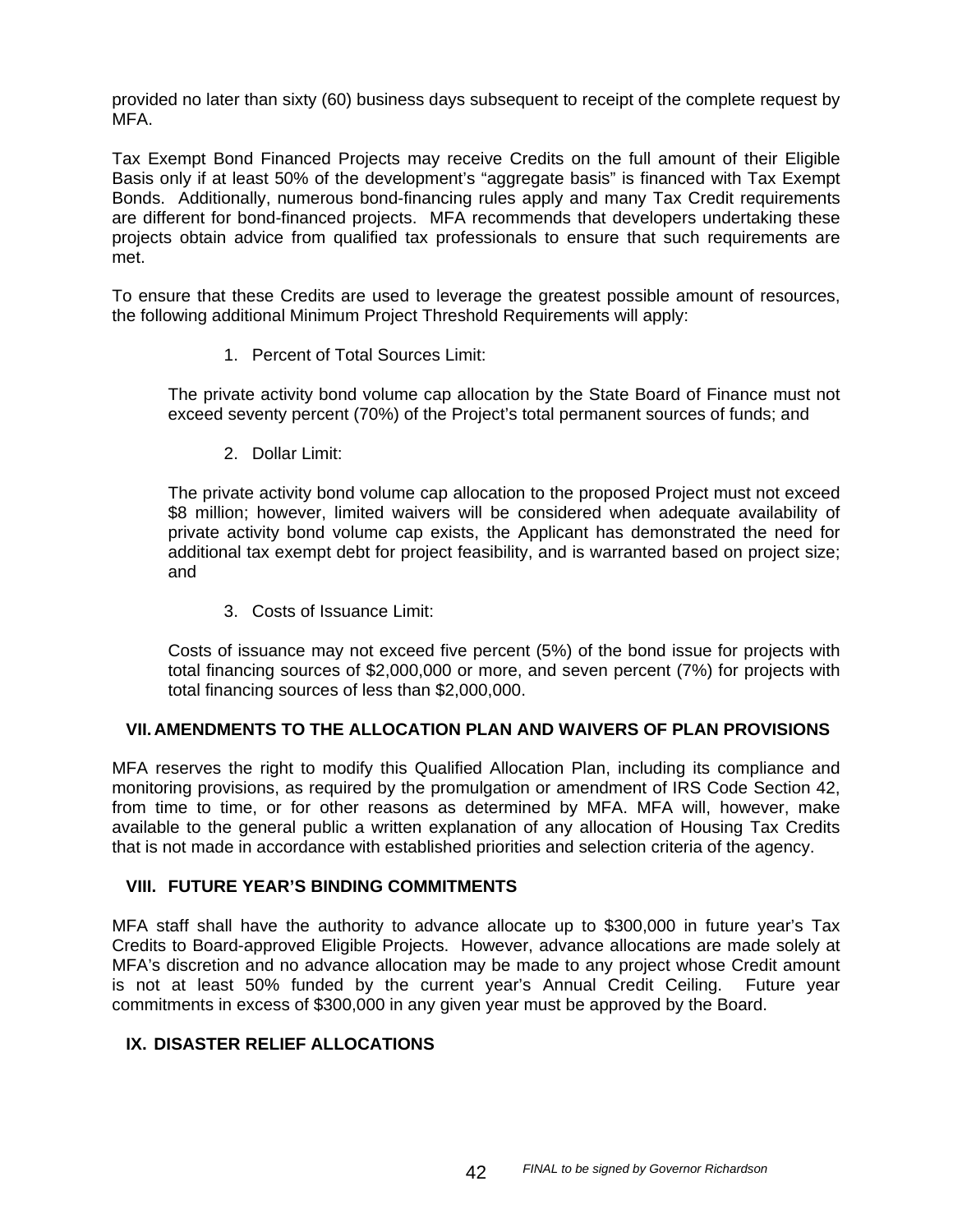provided no later than sixty (60) business days subsequent to receipt of the complete request by MFA.

Tax Exempt Bond Financed Projects may receive Credits on the full amount of their Eligible Basis only if at least 50% of the development's "aggregate basis" is financed with Tax Exempt Bonds. Additionally, numerous bond-financing rules apply and many Tax Credit requirements are different for bond-financed projects. MFA recommends that developers undertaking these projects obtain advice from qualified tax professionals to ensure that such requirements are met.

To ensure that these Credits are used to leverage the greatest possible amount of resources, the following additional Minimum Project Threshold Requirements will apply:

1. Percent of Total Sources Limit:

The private activity bond volume cap allocation by the State Board of Finance must not exceed seventy percent (70%) of the Project's total permanent sources of funds; and

2. Dollar Limit:

The private activity bond volume cap allocation to the proposed Project must not exceed $8 million; however, limited waivers will be considered when adequate availability of private activity bond volume cap exists, the Applicant has demonstrated the need for additional tax exempt debt for project feasibility, and is warranted based on project size; and

3. Costs of Issuance Limit:

Costs of issuance may not exceed five percent (5%) of the bond issue for projects with total financing sources of $2,000,000 or more, and seven percent (7%) for projects with total financing sources of less than $2,000,000.

## VII. AMENDMENTS TO THE ALLOCATION PLAN AND WAIVERS OF PLAN PROVISIONS

MFA reserves the right to modify this Qualified Allocation Plan, including its compliance and monitoring provisions, as required by the promulgation or amendment of IRS Code Section 42, from time to time, or for other reasons as determined by MFA. MFA will, however, make available to the general public a written explanation of any allocation of Housing Tax Credits that is not made in accordance with established priorities and selection criteria of the agency.

## VIII. FUTURE YEAR'S BINDING COMMITMENTS

MFA staff shall have the authority to advance allocate up to $300,000 in future year's Tax Credits to Board-approved Eligible Projects. However, advance allocations are made solely at MFA's discretion and no advance allocation may be made to any project whose Credit amount is not at least 50% funded by the current year's Annual Credit Ceiling. Future year commitments in excess of $300,000 in any given year must be approved by the Board.

## IX. DISASTER RELIEF ALLOCATIONS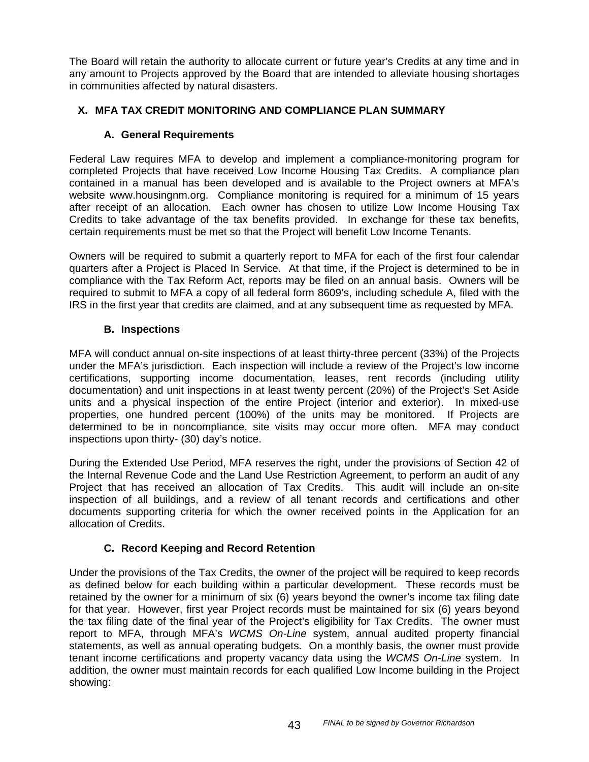The Board will retain the authority to allocate current or future year's Credits at any time and in any amount to Projects approved by the Board that are intended to alleviate housing shortages in communities affected by natural disasters.

## X. MFA TAX CREDIT MONITORING AND COMPLIANCE PLAN SUMMARY

### A. General Requirements

Federal Law requires MFA to develop and implement a compliance-monitoring program for completed Projects that have received Low Income Housing Tax Credits. A compliance plan contained in a manual has been developed and is available to the Project owners at MFA's website www.housingnm.org. Compliance monitoring is required for a minimum of 15 years after receipt of an allocation. Each owner has chosen to utilize Low Income Housing Tax Credits to take advantage of the tax benefits provided. In exchange for these tax benefits, certain requirements must be met so that the Project will benefit Low Income Tenants.

Owners will be required to submit a quarterly report to MFA for each of the first four calendar quarters after a Project is Placed In Service. At that time, if the Project is determined to be in compliance with the Tax Reform Act, reports may be filed on an annual basis. Owners will be required to submit to MFA a copy of all federal form 8609's, including schedule A, filed with the IRS in the first year that credits are claimed, and at any subsequent time as requested by MFA.

### B. Inspections

MFA will conduct annual on-site inspections of at least thirty-three percent (33%) of the Projects under the MFA's jurisdiction. Each inspection will include a review of the Project's low income certifications, supporting income documentation, leases, rent records (including utility documentation) and unit inspections in at least twenty percent (20%) of the Project's Set Aside units and a physical inspection of the entire Project (interior and exterior). In mixed-use properties, one hundred percent (100%) of the units may be monitored. If Projects are determined to be in noncompliance, site visits may occur more often. MFA may conduct inspections upon thirty- (30) day's notice.

During the Extended Use Period, MFA reserves the right, under the provisions of Section 42 of the Internal Revenue Code and the Land Use Restriction Agreement, to perform an audit of any Project that has received an allocation of Tax Credits. This audit will include an on-site inspection of all buildings, and a review of all tenant records and certifications and other documents supporting criteria for which the owner received points in the Application for an allocation of Credits.

### C. Record Keeping and Record Retention

Under the provisions of the Tax Credits, the owner of the project will be required to keep records as defined below for each building within a particular development. These records must be retained by the owner for a minimum of six (6) years beyond the owner's income tax filing date for that year. However, first year Project records must be maintained for six (6) years beyond the tax filing date of the final year of the Project's eligibility for Tax Credits. The owner must report to MFA, through MFA's *WCMS On-Line* system, annual audited property financial statements, as well as annual operating budgets. On a monthly basis, the owner must provide tenant income certifications and property vacancy data using the *WCMS On-Line* system. In addition, the owner must maintain records for each qualified Low Income building in the Project showing: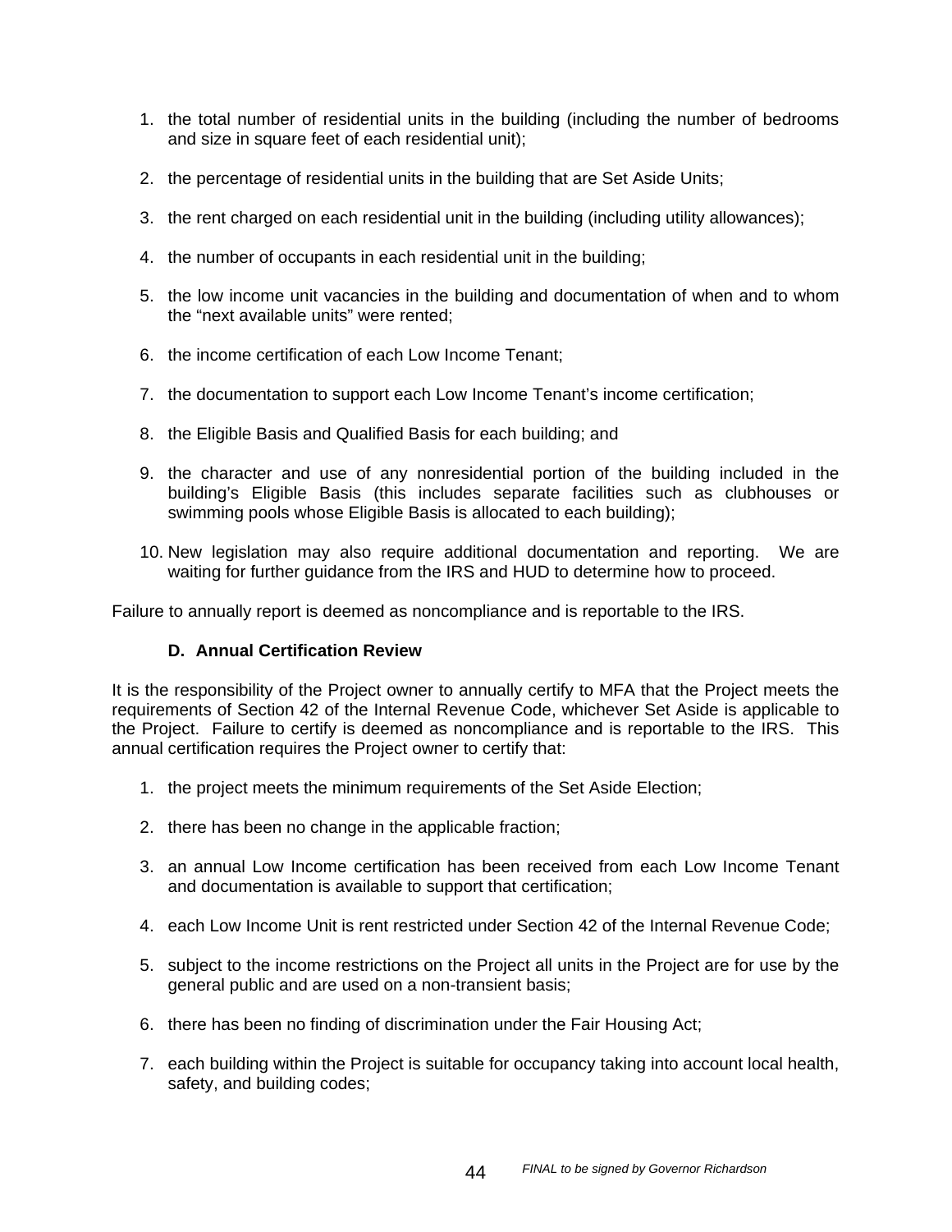1. the total number of residential units in the building (including the number of bedrooms and size in square feet of each residential unit);

2. the percentage of residential units in the building that are Set Aside Units;

3. the rent charged on each residential unit in the building (including utility allowances);

4. the number of occupants in each residential unit in the building;

5. the low income unit vacancies in the building and documentation of when and to whom the "next available units" were rented;

6. the income certification of each Low Income Tenant;

7. the documentation to support each Low Income Tenant's income certification;

8. the Eligible Basis and Qualified Basis for each building; and

9. the character and use of any nonresidential portion of the building included in the building's Eligible Basis (this includes separate facilities such as clubhouses or swimming pools whose Eligible Basis is allocated to each building);

10. New legislation may also require additional documentation and reporting. We are waiting for further guidance from the IRS and HUD to determine how to proceed.

Failure to annually report is deemed as noncompliance and is reportable to the IRS.

### D. Annual Certification Review

It is the responsibility of the Project owner to annually certify to MFA that the Project meets the requirements of Section 42 of the Internal Revenue Code, whichever Set Aside is applicable to the Project. Failure to certify is deemed as noncompliance and is reportable to the IRS. This annual certification requires the Project owner to certify that:

1. the project meets the minimum requirements of the Set Aside Election;

2. there has been no change in the applicable fraction;

3. an annual Low Income certification has been received from each Low Income Tenant and documentation is available to support that certification;

4. each Low Income Unit is rent restricted under Section 42 of the Internal Revenue Code;

5. subject to the income restrictions on the Project all units in the Project are for use by the general public and are used on a non-transient basis;

6. there has been no finding of discrimination under the Fair Housing Act;

7. each building within the Project is suitable for occupancy taking into account local health, safety, and building codes;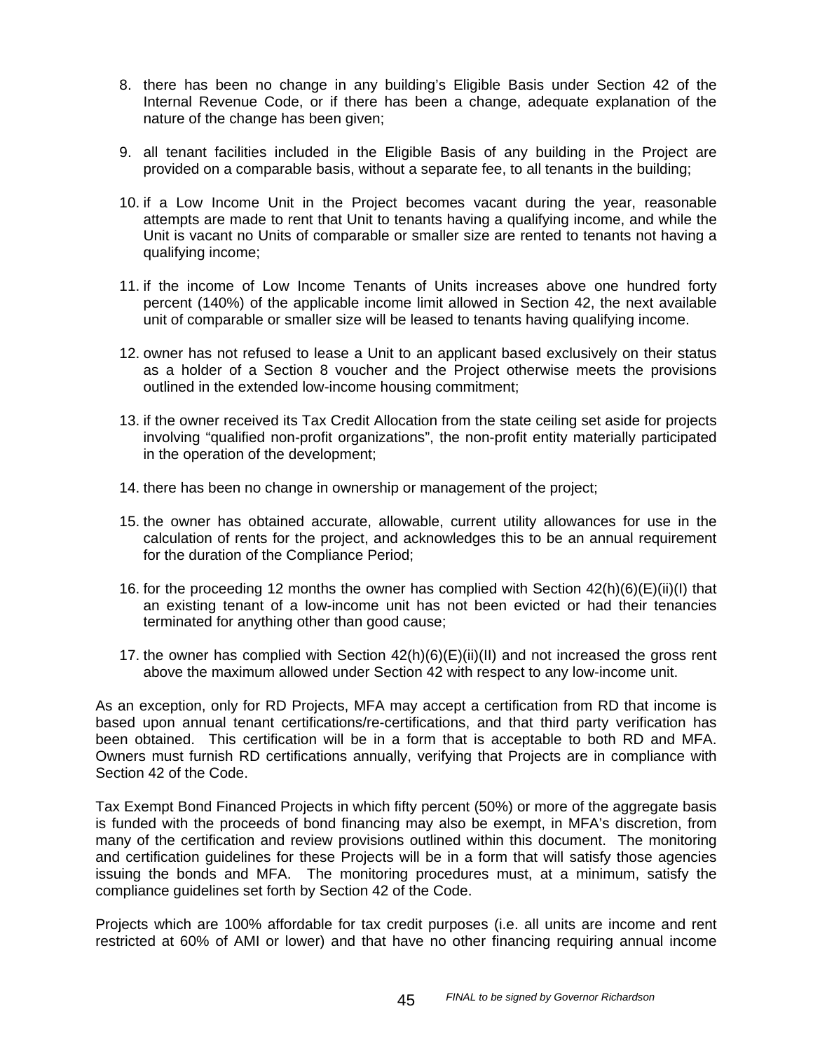8. there has been no change in any building's Eligible Basis under Section 42 of the Internal Revenue Code, or if there has been a change, adequate explanation of the nature of the change has been given;

9. all tenant facilities included in the Eligible Basis of any building in the Project are provided on a comparable basis, without a separate fee, to all tenants in the building;

10. if a Low Income Unit in the Project becomes vacant during the year, reasonable attempts are made to rent that Unit to tenants having a qualifying income, and while the Unit is vacant no Units of comparable or smaller size are rented to tenants not having a qualifying income;

11. if the income of Low Income Tenants of Units increases above one hundred forty percent (140%) of the applicable income limit allowed in Section 42, the next available unit of comparable or smaller size will be leased to tenants having qualifying income.

12. owner has not refused to lease a Unit to an applicant based exclusively on their status as a holder of a Section 8 voucher and the Project otherwise meets the provisions outlined in the extended low-income housing commitment;

13. if the owner received its Tax Credit Allocation from the state ceiling set aside for projects involving "qualified non-profit organizations", the non-profit entity materially participated in the operation of the development;

14. there has been no change in ownership or management of the project;

15. the owner has obtained accurate, allowable, current utility allowances for use in the calculation of rents for the project, and acknowledges this to be an annual requirement for the duration of the Compliance Period;

16. for the proceeding 12 months the owner has complied with Section 42(h)(6)(E)(ii)(I) that an existing tenant of a low-income unit has not been evicted or had their tenancies terminated for anything other than good cause;

17. the owner has complied with Section 42(h)(6)(E)(ii)(II) and not increased the gross rent above the maximum allowed under Section 42 with respect to any low-income unit.

As an exception, only for RD Projects, MFA may accept a certification from RD that income is based upon annual tenant certifications/re-certifications, and that third party verification has been obtained. This certification will be in a form that is acceptable to both RD and MFA. Owners must furnish RD certifications annually, verifying that Projects are in compliance with Section 42 of the Code.

Tax Exempt Bond Financed Projects in which fifty percent (50%) or more of the aggregate basis is funded with the proceeds of bond financing may also be exempt, in MFA's discretion, from many of the certification and review provisions outlined within this document. The monitoring and certification guidelines for these Projects will be in a form that will satisfy those agencies issuing the bonds and MFA. The monitoring procedures must, at a minimum, satisfy the compliance guidelines set forth by Section 42 of the Code.

Projects which are 100% affordable for tax credit purposes (i.e. all units are income and rent restricted at 60% of AMI or lower) and that have no other financing requiring annual income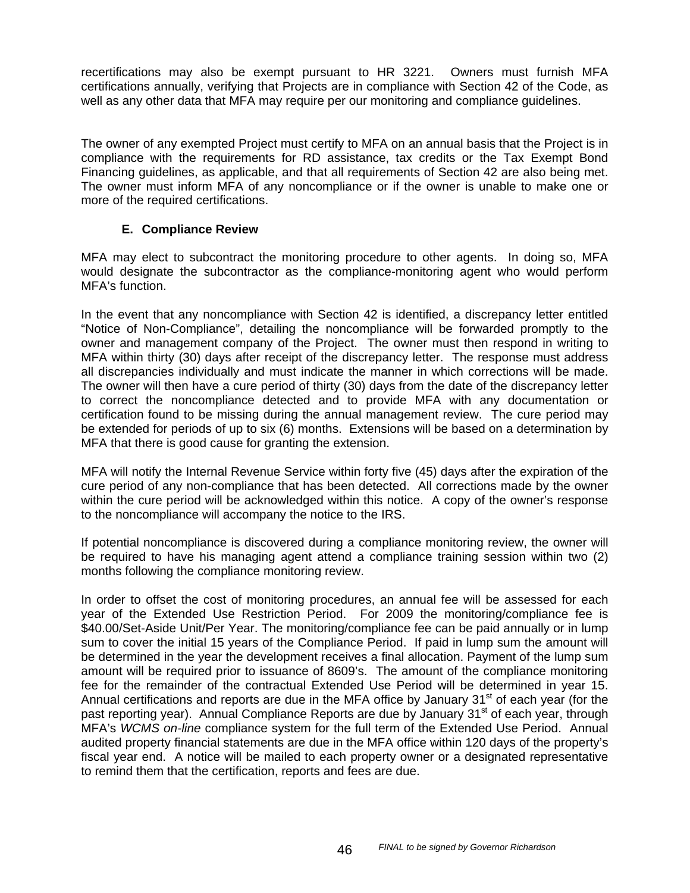recertifications may also be exempt pursuant to HR 3221. Owners must furnish MFA certifications annually, verifying that Projects are in compliance with Section 42 of the Code, as well as any other data that MFA may require per our monitoring and compliance guidelines.

The owner of any exempted Project must certify to MFA on an annual basis that the Project is in compliance with the requirements for RD assistance, tax credits or the Tax Exempt Bond Financing guidelines, as applicable, and that all requirements of Section 42 are also being met. The owner must inform MFA of any noncompliance or if the owner is unable to make one or more of the required certifications.

### E. Compliance Review

MFA may elect to subcontract the monitoring procedure to other agents. In doing so, MFA would designate the subcontractor as the compliance-monitoring agent who would perform MFA's function.

In the event that any noncompliance with Section 42 is identified, a discrepancy letter entitled "Notice of Non-Compliance", detailing the noncompliance will be forwarded promptly to the owner and management company of the Project. The owner must then respond in writing to MFA within thirty (30) days after receipt of the discrepancy letter. The response must address all discrepancies individually and must indicate the manner in which corrections will be made. The owner will then have a cure period of thirty (30) days from the date of the discrepancy letter to correct the noncompliance detected and to provide MFA with any documentation or certification found to be missing during the annual management review. The cure period may be extended for periods of up to six (6) months. Extensions will be based on a determination by MFA that there is good cause for granting the extension.

MFA will notify the Internal Revenue Service within forty five (45) days after the expiration of the cure period of any non-compliance that has been detected. All corrections made by the owner within the cure period will be acknowledged within this notice. A copy of the owner's response to the noncompliance will accompany the notice to the IRS.

If potential noncompliance is discovered during a compliance monitoring review, the owner will be required to have his managing agent attend a compliance training session within two (2) months following the compliance monitoring review.

In order to offset the cost of monitoring procedures, an annual fee will be assessed for each year of the Extended Use Restriction Period. For 2009 the monitoring/compliance fee is $40.00/Set-Aside Unit/Per Year. The monitoring/compliance fee can be paid annually or in lump sum to cover the initial 15 years of the Compliance Period. If paid in lump sum the amount will be determined in the year the development receives a final allocation. Payment of the lump sum amount will be required prior to issuance of 8609's. The amount of the compliance monitoring fee for the remainder of the contractual Extended Use Period will be determined in year 15. Annual certifications and reports are due in the MFA office by January 31st of each year (for the past reporting year). Annual Compliance Reports are due by January 31st of each year, through MFA's *WCMS on-line* compliance system for the full term of the Extended Use Period. Annual audited property financial statements are due in the MFA office within 120 days of the property's fiscal year end. A notice will be mailed to each property owner or a designated representative to remind them that the certification, reports and fees are due.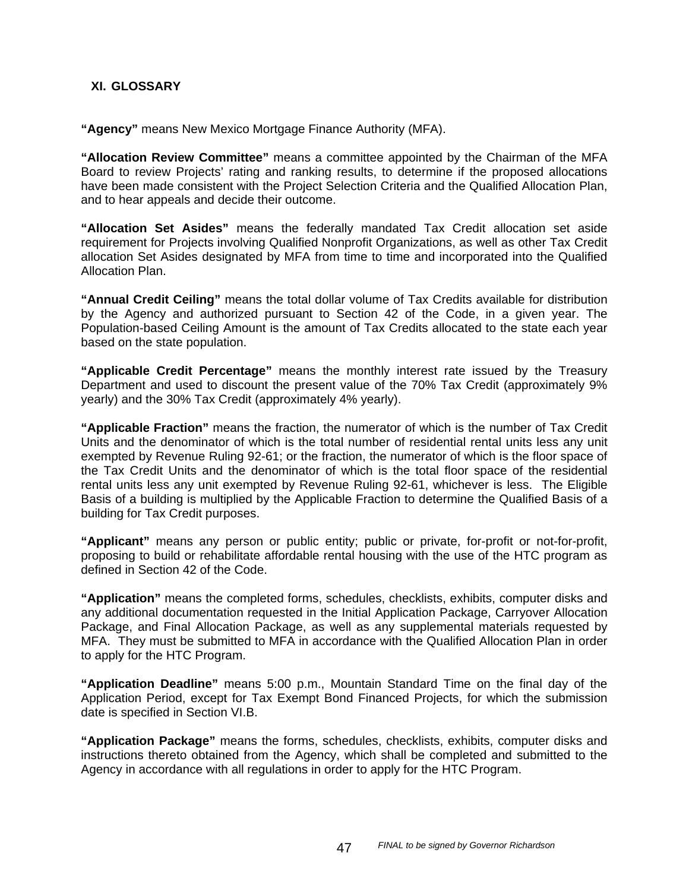## XI. GLOSSARY

**"Agency"** means New Mexico Mortgage Finance Authority (MFA).

**"Allocation Review Committee"** means a committee appointed by the Chairman of the MFA Board to review Projects' rating and ranking results, to determine if the proposed allocations have been made consistent with the Project Selection Criteria and the Qualified Allocation Plan, and to hear appeals and decide their outcome.

**"Allocation Set Asides"** means the federally mandated Tax Credit allocation set aside requirement for Projects involving Qualified Nonprofit Organizations, as well as other Tax Credit allocation Set Asides designated by MFA from time to time and incorporated into the Qualified Allocation Plan.

**"Annual Credit Ceiling"** means the total dollar volume of Tax Credits available for distribution by the Agency and authorized pursuant to Section 42 of the Code, in a given year. The Population-based Ceiling Amount is the amount of Tax Credits allocated to the state each year based on the state population.

**"Applicable Credit Percentage"** means the monthly interest rate issued by the Treasury Department and used to discount the present value of the 70% Tax Credit (approximately 9% yearly) and the 30% Tax Credit (approximately 4% yearly).

**"Applicable Fraction"** means the fraction, the numerator of which is the number of Tax Credit Units and the denominator of which is the total number of residential rental units less any unit exempted by Revenue Ruling 92-61; or the fraction, the numerator of which is the floor space of the Tax Credit Units and the denominator of which is the total floor space of the residential rental units less any unit exempted by Revenue Ruling 92-61, whichever is less. The Eligible Basis of a building is multiplied by the Applicable Fraction to determine the Qualified Basis of a building for Tax Credit purposes.

**"Applicant"** means any person or public entity; public or private, for-profit or not-for-profit, proposing to build or rehabilitate affordable rental housing with the use of the HTC program as defined in Section 42 of the Code.

**"Application"** means the completed forms, schedules, checklists, exhibits, computer disks and any additional documentation requested in the Initial Application Package, Carryover Allocation Package, and Final Allocation Package, as well as any supplemental materials requested by MFA. They must be submitted to MFA in accordance with the Qualified Allocation Plan in order to apply for the HTC Program.

**"Application Deadline"** means 5:00 p.m., Mountain Standard Time on the final day of the Application Period, except for Tax Exempt Bond Financed Projects, for which the submission date is specified in Section VI.B.

**"Application Package"** means the forms, schedules, checklists, exhibits, computer disks and instructions thereto obtained from the Agency, which shall be completed and submitted to the Agency in accordance with all regulations in order to apply for the HTC Program.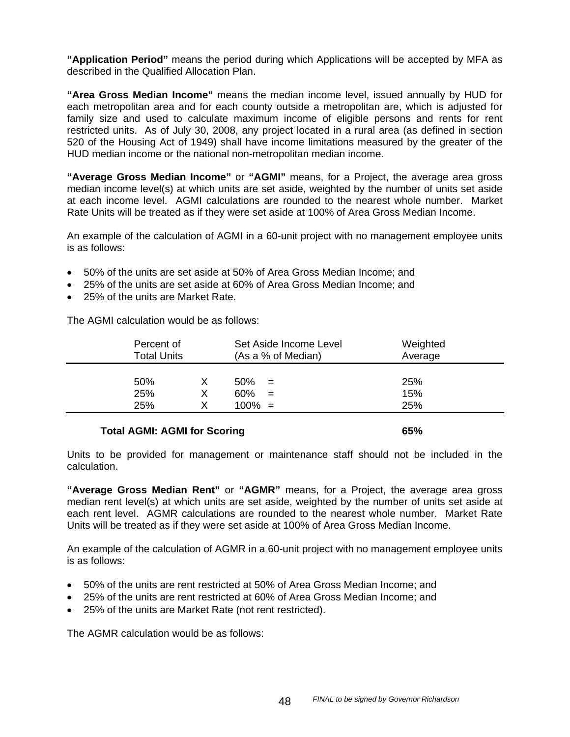**"Application Period"** means the period during which Applications will be accepted by MFA as described in the Qualified Allocation Plan.

**"Area Gross Median Income"** means the median income level, issued annually by HUD for each metropolitan area and for each county outside a metropolitan are, which is adjusted for family size and used to calculate maximum income of eligible persons and rents for rent restricted units. As of July 30, 2008, any project located in a rural area (as defined in section 520 of the Housing Act of 1949) shall have income limitations measured by the greater of the HUD median income or the national non-metropolitan median income.

**"Average Gross Median Income"** or **"AGMI"** means, for a Project, the average area gross median income level(s) at which units are set aside, weighted by the number of units set aside at each income level. AGMI calculations are rounded to the nearest whole number. Market Rate Units will be treated as if they were set aside at 100% of Area Gross Median Income.

An example of the calculation of AGMI in a 60-unit project with no management employee units is as follows:

- 50% of the units are set aside at 50% of Area Gross Median Income; and
- 25% of the units are set aside at 60% of Area Gross Median Income; and
- 25% of the units are Market Rate.

The AGMI calculation would be as follows:

| Percent of Total Units | | Set Aside Income Level (As a % of Median) | | Weighted Average |
|---|---|---|---|---|
| 50% | X | 50% | = | 25% |
| 25% | X | 60% | = | 15% |
| 25% | X | 100% | = | 25% |
| **Total AGMI: AGMI for Scoring** | | | | **65%** |

Units to be provided for management or maintenance staff should not be included in the calculation.

**"Average Gross Median Rent"** or **"AGMR"** means, for a Project, the average area gross median rent level(s) at which units are set aside, weighted by the number of units set aside at each rent level. AGMR calculations are rounded to the nearest whole number. Market Rate Units will be treated as if they were set aside at 100% of Area Gross Median Income.

An example of the calculation of AGMR in a 60-unit project with no management employee units is as follows:

- 50% of the units are rent restricted at 50% of Area Gross Median Income; and
- 25% of the units are rent restricted at 60% of Area Gross Median Income; and
- 25% of the units are Market Rate (not rent restricted).

The AGMR calculation would be as follows: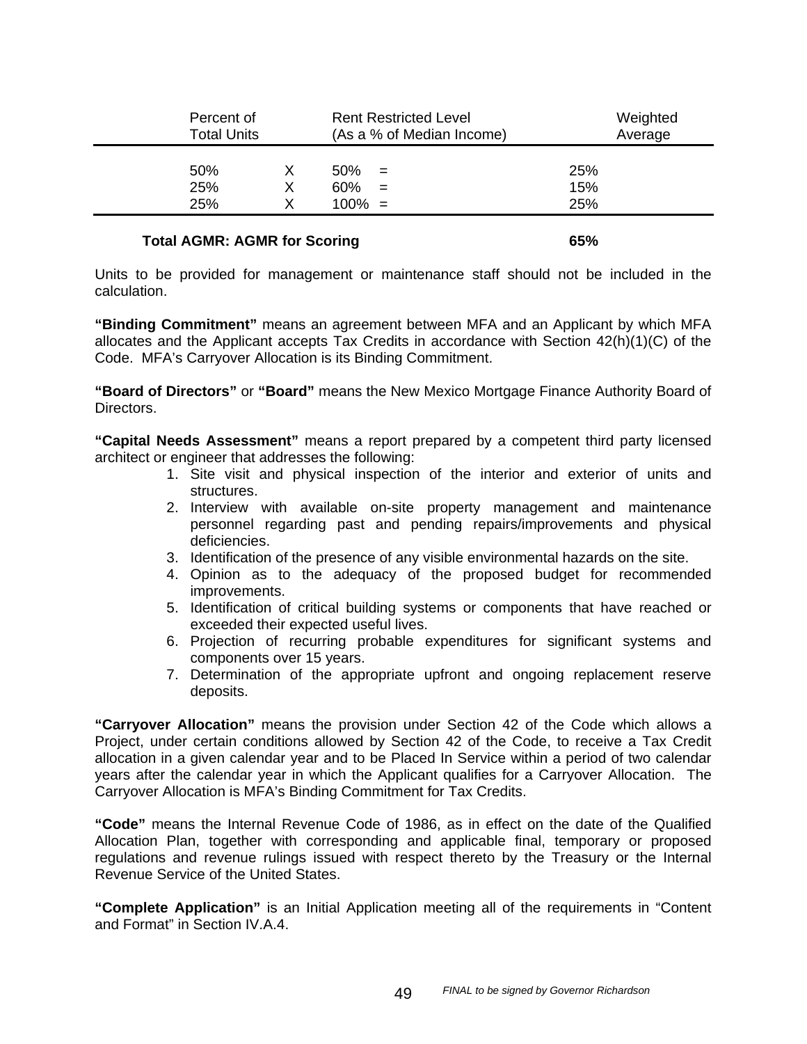| Percent of Total Units | | Rent Restricted Level (As a % of Median Income) | | Weighted Average |
|---|---|---|---|---|
| 50% | X | 50% | = | 25% |
| 25% | X | 60% | = | 15% |
| 25% | X | 100% | = | 25% |

**Total AGMR: AGMR for Scoring** **65%**

Units to be provided for management or maintenance staff should not be included in the calculation.

**"Binding Commitment"** means an agreement between MFA and an Applicant by which MFA allocates and the Applicant accepts Tax Credits in accordance with Section 42(h)(1)(C) of the Code. MFA's Carryover Allocation is its Binding Commitment.

**"Board of Directors"** or **"Board"** means the New Mexico Mortgage Finance Authority Board of Directors.

**"Capital Needs Assessment"** means a report prepared by a competent third party licensed architect or engineer that addresses the following:

1. Site visit and physical inspection of the interior and exterior of units and structures.
2. Interview with available on-site property management and maintenance personnel regarding past and pending repairs/improvements and physical deficiencies.
3. Identification of the presence of any visible environmental hazards on the site.
4. Opinion as to the adequacy of the proposed budget for recommended improvements.
5. Identification of critical building systems or components that have reached or exceeded their expected useful lives.
6. Projection of recurring probable expenditures for significant systems and components over 15 years.
7. Determination of the appropriate upfront and ongoing replacement reserve deposits.

**"Carryover Allocation"** means the provision under Section 42 of the Code which allows a Project, under certain conditions allowed by Section 42 of the Code, to receive a Tax Credit allocation in a given calendar year and to be Placed In Service within a period of two calendar years after the calendar year in which the Applicant qualifies for a Carryover Allocation. The Carryover Allocation is MFA's Binding Commitment for Tax Credits.

**"Code"** means the Internal Revenue Code of 1986, as in effect on the date of the Qualified Allocation Plan, together with corresponding and applicable final, temporary or proposed regulations and revenue rulings issued with respect thereto by the Treasury or the Internal Revenue Service of the United States.

**"Complete Application"** is an Initial Application meeting all of the requirements in "Content and Format" in Section IV.A.4.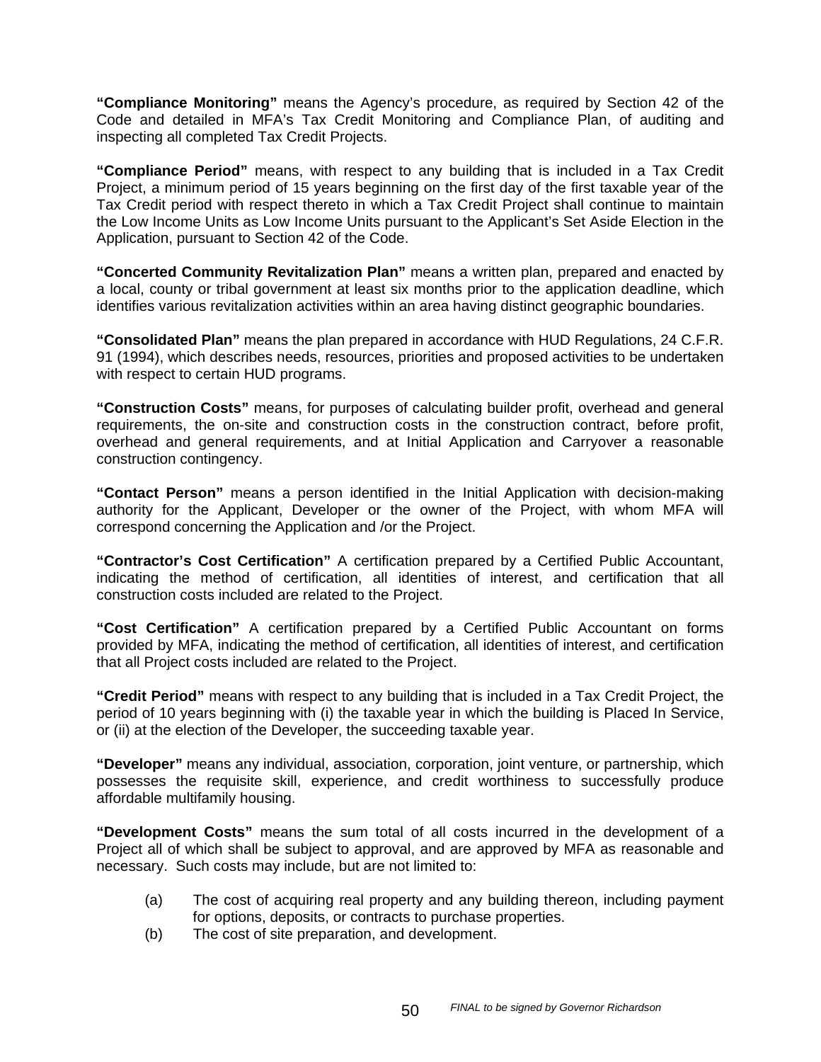**"Compliance Monitoring"** means the Agency's procedure, as required by Section 42 of the Code and detailed in MFA's Tax Credit Monitoring and Compliance Plan, of auditing and inspecting all completed Tax Credit Projects.

**"Compliance Period"** means, with respect to any building that is included in a Tax Credit Project, a minimum period of 15 years beginning on the first day of the first taxable year of the Tax Credit period with respect thereto in which a Tax Credit Project shall continue to maintain the Low Income Units as Low Income Units pursuant to the Applicant's Set Aside Election in the Application, pursuant to Section 42 of the Code.

**"Concerted Community Revitalization Plan"** means a written plan, prepared and enacted by a local, county or tribal government at least six months prior to the application deadline, which identifies various revitalization activities within an area having distinct geographic boundaries.

**"Consolidated Plan"** means the plan prepared in accordance with HUD Regulations, 24 C.F.R. 91 (1994), which describes needs, resources, priorities and proposed activities to be undertaken with respect to certain HUD programs.

**"Construction Costs"** means, for purposes of calculating builder profit, overhead and general requirements, the on-site and construction costs in the construction contract, before profit, overhead and general requirements, and at Initial Application and Carryover a reasonable construction contingency.

**"Contact Person"** means a person identified in the Initial Application with decision-making authority for the Applicant, Developer or the owner of the Project, with whom MFA will correspond concerning the Application and /or the Project.

**"Contractor's Cost Certification"** A certification prepared by a Certified Public Accountant, indicating the method of certification, all identities of interest, and certification that all construction costs included are related to the Project.

**"Cost Certification"** A certification prepared by a Certified Public Accountant on forms provided by MFA, indicating the method of certification, all identities of interest, and certification that all Project costs included are related to the Project.

**"Credit Period"** means with respect to any building that is included in a Tax Credit Project, the period of 10 years beginning with (i) the taxable year in which the building is Placed In Service, or (ii) at the election of the Developer, the succeeding taxable year.

**"Developer"** means any individual, association, corporation, joint venture, or partnership, which possesses the requisite skill, experience, and credit worthiness to successfully produce affordable multifamily housing.

**"Development Costs"** means the sum total of all costs incurred in the development of a Project all of which shall be subject to approval, and are approved by MFA as reasonable and necessary. Such costs may include, but are not limited to:

(a) The cost of acquiring real property and any building thereon, including payment for options, deposits, or contracts to purchase properties.
(b) The cost of site preparation, and development.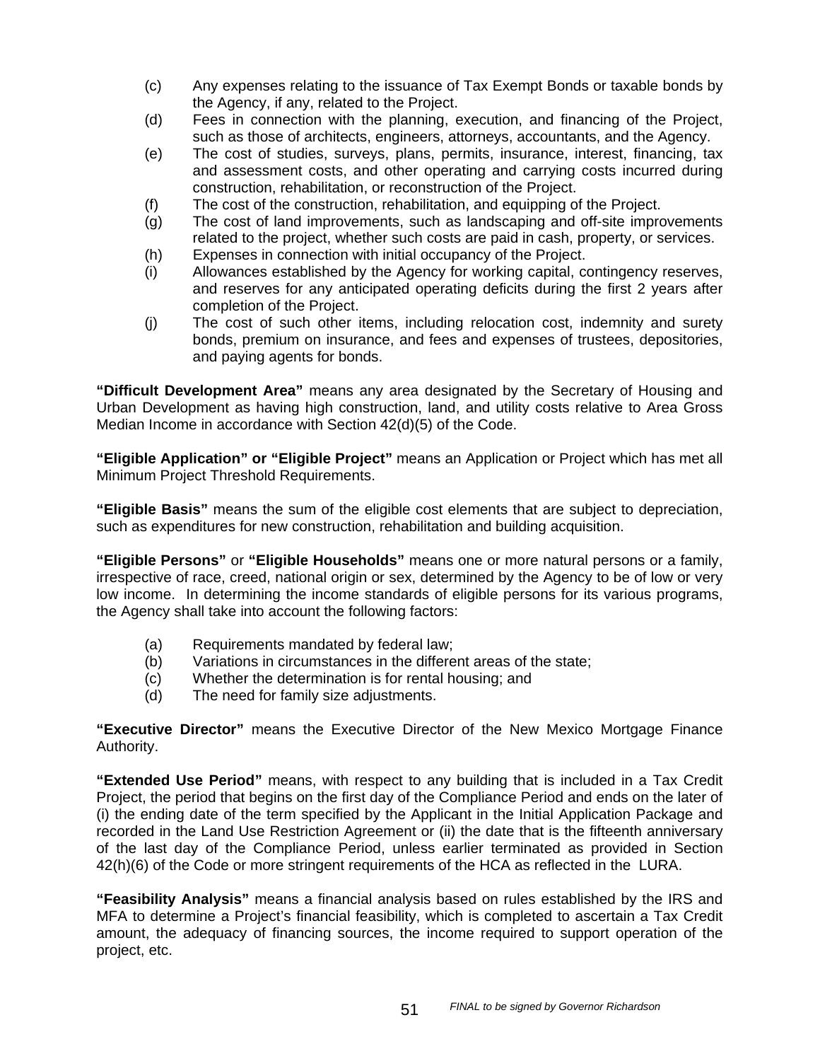(c) Any expenses relating to the issuance of Tax Exempt Bonds or taxable bonds by the Agency, if any, related to the Project.

(d) Fees in connection with the planning, execution, and financing of the Project, such as those of architects, engineers, attorneys, accountants, and the Agency.

(e) The cost of studies, surveys, plans, permits, insurance, interest, financing, tax and assessment costs, and other operating and carrying costs incurred during construction, rehabilitation, or reconstruction of the Project.

(f) The cost of the construction, rehabilitation, and equipping of the Project.

(g) The cost of land improvements, such as landscaping and off-site improvements related to the project, whether such costs are paid in cash, property, or services.

(h) Expenses in connection with initial occupancy of the Project.

(i) Allowances established by the Agency for working capital, contingency reserves, and reserves for any anticipated operating deficits during the first 2 years after completion of the Project.

(j) The cost of such other items, including relocation cost, indemnity and surety bonds, premium on insurance, and fees and expenses of trustees, depositories, and paying agents for bonds.

**"Difficult Development Area"** means any area designated by the Secretary of Housing and Urban Development as having high construction, land, and utility costs relative to Area Gross Median Income in accordance with Section 42(d)(5) of the Code.

**"Eligible Application" or "Eligible Project"** means an Application or Project which has met all Minimum Project Threshold Requirements.

**"Eligible Basis"** means the sum of the eligible cost elements that are subject to depreciation, such as expenditures for new construction, rehabilitation and building acquisition.

**"Eligible Persons"** or **"Eligible Households"** means one or more natural persons or a family, irrespective of race, creed, national origin or sex, determined by the Agency to be of low or very low income. In determining the income standards of eligible persons for its various programs, the Agency shall take into account the following factors:

(a) Requirements mandated by federal law;

(b) Variations in circumstances in the different areas of the state;

(c) Whether the determination is for rental housing; and

(d) The need for family size adjustments.

**"Executive Director"** means the Executive Director of the New Mexico Mortgage Finance Authority.

**"Extended Use Period"** means, with respect to any building that is included in a Tax Credit Project, the period that begins on the first day of the Compliance Period and ends on the later of (i) the ending date of the term specified by the Applicant in the Initial Application Package and recorded in the Land Use Restriction Agreement or (ii) the date that is the fifteenth anniversary of the last day of the Compliance Period, unless earlier terminated as provided in Section 42(h)(6) of the Code or more stringent requirements of the HCA as reflected in the LURA.

**"Feasibility Analysis"** means a financial analysis based on rules established by the IRS and MFA to determine a Project's financial feasibility, which is completed to ascertain a Tax Credit amount, the adequacy of financing sources, the income required to support operation of the project, etc.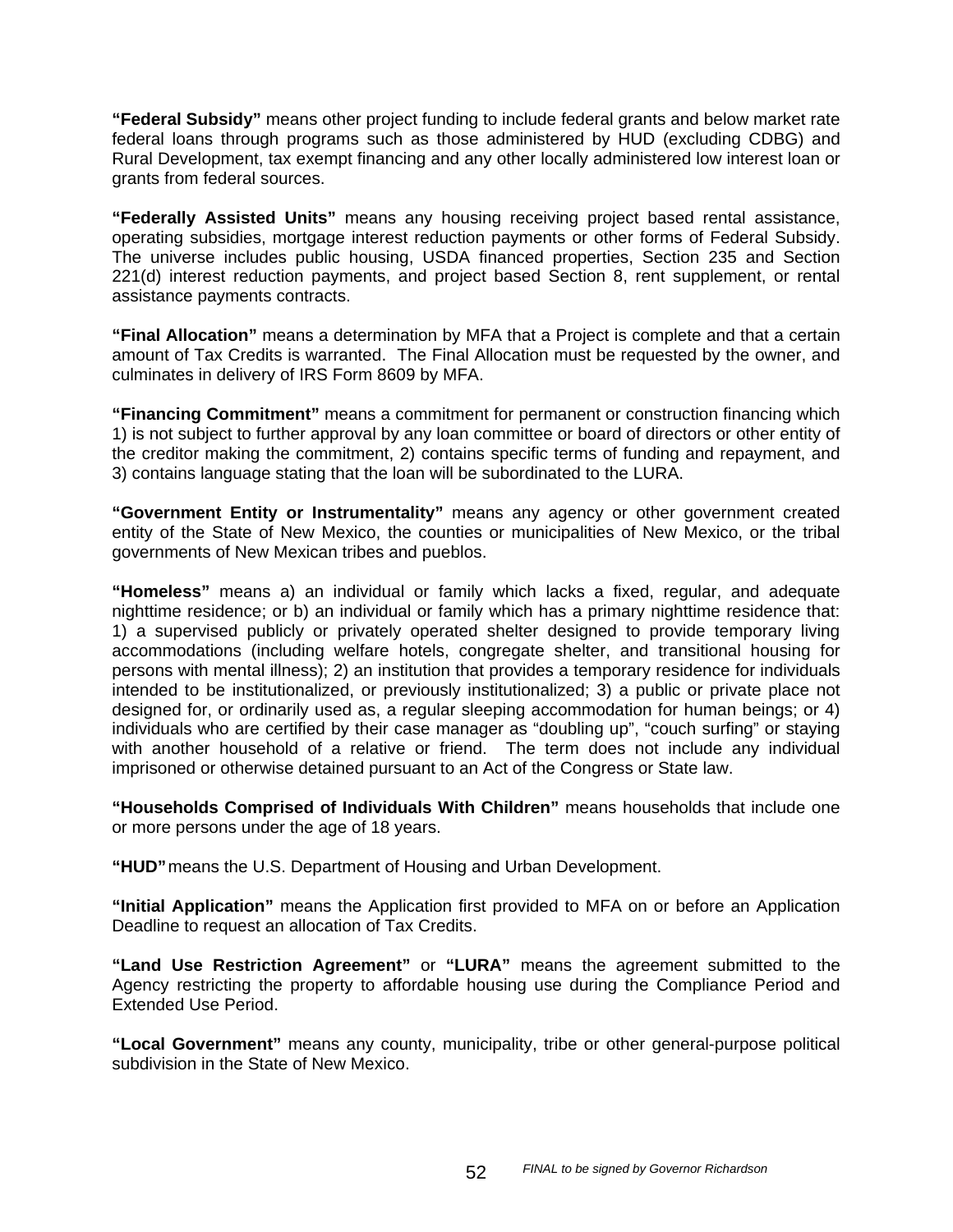**"Federal Subsidy"** means other project funding to include federal grants and below market rate federal loans through programs such as those administered by HUD (excluding CDBG) and Rural Development, tax exempt financing and any other locally administered low interest loan or grants from federal sources.

**"Federally Assisted Units"** means any housing receiving project based rental assistance, operating subsidies, mortgage interest reduction payments or other forms of Federal Subsidy. The universe includes public housing, USDA financed properties, Section 235 and Section 221(d) interest reduction payments, and project based Section 8, rent supplement, or rental assistance payments contracts.

**"Final Allocation"** means a determination by MFA that a Project is complete and that a certain amount of Tax Credits is warranted. The Final Allocation must be requested by the owner, and culminates in delivery of IRS Form 8609 by MFA.

**"Financing Commitment"** means a commitment for permanent or construction financing which 1) is not subject to further approval by any loan committee or board of directors or other entity of the creditor making the commitment, 2) contains specific terms of funding and repayment, and 3) contains language stating that the loan will be subordinated to the LURA.

**"Government Entity or Instrumentality"** means any agency or other government created entity of the State of New Mexico, the counties or municipalities of New Mexico, or the tribal governments of New Mexican tribes and pueblos.

**"Homeless"** means a) an individual or family which lacks a fixed, regular, and adequate nighttime residence; or b) an individual or family which has a primary nighttime residence that: 1) a supervised publicly or privately operated shelter designed to provide temporary living accommodations (including welfare hotels, congregate shelter, and transitional housing for persons with mental illness); 2) an institution that provides a temporary residence for individuals intended to be institutionalized, or previously institutionalized; 3) a public or private place not designed for, or ordinarily used as, a regular sleeping accommodation for human beings; or 4) individuals who are certified by their case manager as "doubling up", "couch surfing" or staying with another household of a relative or friend. The term does not include any individual imprisoned or otherwise detained pursuant to an Act of the Congress or State law.

**"Households Comprised of Individuals With Children"** means households that include one or more persons under the age of 18 years.

**"HUD"** means the U.S. Department of Housing and Urban Development.

**"Initial Application"** means the Application first provided to MFA on or before an Application Deadline to request an allocation of Tax Credits.

**"Land Use Restriction Agreement"** or **"LURA"** means the agreement submitted to the Agency restricting the property to affordable housing use during the Compliance Period and Extended Use Period.

**"Local Government"** means any county, municipality, tribe or other general-purpose political subdivision in the State of New Mexico.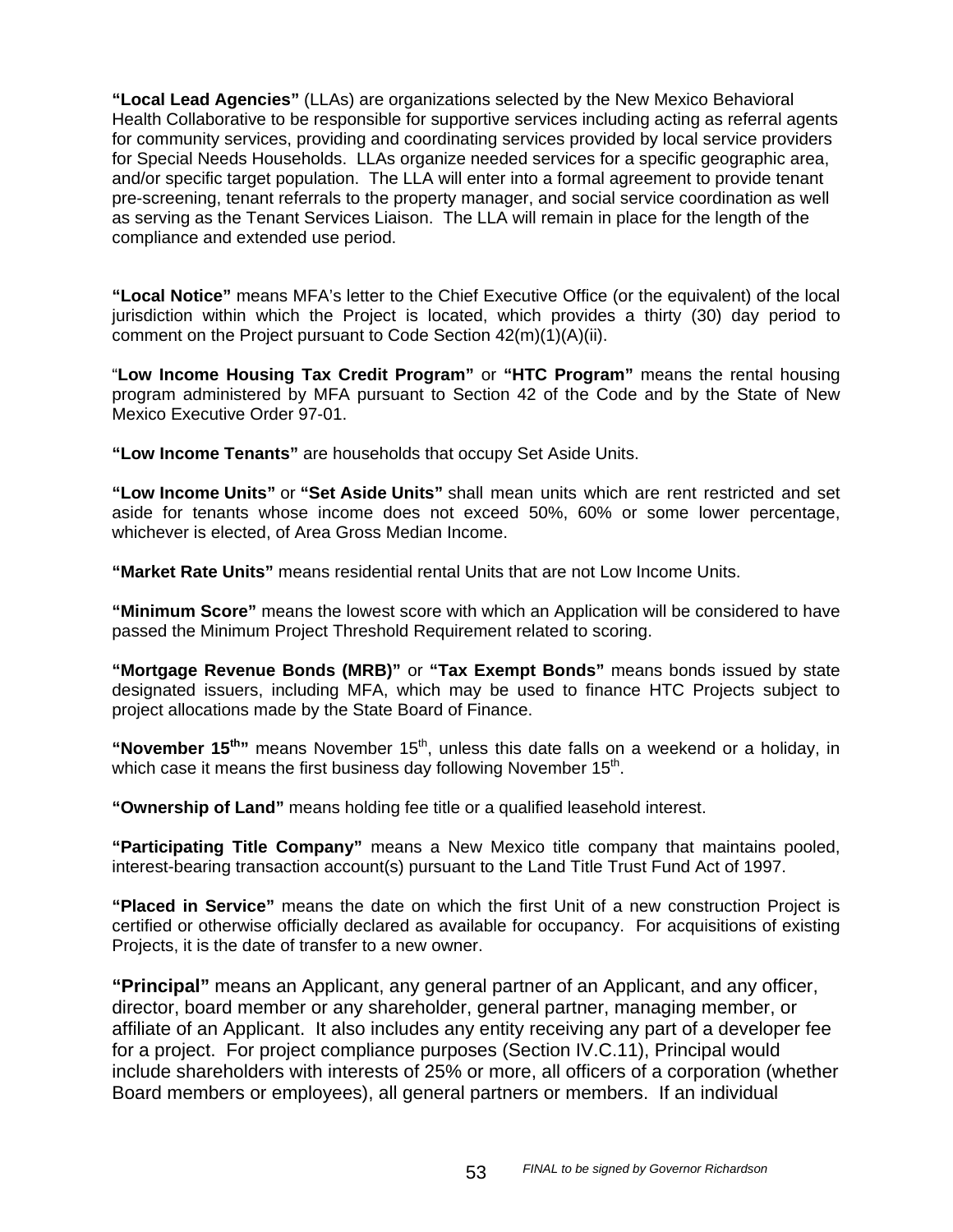**"Local Lead Agencies"** (LLAs) are organizations selected by the New Mexico Behavioral Health Collaborative to be responsible for supportive services including acting as referral agents for community services, providing and coordinating services provided by local service providers for Special Needs Households. LLAs organize needed services for a specific geographic area, and/or specific target population. The LLA will enter into a formal agreement to provide tenant pre-screening, tenant referrals to the property manager, and social service coordination as well as serving as the Tenant Services Liaison. The LLA will remain in place for the length of the compliance and extended use period.

**"Local Notice"** means MFA's letter to the Chief Executive Office (or the equivalent) of the local jurisdiction within which the Project is located, which provides a thirty (30) day period to comment on the Project pursuant to Code Section 42(m)(1)(A)(ii).

"**Low Income Housing Tax Credit Program"** or **"HTC Program"** means the rental housing program administered by MFA pursuant to Section 42 of the Code and by the State of New Mexico Executive Order 97-01.

**"Low Income Tenants"** are households that occupy Set Aside Units.

**"Low Income Units"** or **"Set Aside Units"** shall mean units which are rent restricted and set aside for tenants whose income does not exceed 50%, 60% or some lower percentage, whichever is elected, of Area Gross Median Income.

**"Market Rate Units"** means residential rental Units that are not Low Income Units.

**"Minimum Score"** means the lowest score with which an Application will be considered to have passed the Minimum Project Threshold Requirement related to scoring.

**"Mortgage Revenue Bonds (MRB)"** or **"Tax Exempt Bonds"** means bonds issued by state designated issuers, including MFA, which may be used to finance HTC Projects subject to project allocations made by the State Board of Finance.

**"November 15th"** means November 15th, unless this date falls on a weekend or a holiday, in which case it means the first business day following November 15th.

**"Ownership of Land"** means holding fee title or a qualified leasehold interest.

**"Participating Title Company"** means a New Mexico title company that maintains pooled, interest-bearing transaction account(s) pursuant to the Land Title Trust Fund Act of 1997.

**"Placed in Service"** means the date on which the first Unit of a new construction Project is certified or otherwise officially declared as available for occupancy. For acquisitions of existing Projects, it is the date of transfer to a new owner.

**"Principal"** means an Applicant, any general partner of an Applicant, and any officer, director, board member or any shareholder, general partner, managing member, or affiliate of an Applicant. It also includes any entity receiving any part of a developer fee for a project. For project compliance purposes (Section IV.C.11), Principal would include shareholders with interests of 25% or more, all officers of a corporation (whether Board members or employees), all general partners or members. If an individual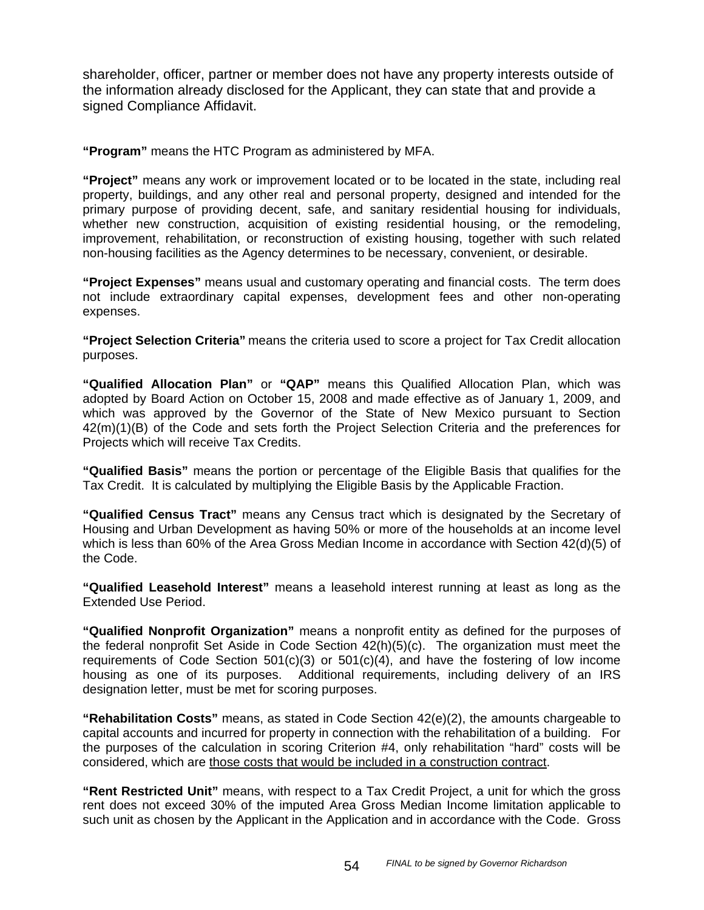shareholder, officer, partner or member does not have any property interests outside of the information already disclosed for the Applicant, they can state that and provide a signed Compliance Affidavit.

**"Program"** means the HTC Program as administered by MFA.

**"Project"** means any work or improvement located or to be located in the state, including real property, buildings, and any other real and personal property, designed and intended for the primary purpose of providing decent, safe, and sanitary residential housing for individuals, whether new construction, acquisition of existing residential housing, or the remodeling, improvement, rehabilitation, or reconstruction of existing housing, together with such related non-housing facilities as the Agency determines to be necessary, convenient, or desirable.

**"Project Expenses"** means usual and customary operating and financial costs. The term does not include extraordinary capital expenses, development fees and other non-operating expenses.

**"Project Selection Criteria"** means the criteria used to score a project for Tax Credit allocation purposes.

**"Qualified Allocation Plan"** or **"QAP"** means this Qualified Allocation Plan, which was adopted by Board Action on October 15, 2008 and made effective as of January 1, 2009, and which was approved by the Governor of the State of New Mexico pursuant to Section 42(m)(1)(B) of the Code and sets forth the Project Selection Criteria and the preferences for Projects which will receive Tax Credits.

**"Qualified Basis"** means the portion or percentage of the Eligible Basis that qualifies for the Tax Credit. It is calculated by multiplying the Eligible Basis by the Applicable Fraction.

**"Qualified Census Tract"** means any Census tract which is designated by the Secretary of Housing and Urban Development as having 50% or more of the households at an income level which is less than 60% of the Area Gross Median Income in accordance with Section 42(d)(5) of the Code.

**"Qualified Leasehold Interest"** means a leasehold interest running at least as long as the Extended Use Period.

**"Qualified Nonprofit Organization"** means a nonprofit entity as defined for the purposes of the federal nonprofit Set Aside in Code Section 42(h)(5)(c). The organization must meet the requirements of Code Section 501(c)(3) or 501(c)(4), and have the fostering of low income housing as one of its purposes. Additional requirements, including delivery of an IRS designation letter, must be met for scoring purposes.

**"Rehabilitation Costs"** means, as stated in Code Section 42(e)(2), the amounts chargeable to capital accounts and incurred for property in connection with the rehabilitation of a building. For the purposes of the calculation in scoring Criterion #4, only rehabilitation "hard" costs will be considered, which are <u>those costs that would be included in a construction contract</u>.

**"Rent Restricted Unit"** means, with respect to a Tax Credit Project, a unit for which the gross rent does not exceed 30% of the imputed Area Gross Median Income limitation applicable to such unit as chosen by the Applicant in the Application and in accordance with the Code. Gross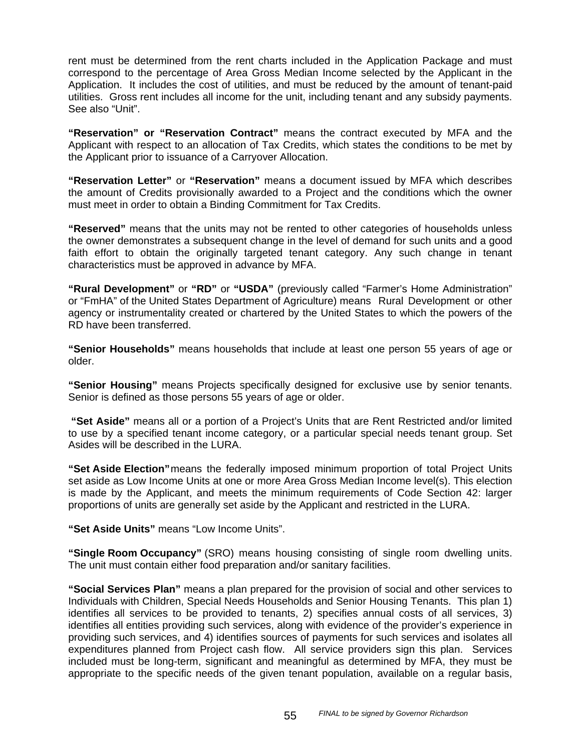rent must be determined from the rent charts included in the Application Package and must correspond to the percentage of Area Gross Median Income selected by the Applicant in the Application. It includes the cost of utilities, and must be reduced by the amount of tenant-paid utilities. Gross rent includes all income for the unit, including tenant and any subsidy payments. See also "Unit".

**"Reservation" or "Reservation Contract"** means the contract executed by MFA and the Applicant with respect to an allocation of Tax Credits, which states the conditions to be met by the Applicant prior to issuance of a Carryover Allocation.

**"Reservation Letter"** or **"Reservation"** means a document issued by MFA which describes the amount of Credits provisionally awarded to a Project and the conditions which the owner must meet in order to obtain a Binding Commitment for Tax Credits.

**"Reserved"** means that the units may not be rented to other categories of households unless the owner demonstrates a subsequent change in the level of demand for such units and a good faith effort to obtain the originally targeted tenant category. Any such change in tenant characteristics must be approved in advance by MFA.

**"Rural Development"** or **"RD"** or **"USDA"** (previously called "Farmer's Home Administration" or "FmHA" of the United States Department of Agriculture) means Rural Development or other agency or instrumentality created or chartered by the United States to which the powers of the RD have been transferred.

**"Senior Households"** means households that include at least one person 55 years of age or older.

**"Senior Housing"** means Projects specifically designed for exclusive use by senior tenants. Senior is defined as those persons 55 years of age or older.

**"Set Aside"** means all or a portion of a Project's Units that are Rent Restricted and/or limited to use by a specified tenant income category, or a particular special needs tenant group. Set Asides will be described in the LURA.

**"Set Aside Election"** means the federally imposed minimum proportion of total Project Units set aside as Low Income Units at one or more Area Gross Median Income level(s). This election is made by the Applicant, and meets the minimum requirements of Code Section 42: larger proportions of units are generally set aside by the Applicant and restricted in the LURA.

**"Set Aside Units"** means "Low Income Units".

**"Single Room Occupancy"** (SRO) means housing consisting of single room dwelling units. The unit must contain either food preparation and/or sanitary facilities.

**"Social Services Plan"** means a plan prepared for the provision of social and other services to Individuals with Children, Special Needs Households and Senior Housing Tenants. This plan 1) identifies all services to be provided to tenants, 2) specifies annual costs of all services, 3) identifies all entities providing such services, along with evidence of the provider's experience in providing such services, and 4) identifies sources of payments for such services and isolates all expenditures planned from Project cash flow. All service providers sign this plan. Services included must be long-term, significant and meaningful as determined by MFA, they must be appropriate to the specific needs of the given tenant population, available on a regular basis,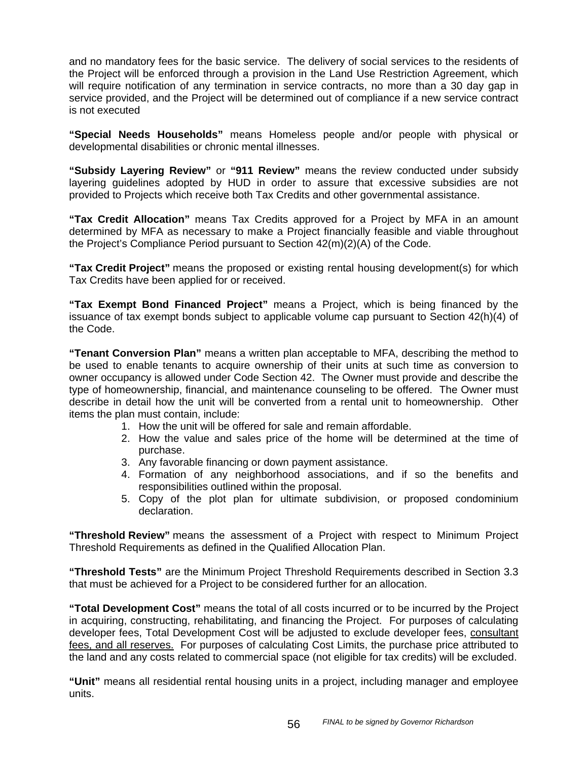and no mandatory fees for the basic service. The delivery of social services to the residents of the Project will be enforced through a provision in the Land Use Restriction Agreement, which will require notification of any termination in service contracts, no more than a 30 day gap in service provided, and the Project will be determined out of compliance if a new service contract is not executed

**"Special Needs Households"** means Homeless people and/or people with physical or developmental disabilities or chronic mental illnesses.

**"Subsidy Layering Review"** or **"911 Review"** means the review conducted under subsidy layering guidelines adopted by HUD in order to assure that excessive subsidies are not provided to Projects which receive both Tax Credits and other governmental assistance.

**"Tax Credit Allocation"** means Tax Credits approved for a Project by MFA in an amount determined by MFA as necessary to make a Project financially feasible and viable throughout the Project's Compliance Period pursuant to Section 42(m)(2)(A) of the Code.

**"Tax Credit Project"** means the proposed or existing rental housing development(s) for which Tax Credits have been applied for or received.

**"Tax Exempt Bond Financed Project"** means a Project, which is being financed by the issuance of tax exempt bonds subject to applicable volume cap pursuant to Section 42(h)(4) of the Code.

**"Tenant Conversion Plan"** means a written plan acceptable to MFA, describing the method to be used to enable tenants to acquire ownership of their units at such time as conversion to owner occupancy is allowed under Code Section 42. The Owner must provide and describe the type of homeownership, financial, and maintenance counseling to be offered. The Owner must describe in detail how the unit will be converted from a rental unit to homeownership. Other items the plan must contain, include:

1. How the unit will be offered for sale and remain affordable.
2. How the value and sales price of the home will be determined at the time of purchase.
3. Any favorable financing or down payment assistance.
4. Formation of any neighborhood associations, and if so the benefits and responsibilities outlined within the proposal.
5. Copy of the plot plan for ultimate subdivision, or proposed condominium declaration.

**"Threshold Review"** means the assessment of a Project with respect to Minimum Project Threshold Requirements as defined in the Qualified Allocation Plan.

**"Threshold Tests"** are the Minimum Project Threshold Requirements described in Section 3.3 that must be achieved for a Project to be considered further for an allocation.

**"Total Development Cost"** means the total of all costs incurred or to be incurred by the Project in acquiring, constructing, rehabilitating, and financing the Project. For purposes of calculating developer fees, Total Development Cost will be adjusted to exclude developer fees, consultant fees, and all reserves. For purposes of calculating Cost Limits, the purchase price attributed to the land and any costs related to commercial space (not eligible for tax credits) will be excluded.

**"Unit"** means all residential rental housing units in a project, including manager and employee units.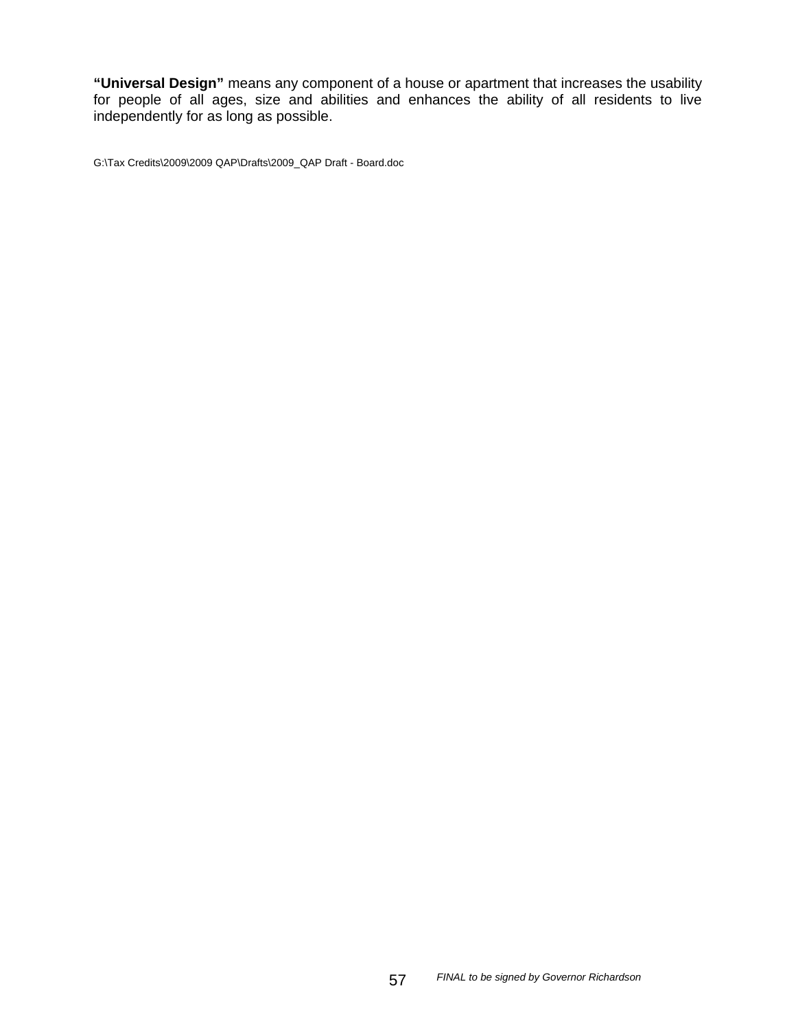**"Universal Design"** means any component of a house or apartment that increases the usability for people of all ages, size and abilities and enhances the ability of all residents to live independently for as long as possible.

G:\Tax Credits\2009\2009 QAP\Drafts\2009_QAP Draft - Board.doc